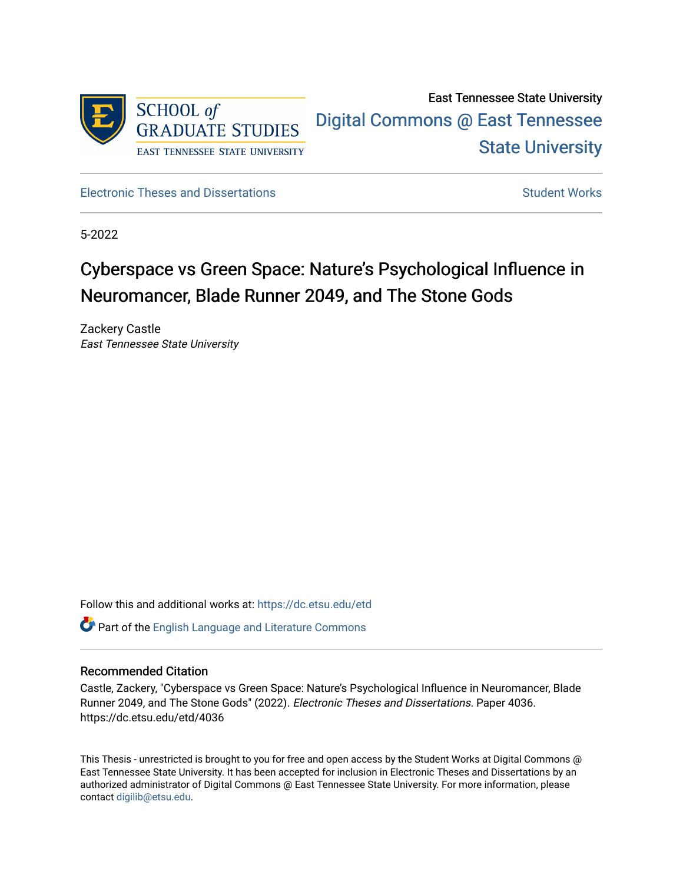SCHOOL *of* GRADUATE STUDIES
EAST TENNESSEE STATE UNIVERSITY

East Tennessee State University

Digital Commons @ East Tennessee State University

Electronic Theses and Dissertations

Student Works

5-2022

# Cyberspace vs Green Space: Nature's Psychological Influence in Neuromancer, Blade Runner 2049, and The Stone Gods

Zackery Castle
*East Tennessee State University*

Follow this and additional works at: https://dc.etsu.edu/etd

Part of the English Language and Literature Commons

## Recommended Citation

Castle, Zackery, "Cyberspace vs Green Space: Nature's Psychological Influence in Neuromancer, Blade Runner 2049, and The Stone Gods" (2022). *Electronic Theses and Dissertations.* Paper 4036. https://dc.etsu.edu/etd/4036

This Thesis - unrestricted is brought to you for free and open access by the Student Works at Digital Commons @ East Tennessee State University. It has been accepted for inclusion in Electronic Theses and Dissertations by an authorized administrator of Digital Commons @ East Tennessee State University. For more information, please contact digilib@etsu.edu.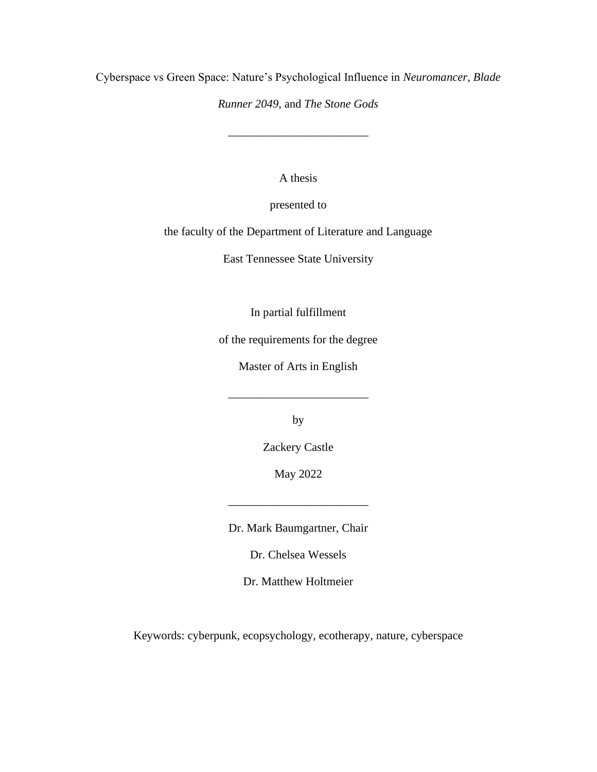# Cyberspace vs Green Space: Nature's Psychological Influence in *Neuromancer*, *Blade Runner 2049*, and *The Stone Gods*

________________________

A thesis

presented to

the faculty of the Department of Literature and Language

East Tennessee State University

In partial fulfillment

of the requirements for the degree

Master of Arts in English

________________________

by

Zackery Castle

May 2022

________________________

Dr. Mark Baumgartner, Chair

Dr. Chelsea Wessels

Dr. Matthew Holtmeier

Keywords: cyberpunk, ecopsychology, ecotherapy, nature, cyberspace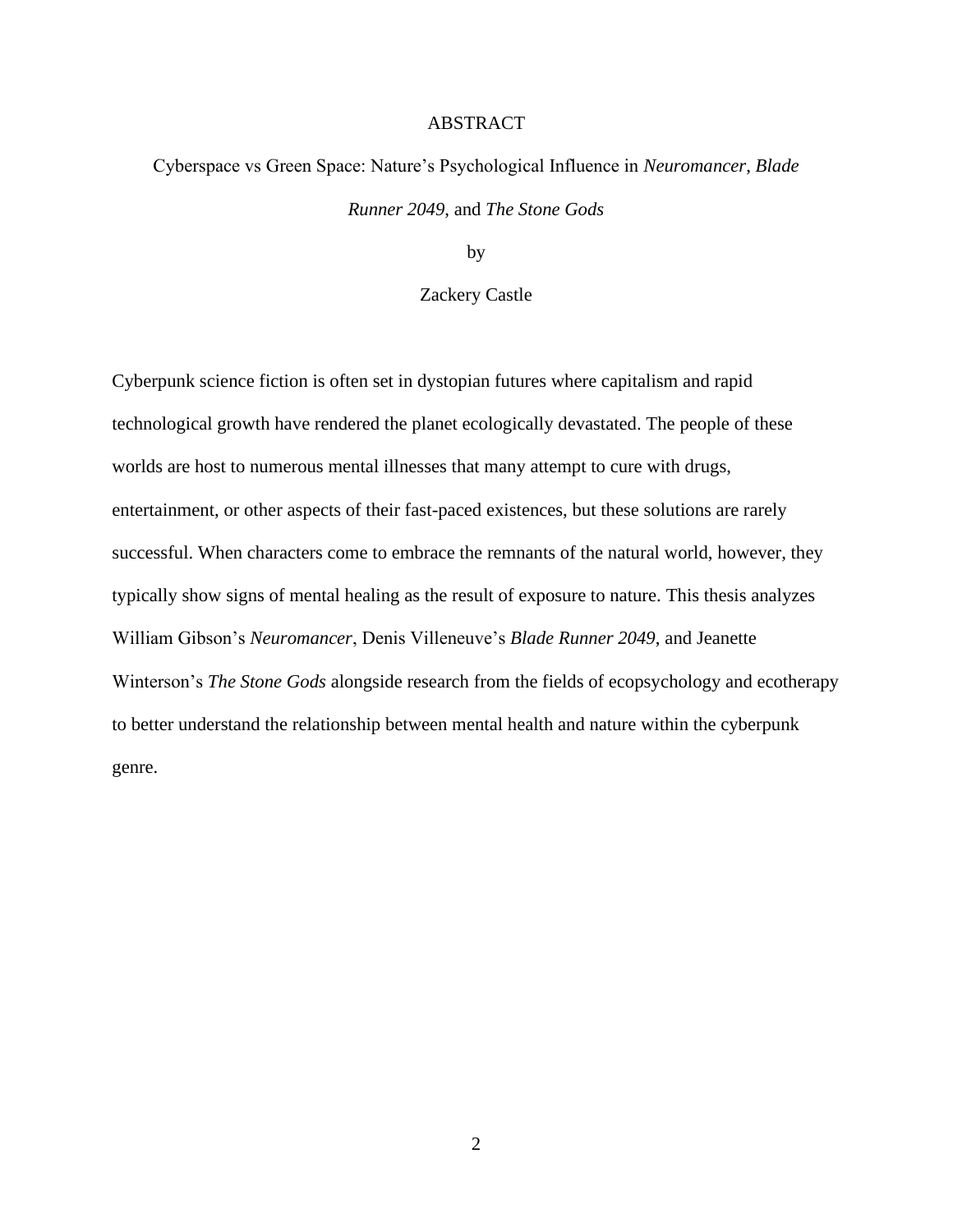# ABSTRACT

Cyberspace vs Green Space: Nature's Psychological Influence in *Neuromancer*, *Blade Runner 2049*, and *The Stone Gods*

by

Zackery Castle

Cyberpunk science fiction is often set in dystopian futures where capitalism and rapid technological growth have rendered the planet ecologically devastated. The people of these worlds are host to numerous mental illnesses that many attempt to cure with drugs, entertainment, or other aspects of their fast-paced existences, but these solutions are rarely successful. When characters come to embrace the remnants of the natural world, however, they typically show signs of mental healing as the result of exposure to nature. This thesis analyzes William Gibson's *Neuromancer*, Denis Villeneuve's *Blade Runner 2049*, and Jeanette Winterson's *The Stone Gods* alongside research from the fields of ecopsychology and ecotherapy to better understand the relationship between mental health and nature within the cyberpunk genre.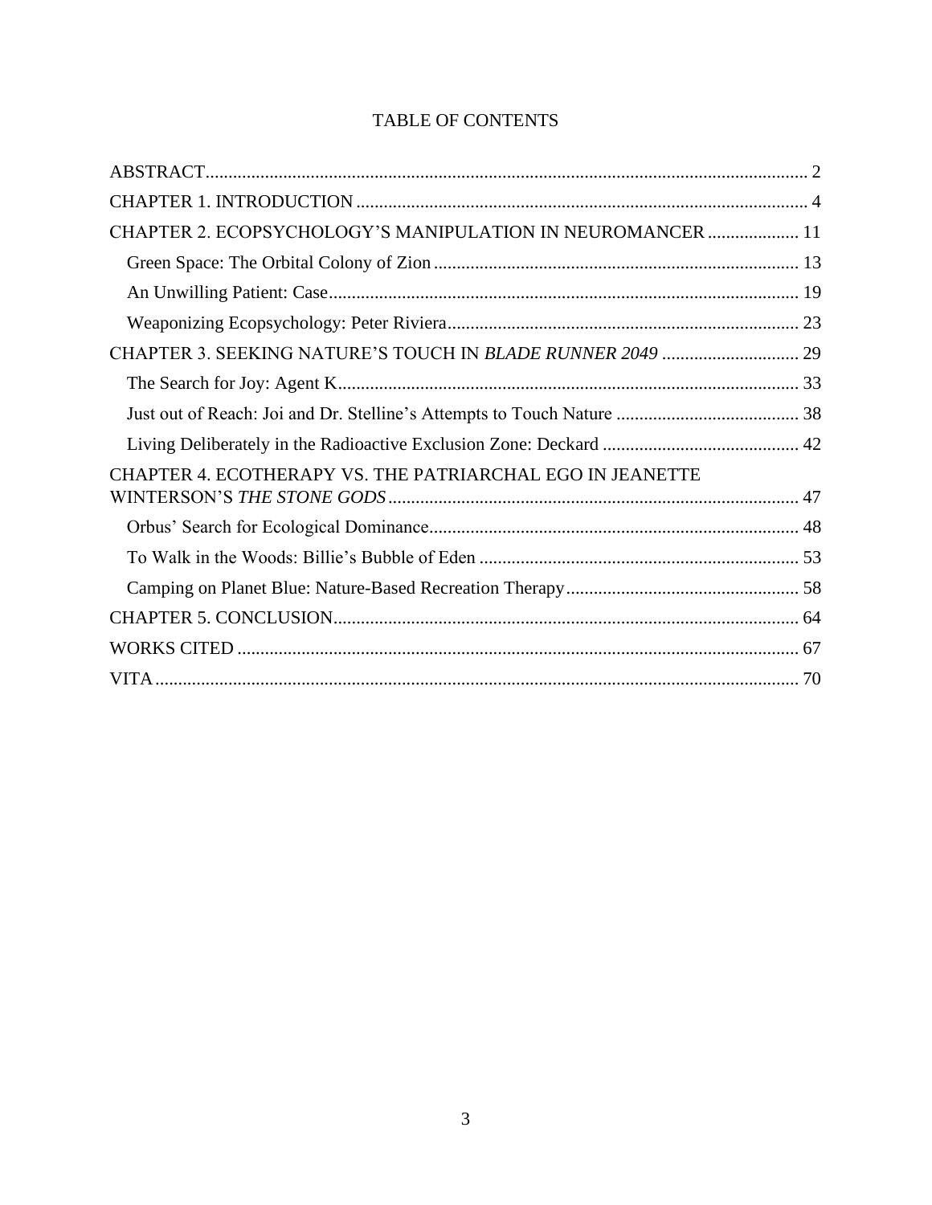# TABLE OF CONTENTS

ABSTRACT .......... 2

CHAPTER 1. INTRODUCTION .......... 4

CHAPTER 2. ECOPSYCHOLOGY'S MANIPULATION IN NEUROMANCER .......... 11

- Green Space: The Orbital Colony of Zion .......... 13
- An Unwilling Patient: Case .......... 19
- Weaponizing Ecopsychology: Peter Riviera .......... 23

CHAPTER 3. SEEKING NATURE'S TOUCH IN *BLADE RUNNER 2049* .......... 29

- The Search for Joy: Agent K .......... 33
- Just out of Reach: Joi and Dr. Stelline's Attempts to Touch Nature .......... 38
- Living Deliberately in the Radioactive Exclusion Zone: Deckard .......... 42

CHAPTER 4. ECOTHERAPY VS. THE PATRIARCHAL EGO IN JEANETTE WINTERSON'S *THE STONE GODS* .......... 47

- Orbus' Search for Ecological Dominance .......... 48
- To Walk in the Woods: Billie's Bubble of Eden .......... 53
- Camping on Planet Blue: Nature-Based Recreation Therapy .......... 58

CHAPTER 5. CONCLUSION .......... 64

WORKS CITED .......... 67

VITA .......... 70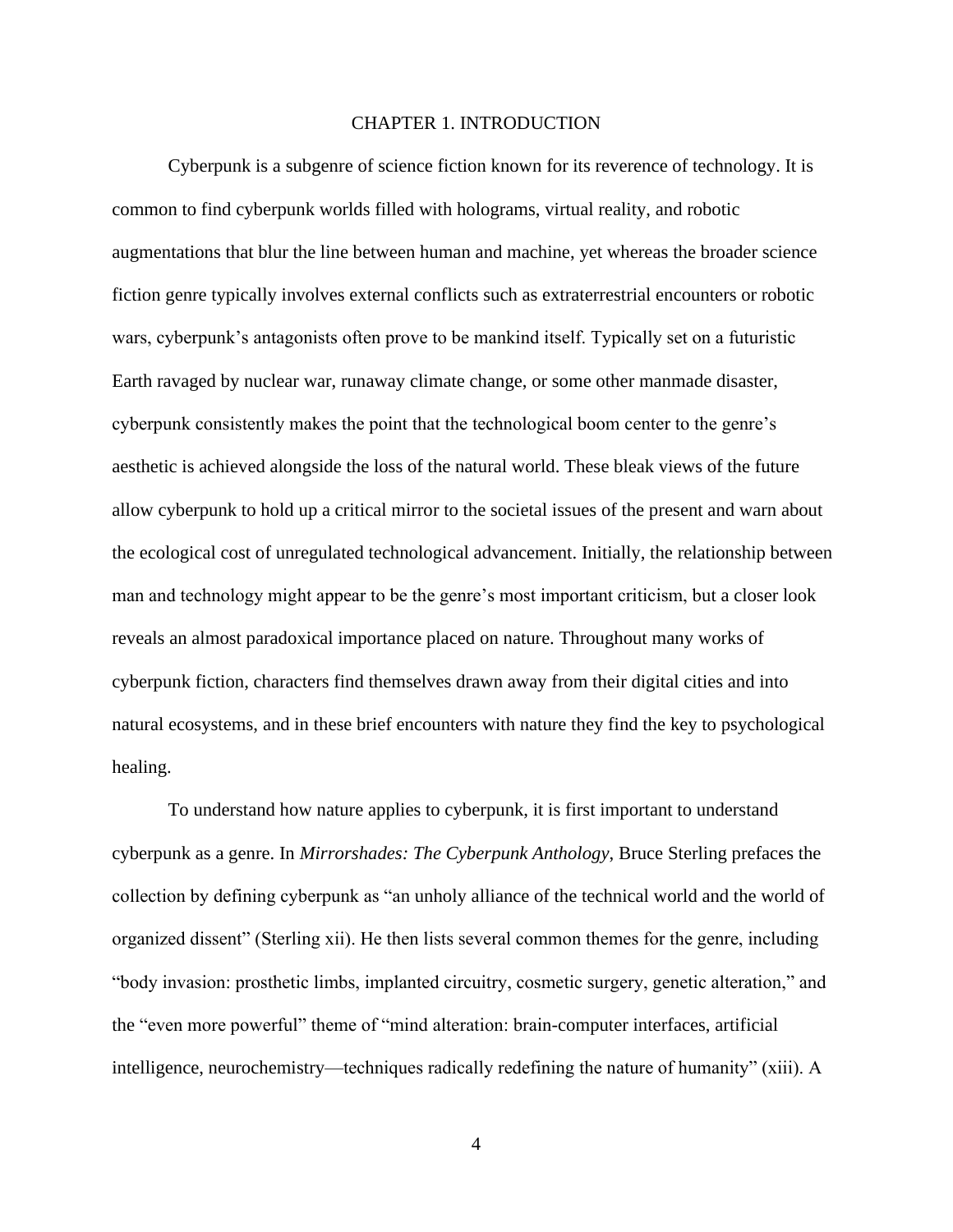# CHAPTER 1. INTRODUCTION

Cyberpunk is a subgenre of science fiction known for its reverence of technology. It is common to find cyberpunk worlds filled with holograms, virtual reality, and robotic augmentations that blur the line between human and machine, yet whereas the broader science fiction genre typically involves external conflicts such as extraterrestrial encounters or robotic wars, cyberpunk's antagonists often prove to be mankind itself. Typically set on a futuristic Earth ravaged by nuclear war, runaway climate change, or some other manmade disaster, cyberpunk consistently makes the point that the technological boom center to the genre's aesthetic is achieved alongside the loss of the natural world. These bleak views of the future allow cyberpunk to hold up a critical mirror to the societal issues of the present and warn about the ecological cost of unregulated technological advancement. Initially, the relationship between man and technology might appear to be the genre's most important criticism, but a closer look reveals an almost paradoxical importance placed on nature. Throughout many works of cyberpunk fiction, characters find themselves drawn away from their digital cities and into natural ecosystems, and in these brief encounters with nature they find the key to psychological healing.

To understand how nature applies to cyberpunk, it is first important to understand cyberpunk as a genre. In *Mirrorshades: The Cyberpunk Anthology*, Bruce Sterling prefaces the collection by defining cyberpunk as "an unholy alliance of the technical world and the world of organized dissent" (Sterling xii). He then lists several common themes for the genre, including "body invasion: prosthetic limbs, implanted circuitry, cosmetic surgery, genetic alteration," and the "even more powerful" theme of "mind alteration: brain-computer interfaces, artificial intelligence, neurochemistry—techniques radically redefining the nature of humanity" (xiii). A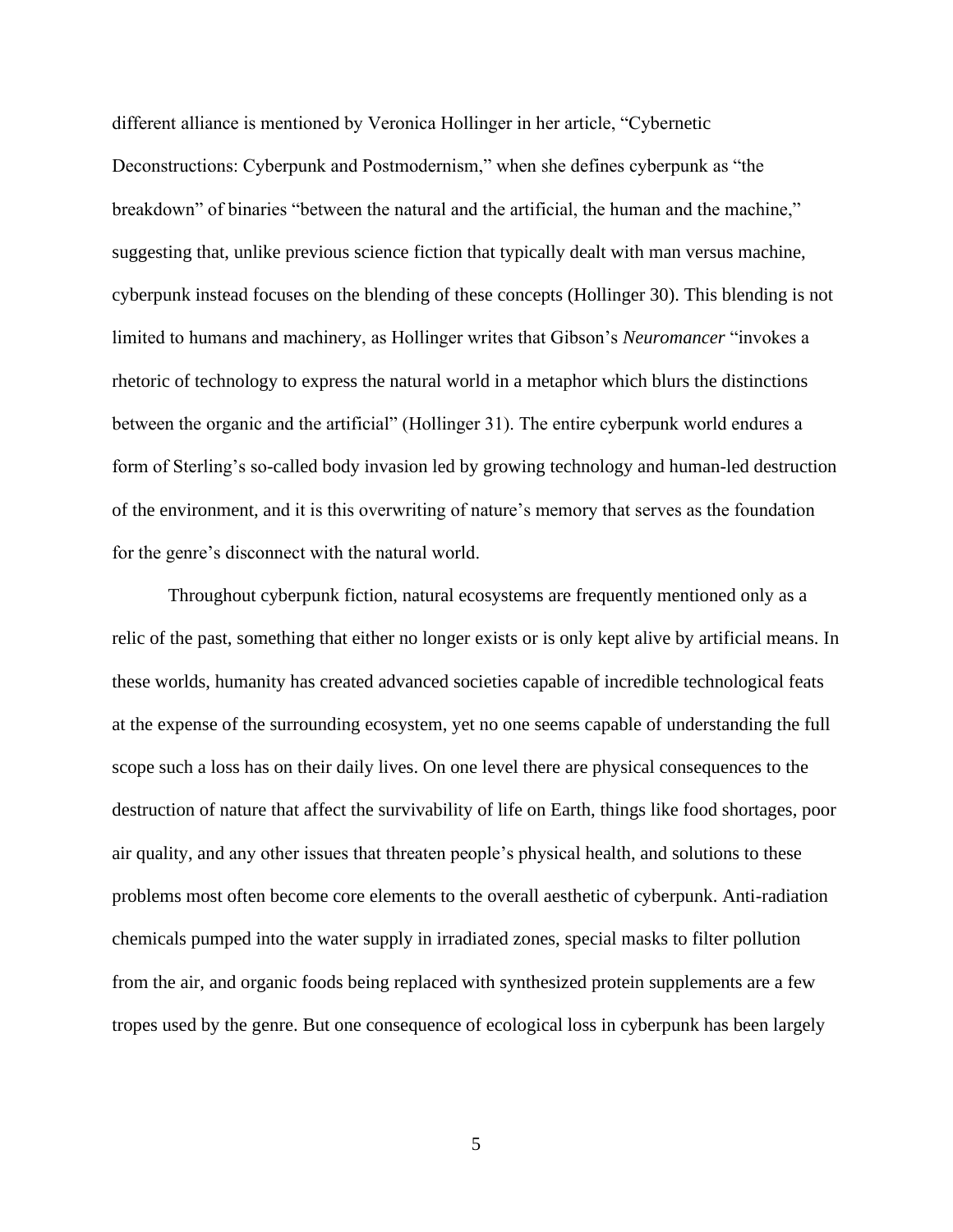different alliance is mentioned by Veronica Hollinger in her article, "Cybernetic Deconstructions: Cyberpunk and Postmodernism," when she defines cyberpunk as "the breakdown" of binaries "between the natural and the artificial, the human and the machine," suggesting that, unlike previous science fiction that typically dealt with man versus machine, cyberpunk instead focuses on the blending of these concepts (Hollinger 30). This blending is not limited to humans and machinery, as Hollinger writes that Gibson's *Neuromancer* "invokes a rhetoric of technology to express the natural world in a metaphor which blurs the distinctions between the organic and the artificial" (Hollinger 31). The entire cyberpunk world endures a form of Sterling's so-called body invasion led by growing technology and human-led destruction of the environment, and it is this overwriting of nature's memory that serves as the foundation for the genre's disconnect with the natural world.

Throughout cyberpunk fiction, natural ecosystems are frequently mentioned only as a relic of the past, something that either no longer exists or is only kept alive by artificial means. In these worlds, humanity has created advanced societies capable of incredible technological feats at the expense of the surrounding ecosystem, yet no one seems capable of understanding the full scope such a loss has on their daily lives. On one level there are physical consequences to the destruction of nature that affect the survivability of life on Earth, things like food shortages, poor air quality, and any other issues that threaten people's physical health, and solutions to these problems most often become core elements to the overall aesthetic of cyberpunk. Anti-radiation chemicals pumped into the water supply in irradiated zones, special masks to filter pollution from the air, and organic foods being replaced with synthesized protein supplements are a few tropes used by the genre. But one consequence of ecological loss in cyberpunk has been largely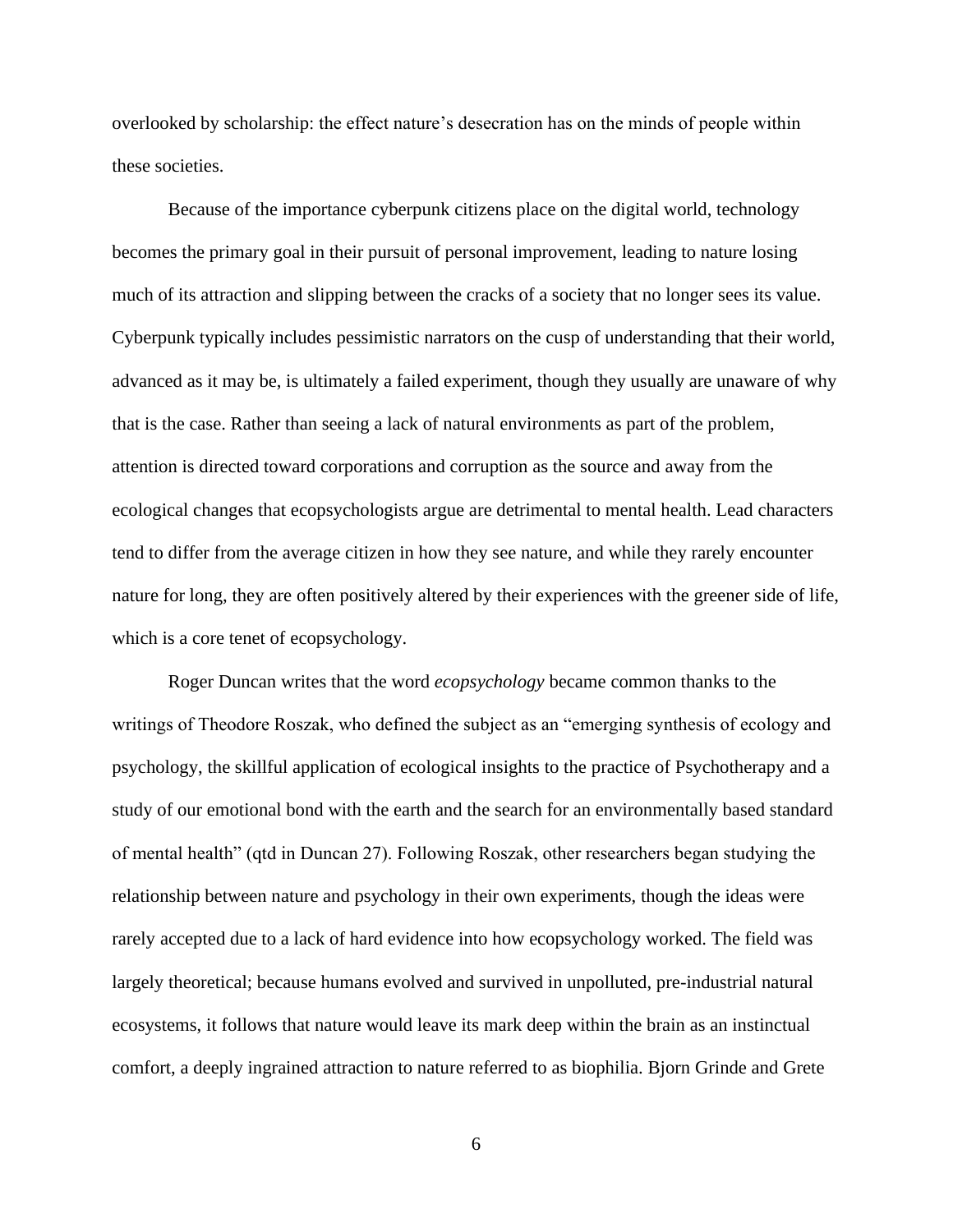overlooked by scholarship: the effect nature's desecration has on the minds of people within these societies.

Because of the importance cyberpunk citizens place on the digital world, technology becomes the primary goal in their pursuit of personal improvement, leading to nature losing much of its attraction and slipping between the cracks of a society that no longer sees its value. Cyberpunk typically includes pessimistic narrators on the cusp of understanding that their world, advanced as it may be, is ultimately a failed experiment, though they usually are unaware of why that is the case. Rather than seeing a lack of natural environments as part of the problem, attention is directed toward corporations and corruption as the source and away from the ecological changes that ecopsychologists argue are detrimental to mental health. Lead characters tend to differ from the average citizen in how they see nature, and while they rarely encounter nature for long, they are often positively altered by their experiences with the greener side of life, which is a core tenet of ecopsychology.

Roger Duncan writes that the word *ecopsychology* became common thanks to the writings of Theodore Roszak, who defined the subject as an "emerging synthesis of ecology and psychology, the skillful application of ecological insights to the practice of Psychotherapy and a study of our emotional bond with the earth and the search for an environmentally based standard of mental health" (qtd in Duncan 27). Following Roszak, other researchers began studying the relationship between nature and psychology in their own experiments, though the ideas were rarely accepted due to a lack of hard evidence into how ecopsychology worked. The field was largely theoretical; because humans evolved and survived in unpolluted, pre-industrial natural ecosystems, it follows that nature would leave its mark deep within the brain as an instinctual comfort, a deeply ingrained attraction to nature referred to as biophilia. Bjorn Grinde and Grete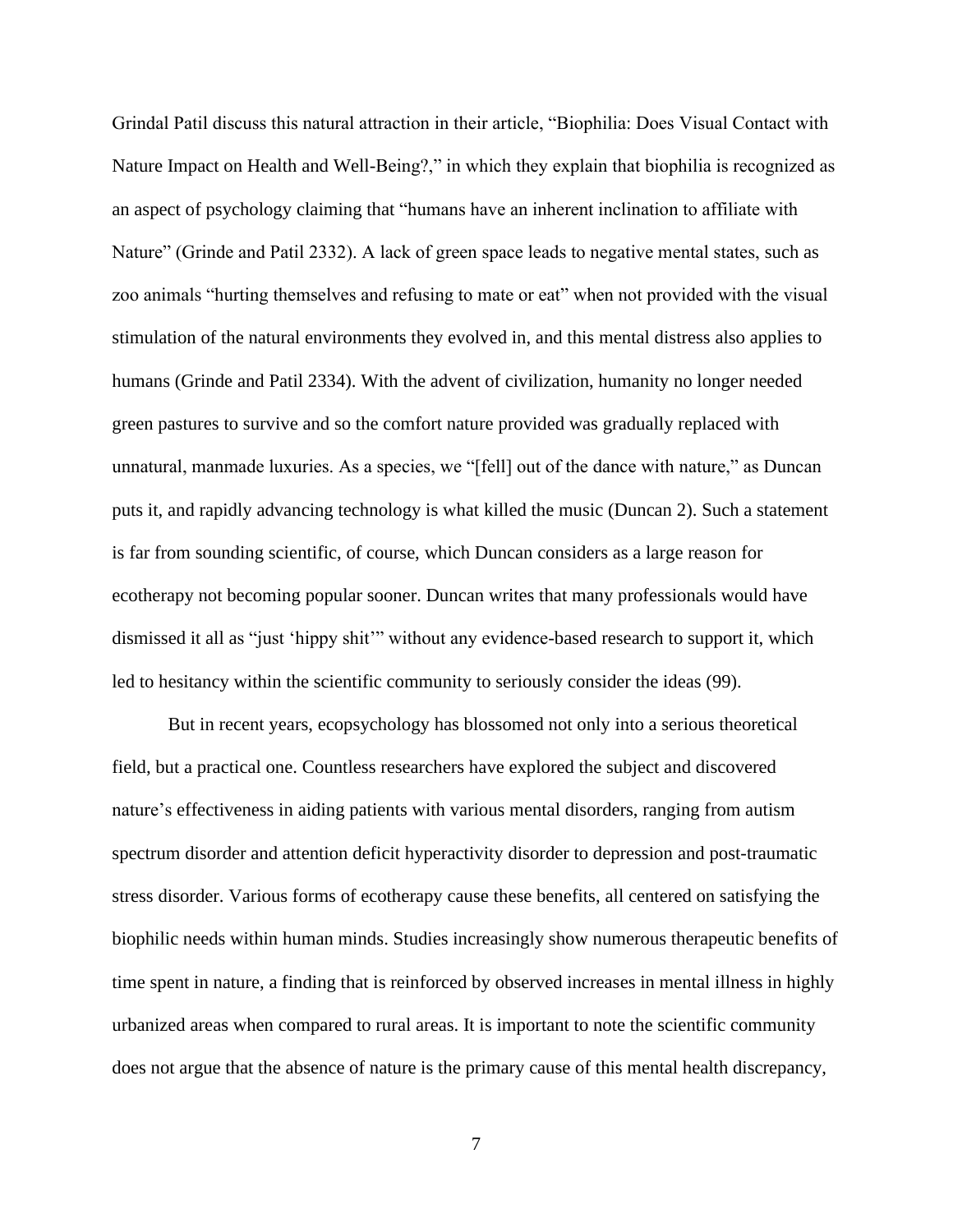Grindal Patil discuss this natural attraction in their article, "Biophilia: Does Visual Contact with Nature Impact on Health and Well-Being?," in which they explain that biophilia is recognized as an aspect of psychology claiming that "humans have an inherent inclination to affiliate with Nature" (Grinde and Patil 2332). A lack of green space leads to negative mental states, such as zoo animals "hurting themselves and refusing to mate or eat" when not provided with the visual stimulation of the natural environments they evolved in, and this mental distress also applies to humans (Grinde and Patil 2334). With the advent of civilization, humanity no longer needed green pastures to survive and so the comfort nature provided was gradually replaced with unnatural, manmade luxuries. As a species, we "[fell] out of the dance with nature," as Duncan puts it, and rapidly advancing technology is what killed the music (Duncan 2). Such a statement is far from sounding scientific, of course, which Duncan considers as a large reason for ecotherapy not becoming popular sooner. Duncan writes that many professionals would have dismissed it all as "just 'hippy shit'" without any evidence-based research to support it, which led to hesitancy within the scientific community to seriously consider the ideas (99).

But in recent years, ecopsychology has blossomed not only into a serious theoretical field, but a practical one. Countless researchers have explored the subject and discovered nature's effectiveness in aiding patients with various mental disorders, ranging from autism spectrum disorder and attention deficit hyperactivity disorder to depression and post-traumatic stress disorder. Various forms of ecotherapy cause these benefits, all centered on satisfying the biophilic needs within human minds. Studies increasingly show numerous therapeutic benefits of time spent in nature, a finding that is reinforced by observed increases in mental illness in highly urbanized areas when compared to rural areas. It is important to note the scientific community does not argue that the absence of nature is the primary cause of this mental health discrepancy,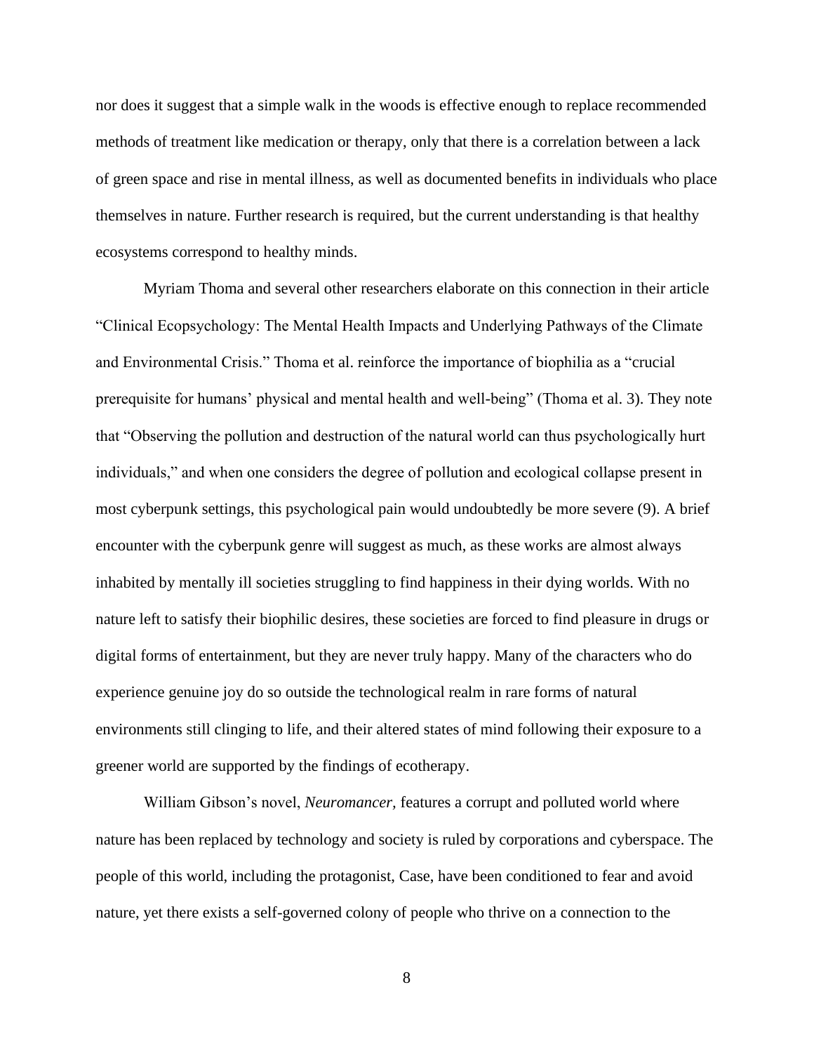nor does it suggest that a simple walk in the woods is effective enough to replace recommended methods of treatment like medication or therapy, only that there is a correlation between a lack of green space and rise in mental illness, as well as documented benefits in individuals who place themselves in nature. Further research is required, but the current understanding is that healthy ecosystems correspond to healthy minds.

Myriam Thoma and several other researchers elaborate on this connection in their article "Clinical Ecopsychology: The Mental Health Impacts and Underlying Pathways of the Climate and Environmental Crisis." Thoma et al. reinforce the importance of biophilia as a "crucial prerequisite for humans' physical and mental health and well-being" (Thoma et al. 3). They note that "Observing the pollution and destruction of the natural world can thus psychologically hurt individuals," and when one considers the degree of pollution and ecological collapse present in most cyberpunk settings, this psychological pain would undoubtedly be more severe (9). A brief encounter with the cyberpunk genre will suggest as much, as these works are almost always inhabited by mentally ill societies struggling to find happiness in their dying worlds. With no nature left to satisfy their biophilic desires, these societies are forced to find pleasure in drugs or digital forms of entertainment, but they are never truly happy. Many of the characters who do experience genuine joy do so outside the technological realm in rare forms of natural environments still clinging to life, and their altered states of mind following their exposure to a greener world are supported by the findings of ecotherapy.

William Gibson's novel, *Neuromancer*, features a corrupt and polluted world where nature has been replaced by technology and society is ruled by corporations and cyberspace. The people of this world, including the protagonist, Case, have been conditioned to fear and avoid nature, yet there exists a self-governed colony of people who thrive on a connection to the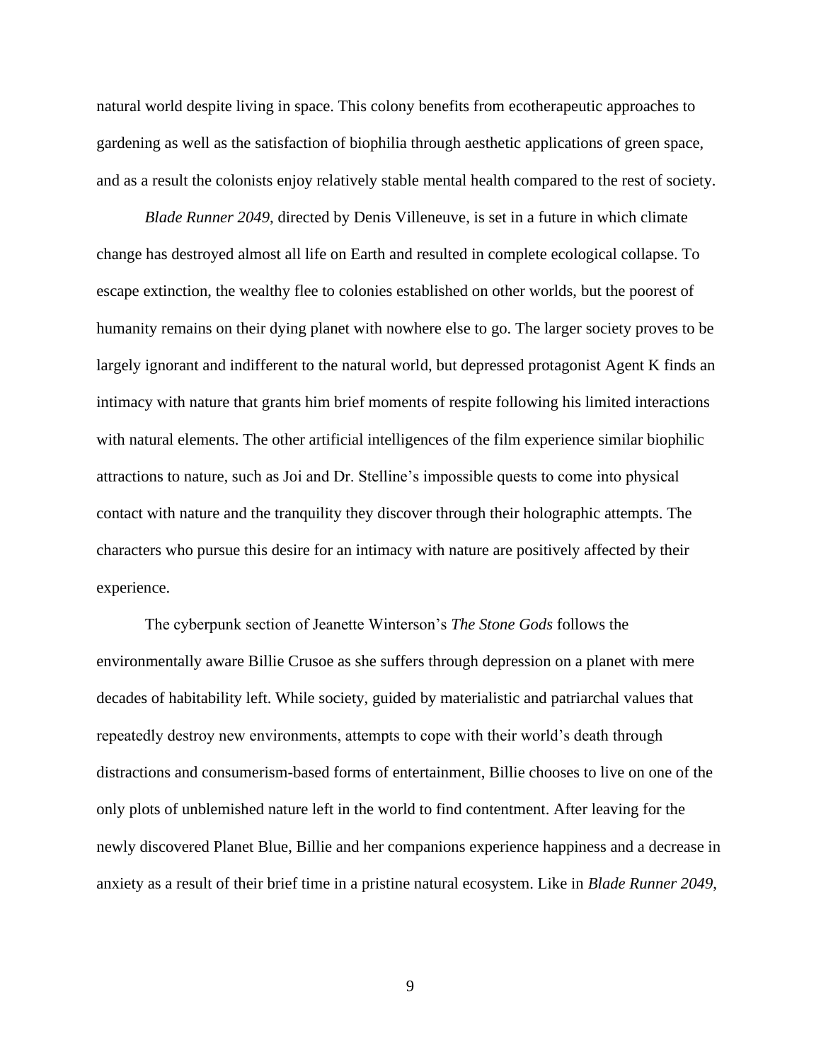natural world despite living in space. This colony benefits from ecotherapeutic approaches to gardening as well as the satisfaction of biophilia through aesthetic applications of green space, and as a result the colonists enjoy relatively stable mental health compared to the rest of society.

*Blade Runner 2049*, directed by Denis Villeneuve, is set in a future in which climate change has destroyed almost all life on Earth and resulted in complete ecological collapse. To escape extinction, the wealthy flee to colonies established on other worlds, but the poorest of humanity remains on their dying planet with nowhere else to go. The larger society proves to be largely ignorant and indifferent to the natural world, but depressed protagonist Agent K finds an intimacy with nature that grants him brief moments of respite following his limited interactions with natural elements. The other artificial intelligences of the film experience similar biophilic attractions to nature, such as Joi and Dr. Stelline's impossible quests to come into physical contact with nature and the tranquility they discover through their holographic attempts. The characters who pursue this desire for an intimacy with nature are positively affected by their experience.

The cyberpunk section of Jeanette Winterson's *The Stone Gods* follows the environmentally aware Billie Crusoe as she suffers through depression on a planet with mere decades of habitability left. While society, guided by materialistic and patriarchal values that repeatedly destroy new environments, attempts to cope with their world's death through distractions and consumerism-based forms of entertainment, Billie chooses to live on one of the only plots of unblemished nature left in the world to find contentment. After leaving for the newly discovered Planet Blue, Billie and her companions experience happiness and a decrease in anxiety as a result of their brief time in a pristine natural ecosystem. Like in *Blade Runner 2049*,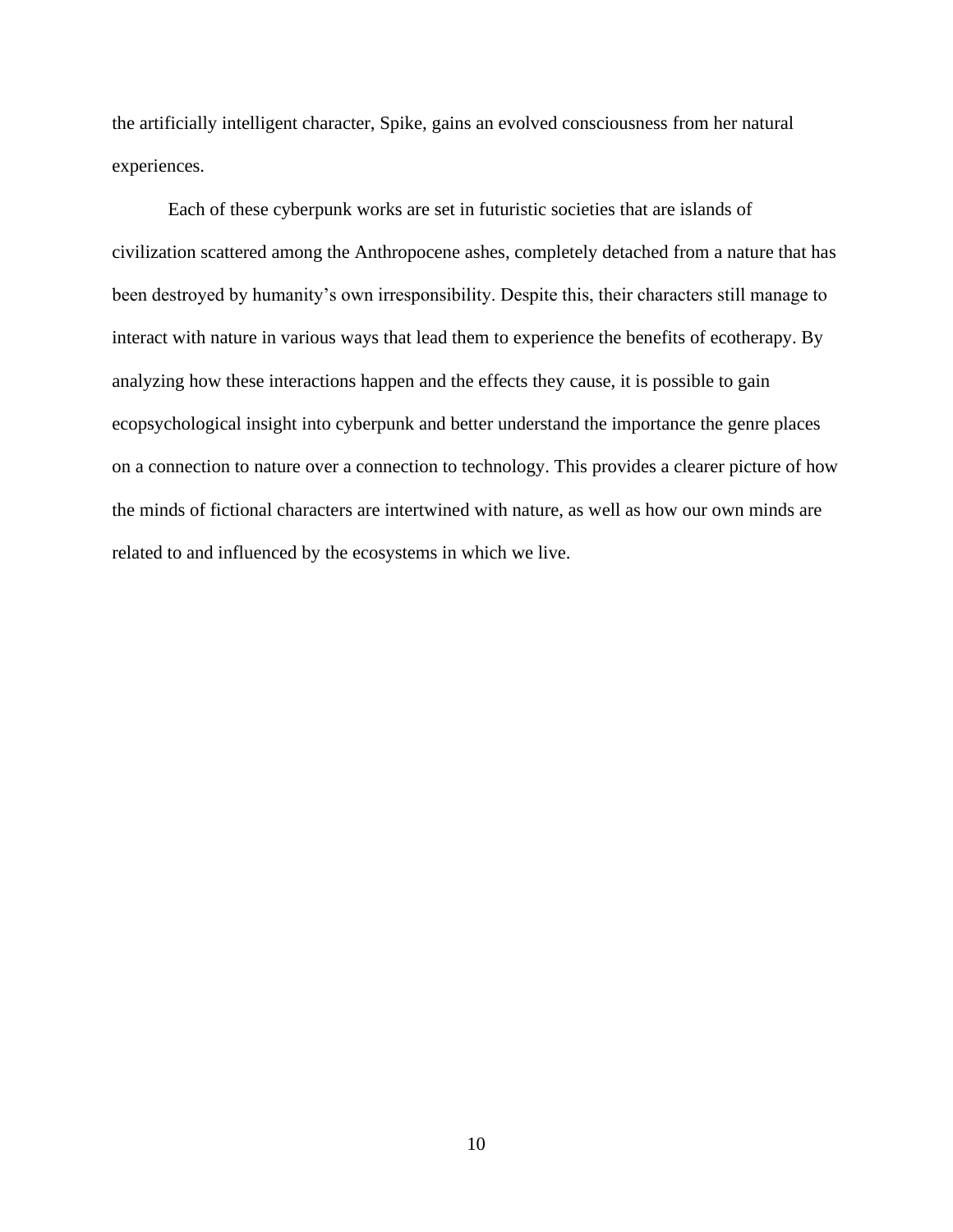the artificially intelligent character, Spike, gains an evolved consciousness from her natural experiences.

Each of these cyberpunk works are set in futuristic societies that are islands of civilization scattered among the Anthropocene ashes, completely detached from a nature that has been destroyed by humanity's own irresponsibility. Despite this, their characters still manage to interact with nature in various ways that lead them to experience the benefits of ecotherapy. By analyzing how these interactions happen and the effects they cause, it is possible to gain ecopsychological insight into cyberpunk and better understand the importance the genre places on a connection to nature over a connection to technology. This provides a clearer picture of how the minds of fictional characters are intertwined with nature, as well as how our own minds are related to and influenced by the ecosystems in which we live.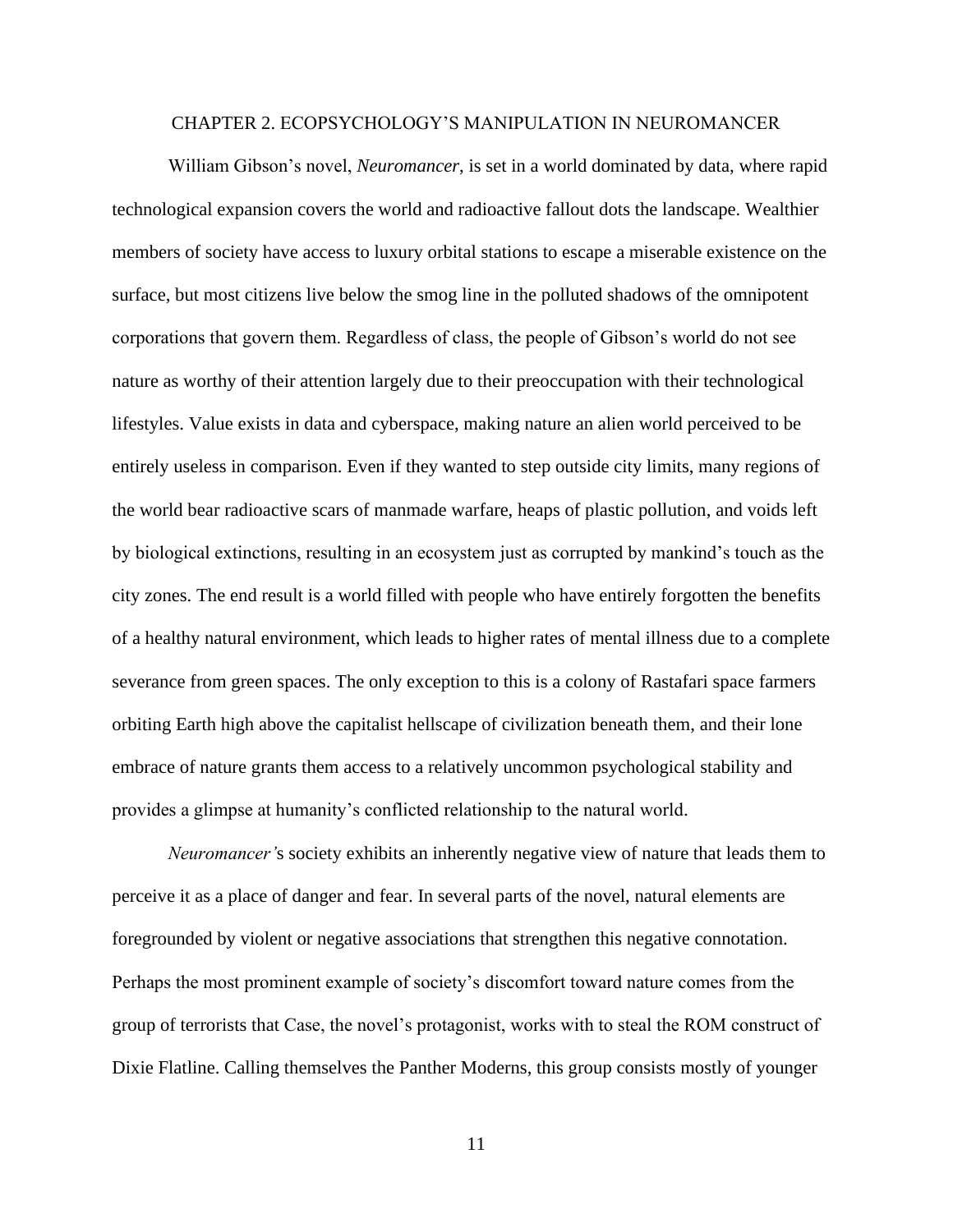# CHAPTER 2. ECOPSYCHOLOGY'S MANIPULATION IN NEUROMANCER

William Gibson's novel, *Neuromancer*, is set in a world dominated by data, where rapid technological expansion covers the world and radioactive fallout dots the landscape. Wealthier members of society have access to luxury orbital stations to escape a miserable existence on the surface, but most citizens live below the smog line in the polluted shadows of the omnipotent corporations that govern them. Regardless of class, the people of Gibson's world do not see nature as worthy of their attention largely due to their preoccupation with their technological lifestyles. Value exists in data and cyberspace, making nature an alien world perceived to be entirely useless in comparison. Even if they wanted to step outside city limits, many regions of the world bear radioactive scars of manmade warfare, heaps of plastic pollution, and voids left by biological extinctions, resulting in an ecosystem just as corrupted by mankind's touch as the city zones. The end result is a world filled with people who have entirely forgotten the benefits of a healthy natural environment, which leads to higher rates of mental illness due to a complete severance from green spaces. The only exception to this is a colony of Rastafari space farmers orbiting Earth high above the capitalist hellscape of civilization beneath them, and their lone embrace of nature grants them access to a relatively uncommon psychological stability and provides a glimpse at humanity's conflicted relationship to the natural world.

*Neuromancer's* society exhibits an inherently negative view of nature that leads them to perceive it as a place of danger and fear. In several parts of the novel, natural elements are foregrounded by violent or negative associations that strengthen this negative connotation. Perhaps the most prominent example of society's discomfort toward nature comes from the group of terrorists that Case, the novel's protagonist, works with to steal the ROM construct of Dixie Flatline. Calling themselves the Panther Moderns, this group consists mostly of younger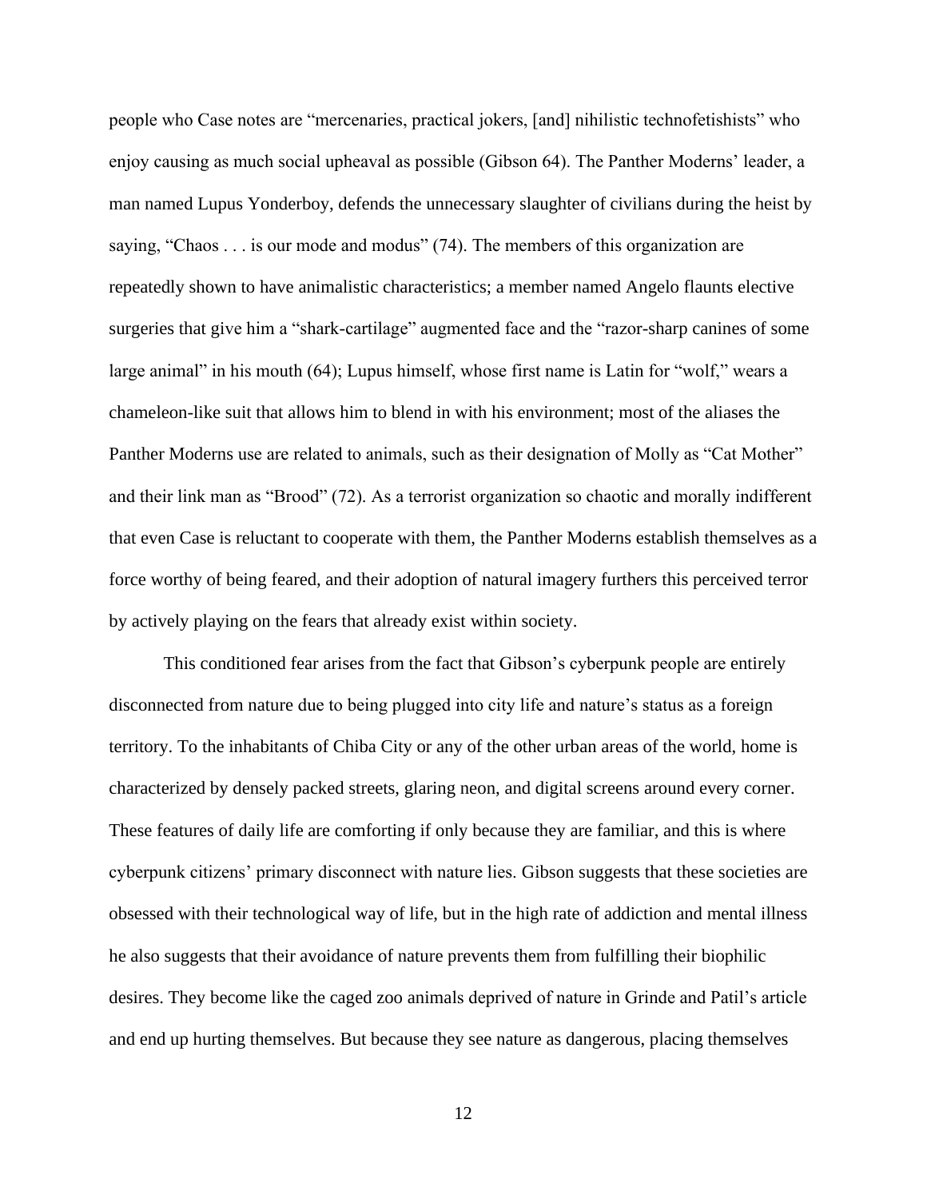people who Case notes are "mercenaries, practical jokers, [and] nihilistic technofetishists" who enjoy causing as much social upheaval as possible (Gibson 64). The Panther Moderns' leader, a man named Lupus Yonderboy, defends the unnecessary slaughter of civilians during the heist by saying, "Chaos . . . is our mode and modus" (74). The members of this organization are repeatedly shown to have animalistic characteristics; a member named Angelo flaunts elective surgeries that give him a "shark-cartilage" augmented face and the "razor-sharp canines of some large animal" in his mouth (64); Lupus himself, whose first name is Latin for "wolf," wears a chameleon-like suit that allows him to blend in with his environment; most of the aliases the Panther Moderns use are related to animals, such as their designation of Molly as "Cat Mother" and their link man as "Brood" (72). As a terrorist organization so chaotic and morally indifferent that even Case is reluctant to cooperate with them, the Panther Moderns establish themselves as a force worthy of being feared, and their adoption of natural imagery furthers this perceived terror by actively playing on the fears that already exist within society.

This conditioned fear arises from the fact that Gibson's cyberpunk people are entirely disconnected from nature due to being plugged into city life and nature's status as a foreign territory. To the inhabitants of Chiba City or any of the other urban areas of the world, home is characterized by densely packed streets, glaring neon, and digital screens around every corner. These features of daily life are comforting if only because they are familiar, and this is where cyberpunk citizens' primary disconnect with nature lies. Gibson suggests that these societies are obsessed with their technological way of life, but in the high rate of addiction and mental illness he also suggests that their avoidance of nature prevents them from fulfilling their biophilic desires. They become like the caged zoo animals deprived of nature in Grinde and Patil's article and end up hurting themselves. But because they see nature as dangerous, placing themselves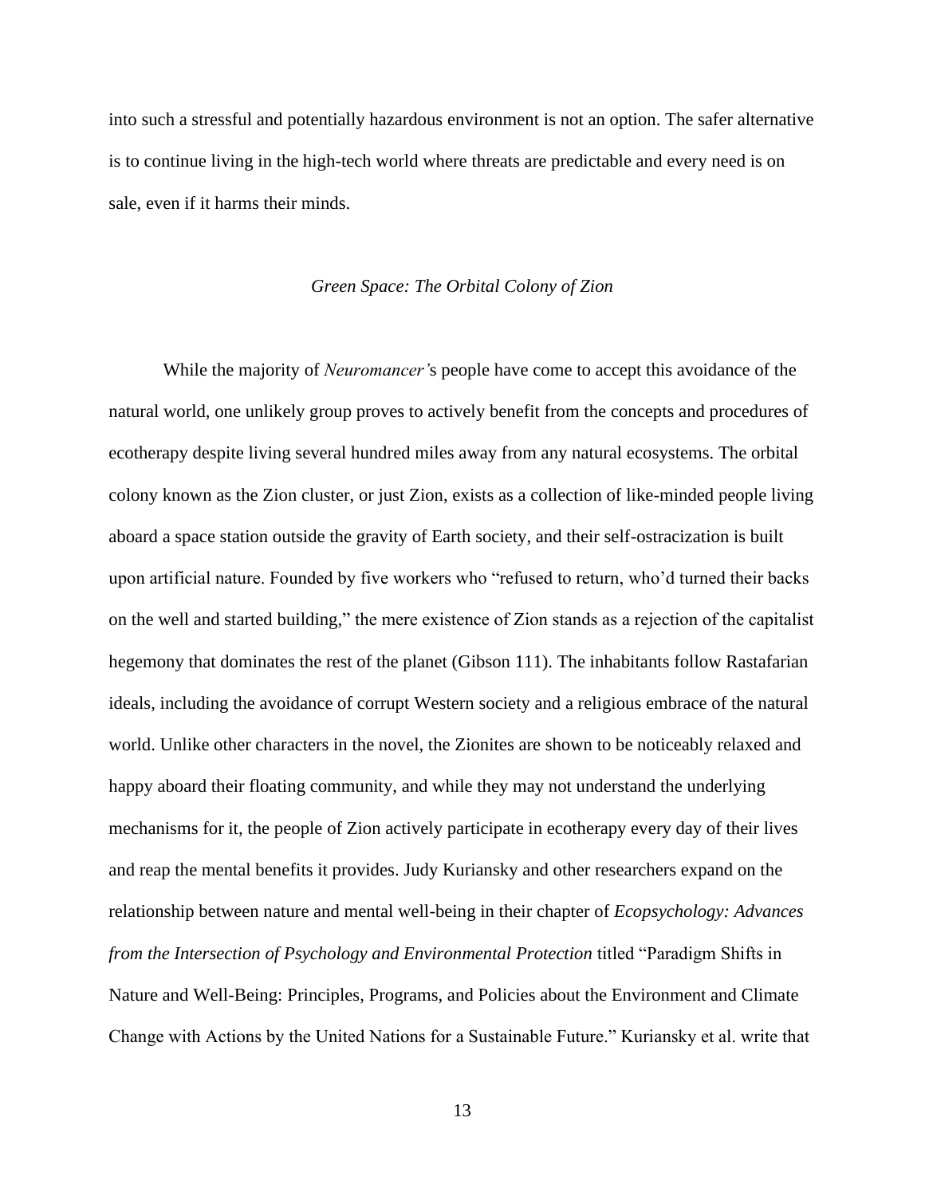into such a stressful and potentially hazardous environment is not an option. The safer alternative is to continue living in the high-tech world where threats are predictable and every need is on sale, even if it harms their minds.

### *Green Space: The Orbital Colony of Zion*

While the majority of *Neuromancer'*s people have come to accept this avoidance of the natural world, one unlikely group proves to actively benefit from the concepts and procedures of ecotherapy despite living several hundred miles away from any natural ecosystems. The orbital colony known as the Zion cluster, or just Zion, exists as a collection of like-minded people living aboard a space station outside the gravity of Earth society, and their self-ostracization is built upon artificial nature. Founded by five workers who "refused to return, who'd turned their backs on the well and started building," the mere existence of Zion stands as a rejection of the capitalist hegemony that dominates the rest of the planet (Gibson 111). The inhabitants follow Rastafarian ideals, including the avoidance of corrupt Western society and a religious embrace of the natural world. Unlike other characters in the novel, the Zionites are shown to be noticeably relaxed and happy aboard their floating community, and while they may not understand the underlying mechanisms for it, the people of Zion actively participate in ecotherapy every day of their lives and reap the mental benefits it provides. Judy Kuriansky and other researchers expand on the relationship between nature and mental well-being in their chapter of *Ecopsychology: Advances from the Intersection of Psychology and Environmental Protection* titled "Paradigm Shifts in Nature and Well-Being: Principles, Programs, and Policies about the Environment and Climate Change with Actions by the United Nations for a Sustainable Future." Kuriansky et al. write that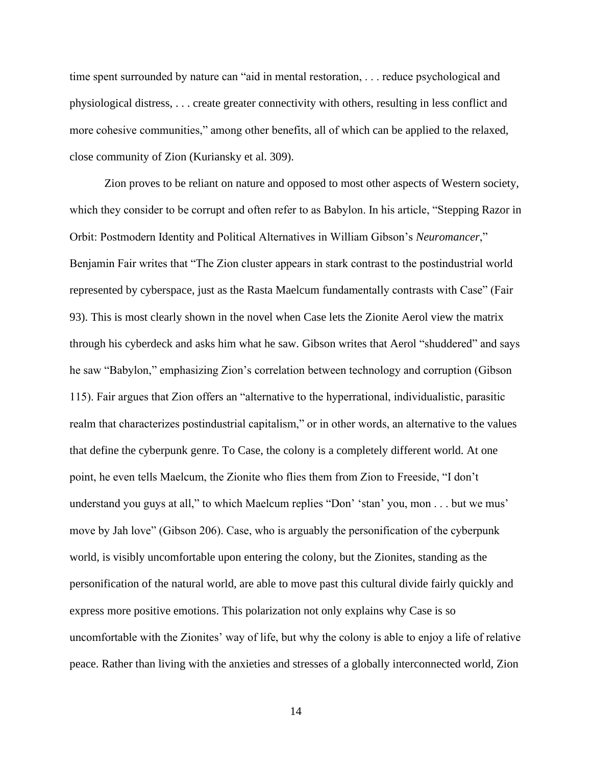time spent surrounded by nature can "aid in mental restoration, . . . reduce psychological and physiological distress, . . . create greater connectivity with others, resulting in less conflict and more cohesive communities," among other benefits, all of which can be applied to the relaxed, close community of Zion (Kuriansky et al. 309).

Zion proves to be reliant on nature and opposed to most other aspects of Western society, which they consider to be corrupt and often refer to as Babylon. In his article, "Stepping Razor in Orbit: Postmodern Identity and Political Alternatives in William Gibson's *Neuromancer*," Benjamin Fair writes that "The Zion cluster appears in stark contrast to the postindustrial world represented by cyberspace, just as the Rasta Maelcum fundamentally contrasts with Case" (Fair 93). This is most clearly shown in the novel when Case lets the Zionite Aerol view the matrix through his cyberdeck and asks him what he saw. Gibson writes that Aerol "shuddered" and says he saw "Babylon," emphasizing Zion's correlation between technology and corruption (Gibson 115). Fair argues that Zion offers an "alternative to the hyperrational, individualistic, parasitic realm that characterizes postindustrial capitalism," or in other words, an alternative to the values that define the cyberpunk genre. To Case, the colony is a completely different world. At one point, he even tells Maelcum, the Zionite who flies them from Zion to Freeside, "I don't understand you guys at all," to which Maelcum replies "Don' 'stan' you, mon . . . but we mus' move by Jah love" (Gibson 206). Case, who is arguably the personification of the cyberpunk world, is visibly uncomfortable upon entering the colony, but the Zionites, standing as the personification of the natural world, are able to move past this cultural divide fairly quickly and express more positive emotions. This polarization not only explains why Case is so uncomfortable with the Zionites' way of life, but why the colony is able to enjoy a life of relative peace. Rather than living with the anxieties and stresses of a globally interconnected world, Zion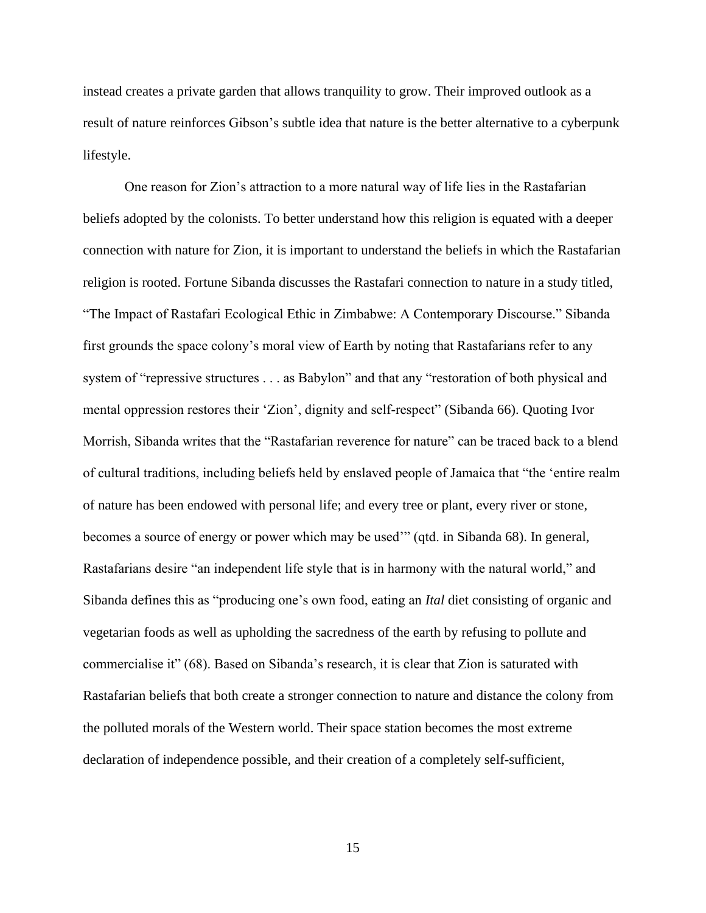instead creates a private garden that allows tranquility to grow. Their improved outlook as a result of nature reinforces Gibson's subtle idea that nature is the better alternative to a cyberpunk lifestyle.

One reason for Zion's attraction to a more natural way of life lies in the Rastafarian beliefs adopted by the colonists. To better understand how this religion is equated with a deeper connection with nature for Zion, it is important to understand the beliefs in which the Rastafarian religion is rooted. Fortune Sibanda discusses the Rastafari connection to nature in a study titled, "The Impact of Rastafari Ecological Ethic in Zimbabwe: A Contemporary Discourse." Sibanda first grounds the space colony's moral view of Earth by noting that Rastafarians refer to any system of "repressive structures . . . as Babylon" and that any "restoration of both physical and mental oppression restores their 'Zion', dignity and self-respect" (Sibanda 66). Quoting Ivor Morrish, Sibanda writes that the "Rastafarian reverence for nature" can be traced back to a blend of cultural traditions, including beliefs held by enslaved people of Jamaica that "the 'entire realm of nature has been endowed with personal life; and every tree or plant, every river or stone, becomes a source of energy or power which may be used'" (qtd. in Sibanda 68). In general, Rastafarians desire "an independent life style that is in harmony with the natural world," and Sibanda defines this as "producing one's own food, eating an *Ital* diet consisting of organic and vegetarian foods as well as upholding the sacredness of the earth by refusing to pollute and commercialise it" (68). Based on Sibanda's research, it is clear that Zion is saturated with Rastafarian beliefs that both create a stronger connection to nature and distance the colony from the polluted morals of the Western world. Their space station becomes the most extreme declaration of independence possible, and their creation of a completely self-sufficient,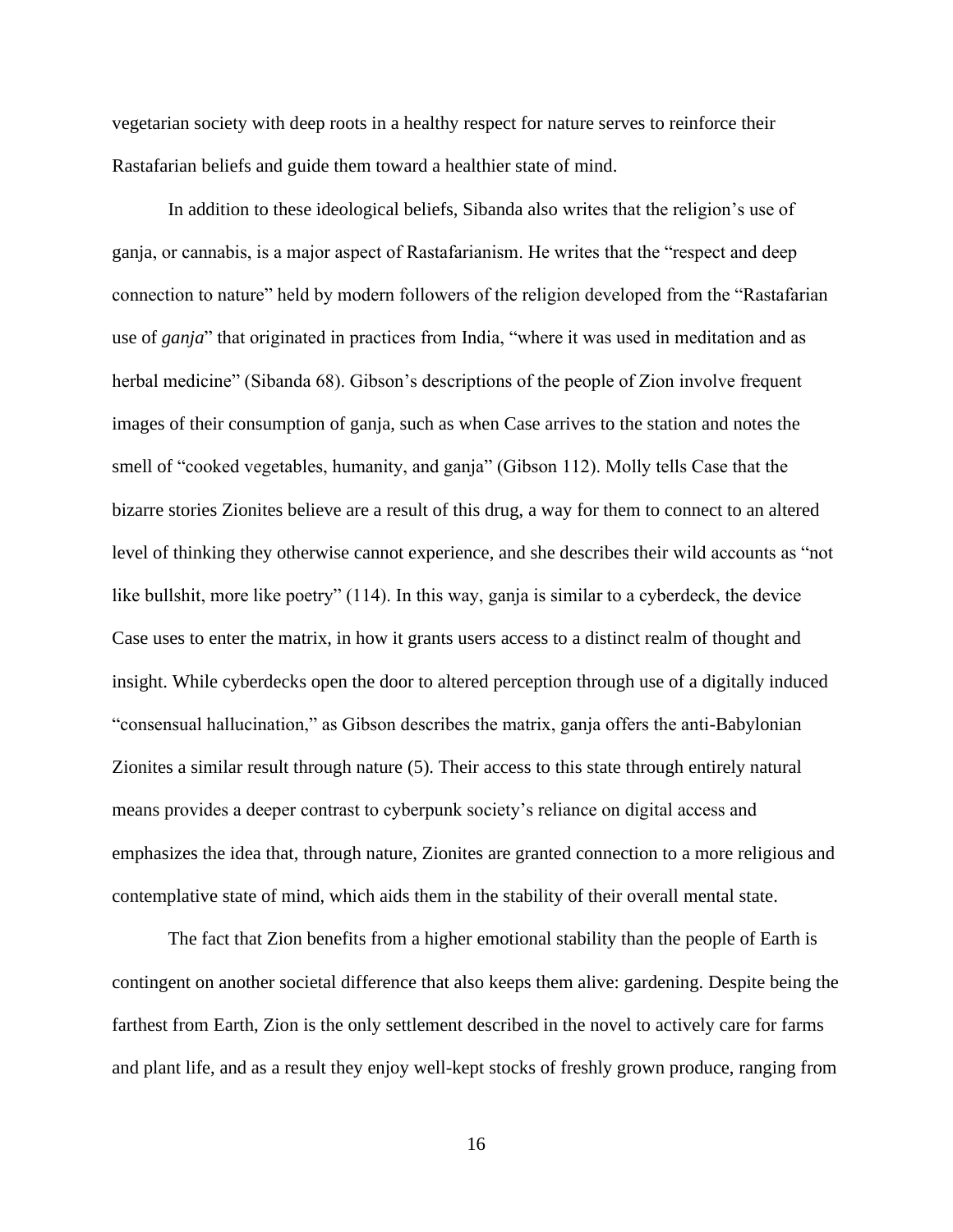vegetarian society with deep roots in a healthy respect for nature serves to reinforce their Rastafarian beliefs and guide them toward a healthier state of mind.

In addition to these ideological beliefs, Sibanda also writes that the religion's use of ganja, or cannabis, is a major aspect of Rastafarianism. He writes that the "respect and deep connection to nature" held by modern followers of the religion developed from the "Rastafarian use of *ganja*" that originated in practices from India, "where it was used in meditation and as herbal medicine" (Sibanda 68). Gibson's descriptions of the people of Zion involve frequent images of their consumption of ganja, such as when Case arrives to the station and notes the smell of "cooked vegetables, humanity, and ganja" (Gibson 112). Molly tells Case that the bizarre stories Zionites believe are a result of this drug, a way for them to connect to an altered level of thinking they otherwise cannot experience, and she describes their wild accounts as "not like bullshit, more like poetry" (114). In this way, ganja is similar to a cyberdeck, the device Case uses to enter the matrix, in how it grants users access to a distinct realm of thought and insight. While cyberdecks open the door to altered perception through use of a digitally induced "consensual hallucination," as Gibson describes the matrix, ganja offers the anti-Babylonian Zionites a similar result through nature (5). Their access to this state through entirely natural means provides a deeper contrast to cyberpunk society's reliance on digital access and emphasizes the idea that, through nature, Zionites are granted connection to a more religious and contemplative state of mind, which aids them in the stability of their overall mental state.

The fact that Zion benefits from a higher emotional stability than the people of Earth is contingent on another societal difference that also keeps them alive: gardening. Despite being the farthest from Earth, Zion is the only settlement described in the novel to actively care for farms and plant life, and as a result they enjoy well-kept stocks of freshly grown produce, ranging from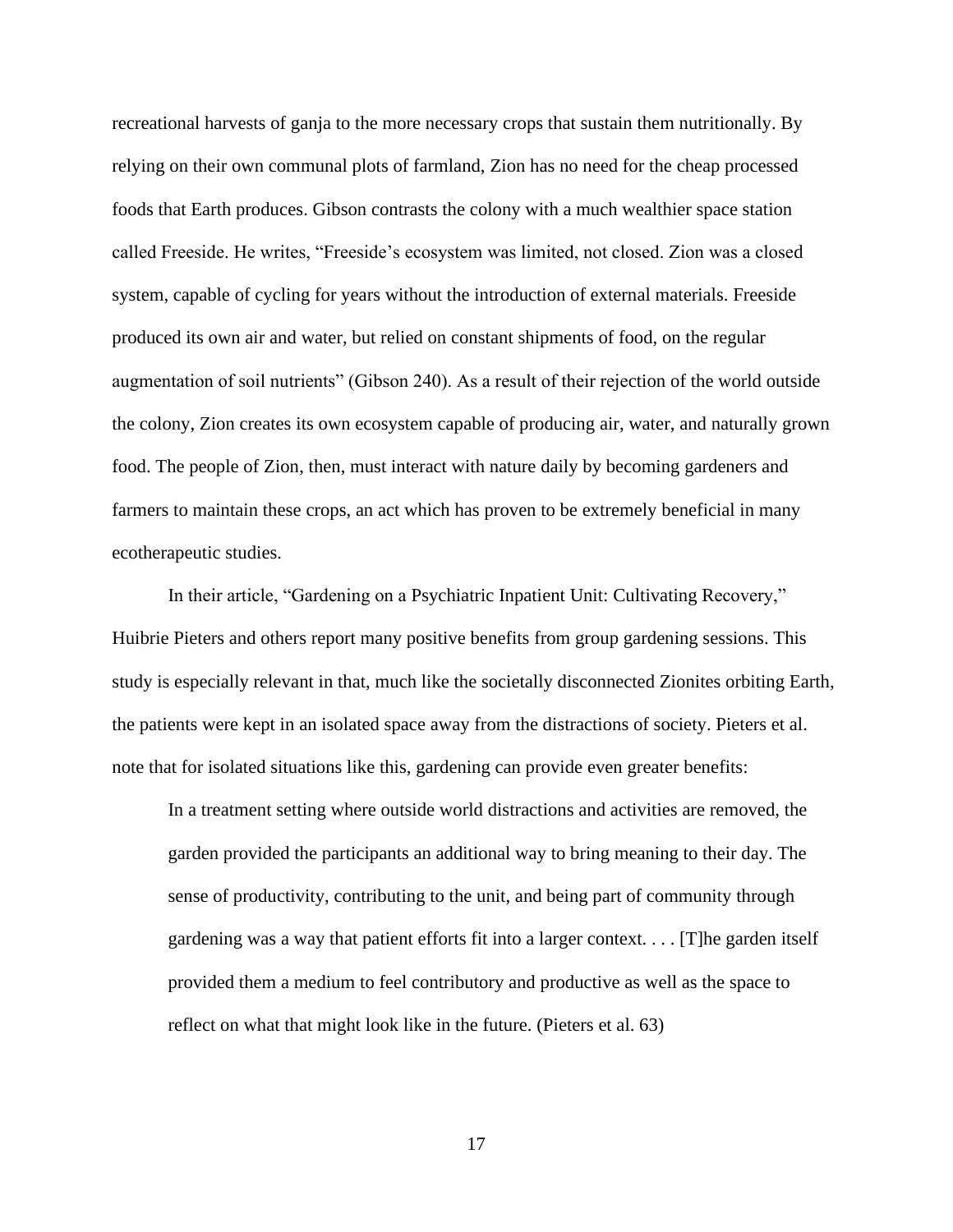recreational harvests of ganja to the more necessary crops that sustain them nutritionally. By relying on their own communal plots of farmland, Zion has no need for the cheap processed foods that Earth produces. Gibson contrasts the colony with a much wealthier space station called Freeside. He writes, "Freeside's ecosystem was limited, not closed. Zion was a closed system, capable of cycling for years without the introduction of external materials. Freeside produced its own air and water, but relied on constant shipments of food, on the regular augmentation of soil nutrients" (Gibson 240). As a result of their rejection of the world outside the colony, Zion creates its own ecosystem capable of producing air, water, and naturally grown food. The people of Zion, then, must interact with nature daily by becoming gardeners and farmers to maintain these crops, an act which has proven to be extremely beneficial in many ecotherapeutic studies.

In their article, "Gardening on a Psychiatric Inpatient Unit: Cultivating Recovery," Huibrie Pieters and others report many positive benefits from group gardening sessions. This study is especially relevant in that, much like the societally disconnected Zionites orbiting Earth, the patients were kept in an isolated space away from the distractions of society. Pieters et al. note that for isolated situations like this, gardening can provide even greater benefits:

> In a treatment setting where outside world distractions and activities are removed, the garden provided the participants an additional way to bring meaning to their day. The sense of productivity, contributing to the unit, and being part of community through gardening was a way that patient efforts fit into a larger context. . . . [T]he garden itself provided them a medium to feel contributory and productive as well as the space to reflect on what that might look like in the future. (Pieters et al. 63)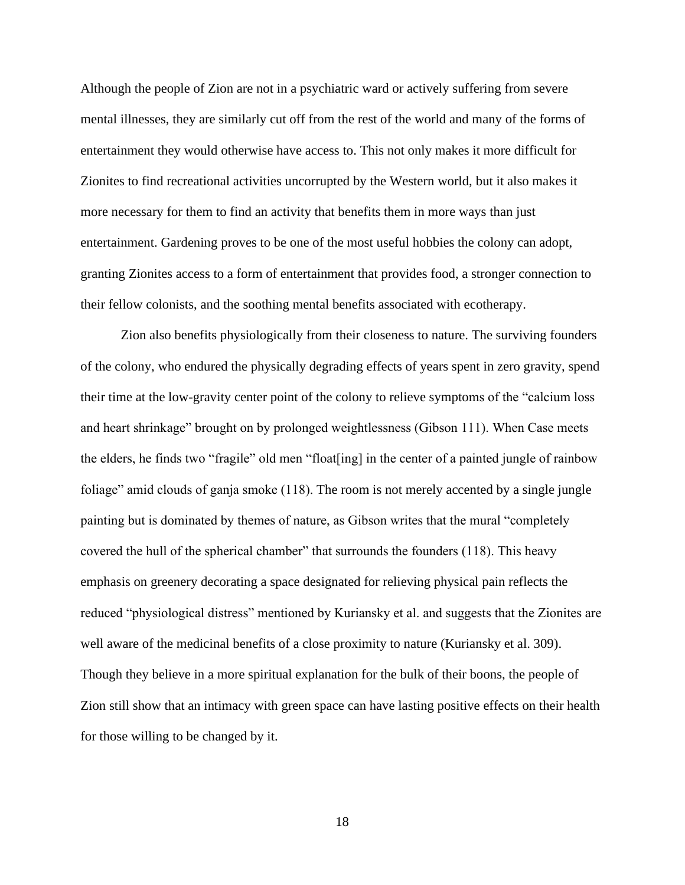Although the people of Zion are not in a psychiatric ward or actively suffering from severe mental illnesses, they are similarly cut off from the rest of the world and many of the forms of entertainment they would otherwise have access to. This not only makes it more difficult for Zionites to find recreational activities uncorrupted by the Western world, but it also makes it more necessary for them to find an activity that benefits them in more ways than just entertainment. Gardening proves to be one of the most useful hobbies the colony can adopt, granting Zionites access to a form of entertainment that provides food, a stronger connection to their fellow colonists, and the soothing mental benefits associated with ecotherapy.

Zion also benefits physiologically from their closeness to nature. The surviving founders of the colony, who endured the physically degrading effects of years spent in zero gravity, spend their time at the low-gravity center point of the colony to relieve symptoms of the "calcium loss and heart shrinkage" brought on by prolonged weightlessness (Gibson 111). When Case meets the elders, he finds two "fragile" old men "float[ing] in the center of a painted jungle of rainbow foliage" amid clouds of ganja smoke (118). The room is not merely accented by a single jungle painting but is dominated by themes of nature, as Gibson writes that the mural "completely covered the hull of the spherical chamber" that surrounds the founders (118). This heavy emphasis on greenery decorating a space designated for relieving physical pain reflects the reduced "physiological distress" mentioned by Kuriansky et al. and suggests that the Zionites are well aware of the medicinal benefits of a close proximity to nature (Kuriansky et al. 309). Though they believe in a more spiritual explanation for the bulk of their boons, the people of Zion still show that an intimacy with green space can have lasting positive effects on their health for those willing to be changed by it.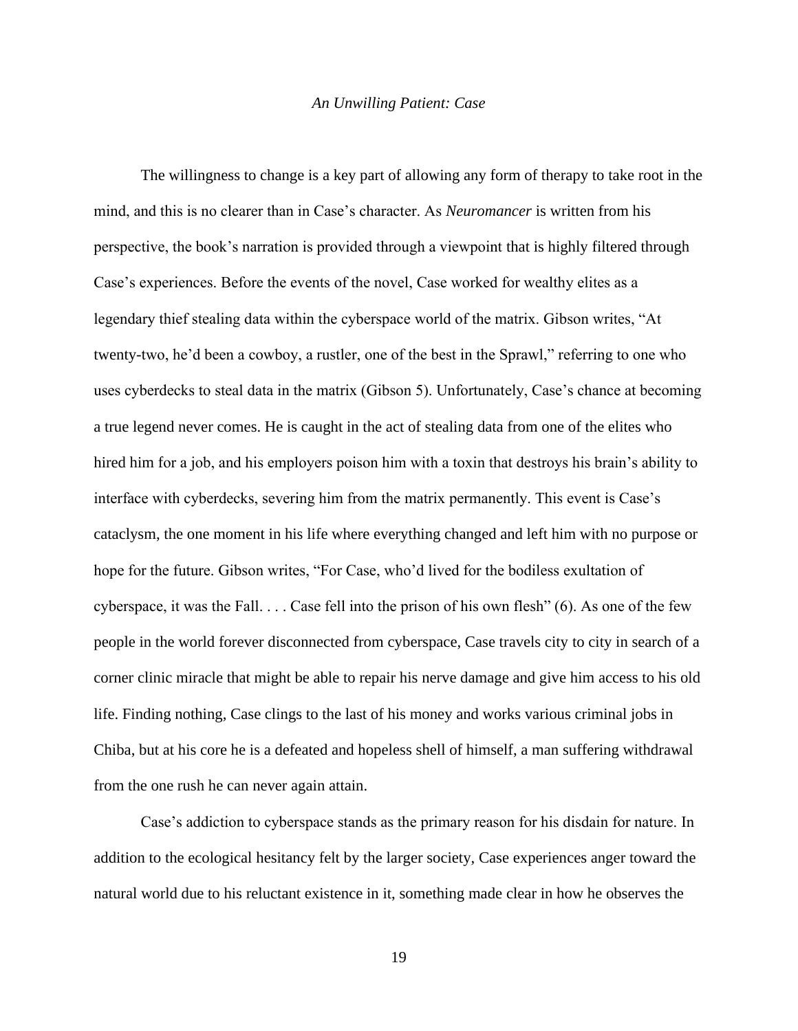*An Unwilling Patient: Case*

The willingness to change is a key part of allowing any form of therapy to take root in the mind, and this is no clearer than in Case's character. As *Neuromancer* is written from his perspective, the book's narration is provided through a viewpoint that is highly filtered through Case's experiences. Before the events of the novel, Case worked for wealthy elites as a legendary thief stealing data within the cyberspace world of the matrix. Gibson writes, "At twenty-two, he'd been a cowboy, a rustler, one of the best in the Sprawl," referring to one who uses cyberdecks to steal data in the matrix (Gibson 5). Unfortunately, Case's chance at becoming a true legend never comes. He is caught in the act of stealing data from one of the elites who hired him for a job, and his employers poison him with a toxin that destroys his brain's ability to interface with cyberdecks, severing him from the matrix permanently. This event is Case's cataclysm, the one moment in his life where everything changed and left him with no purpose or hope for the future. Gibson writes, "For Case, who'd lived for the bodiless exultation of cyberspace, it was the Fall. . . . Case fell into the prison of his own flesh" (6). As one of the few people in the world forever disconnected from cyberspace, Case travels city to city in search of a corner clinic miracle that might be able to repair his nerve damage and give him access to his old life. Finding nothing, Case clings to the last of his money and works various criminal jobs in Chiba, but at his core he is a defeated and hopeless shell of himself, a man suffering withdrawal from the one rush he can never again attain.

Case's addiction to cyberspace stands as the primary reason for his disdain for nature. In addition to the ecological hesitancy felt by the larger society, Case experiences anger toward the natural world due to his reluctant existence in it, something made clear in how he observes the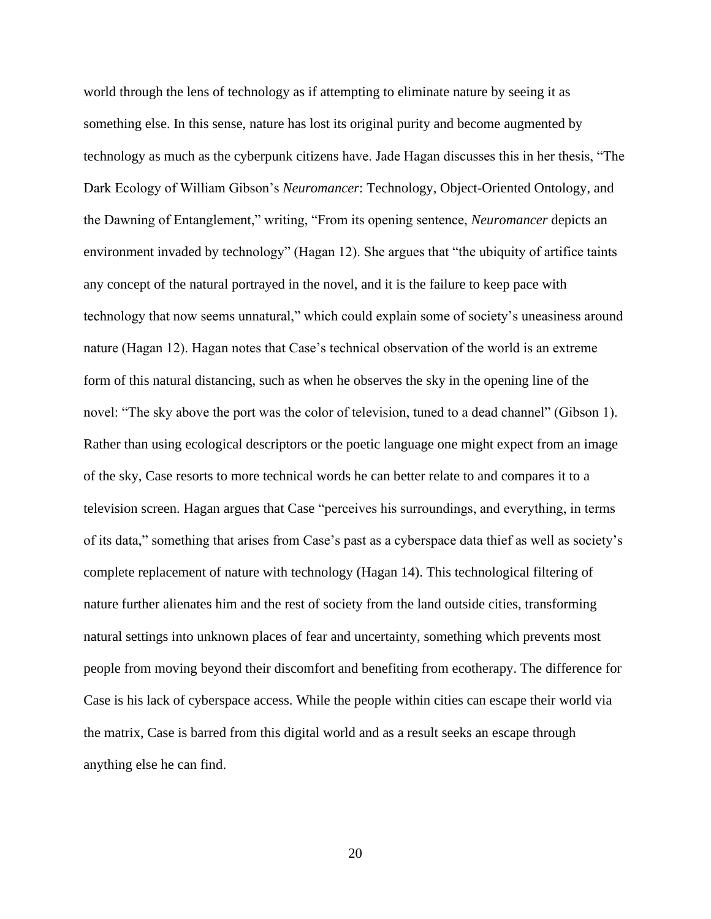world through the lens of technology as if attempting to eliminate nature by seeing it as something else. In this sense, nature has lost its original purity and become augmented by technology as much as the cyberpunk citizens have. Jade Hagan discusses this in her thesis, "The Dark Ecology of William Gibson's *Neuromancer*: Technology, Object-Oriented Ontology, and the Dawning of Entanglement," writing, "From its opening sentence, *Neuromancer* depicts an environment invaded by technology" (Hagan 12). She argues that "the ubiquity of artifice taints any concept of the natural portrayed in the novel, and it is the failure to keep pace with technology that now seems unnatural," which could explain some of society's uneasiness around nature (Hagan 12). Hagan notes that Case's technical observation of the world is an extreme form of this natural distancing, such as when he observes the sky in the opening line of the novel: "The sky above the port was the color of television, tuned to a dead channel" (Gibson 1). Rather than using ecological descriptors or the poetic language one might expect from an image of the sky, Case resorts to more technical words he can better relate to and compares it to a television screen. Hagan argues that Case "perceives his surroundings, and everything, in terms of its data," something that arises from Case's past as a cyberspace data thief as well as society's complete replacement of nature with technology (Hagan 14). This technological filtering of nature further alienates him and the rest of society from the land outside cities, transforming natural settings into unknown places of fear and uncertainty, something which prevents most people from moving beyond their discomfort and benefiting from ecotherapy. The difference for Case is his lack of cyberspace access. While the people within cities can escape their world via the matrix, Case is barred from this digital world and as a result seeks an escape through anything else he can find.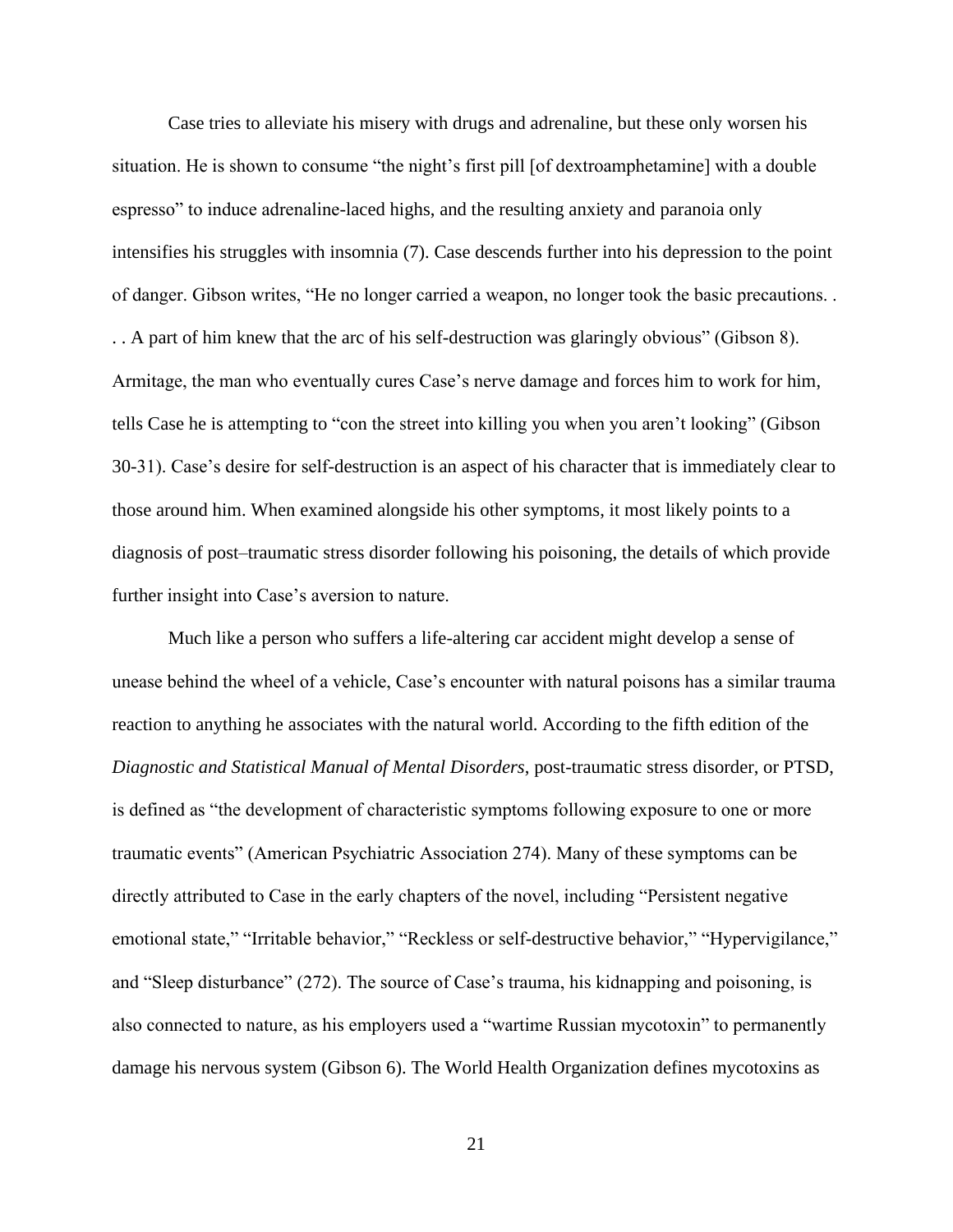Case tries to alleviate his misery with drugs and adrenaline, but these only worsen his situation. He is shown to consume "the night's first pill [of dextroamphetamine] with a double espresso" to induce adrenaline-laced highs, and the resulting anxiety and paranoia only intensifies his struggles with insomnia (7). Case descends further into his depression to the point of danger. Gibson writes, "He no longer carried a weapon, no longer took the basic precautions. . . . A part of him knew that the arc of his self-destruction was glaringly obvious" (Gibson 8). Armitage, the man who eventually cures Case's nerve damage and forces him to work for him, tells Case he is attempting to "con the street into killing you when you aren't looking" (Gibson 30-31). Case's desire for self-destruction is an aspect of his character that is immediately clear to those around him. When examined alongside his other symptoms, it most likely points to a diagnosis of post–traumatic stress disorder following his poisoning, the details of which provide further insight into Case's aversion to nature.

Much like a person who suffers a life-altering car accident might develop a sense of unease behind the wheel of a vehicle, Case's encounter with natural poisons has a similar trauma reaction to anything he associates with the natural world. According to the fifth edition of the *Diagnostic and Statistical Manual of Mental Disorders*, post-traumatic stress disorder, or PTSD, is defined as "the development of characteristic symptoms following exposure to one or more traumatic events" (American Psychiatric Association 274). Many of these symptoms can be directly attributed to Case in the early chapters of the novel, including "Persistent negative emotional state," "Irritable behavior," "Reckless or self-destructive behavior," "Hypervigilance," and "Sleep disturbance" (272). The source of Case's trauma, his kidnapping and poisoning, is also connected to nature, as his employers used a "wartime Russian mycotoxin" to permanently damage his nervous system (Gibson 6). The World Health Organization defines mycotoxins as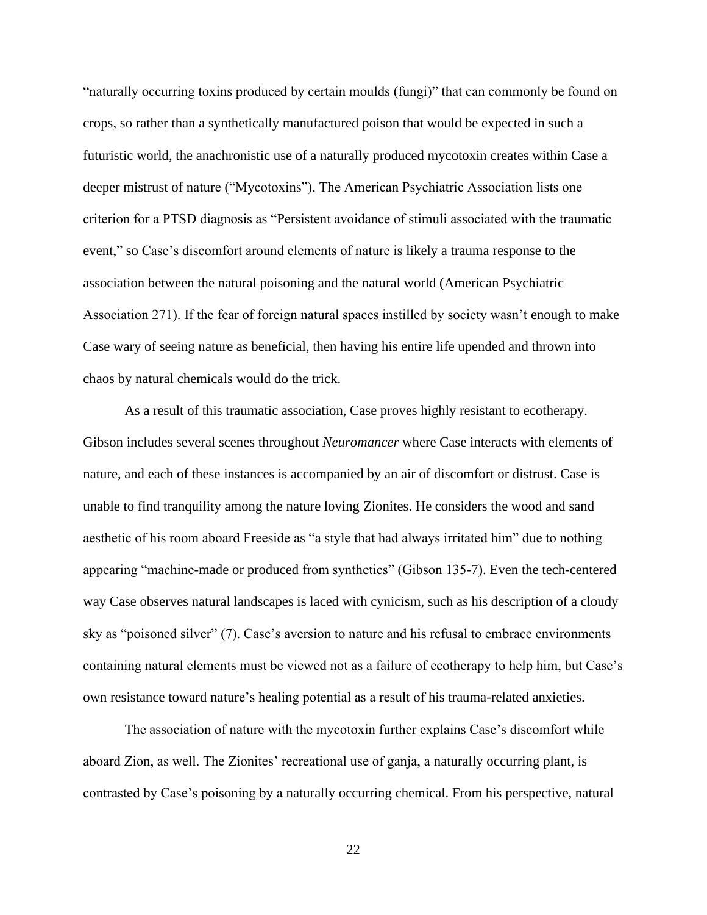"naturally occurring toxins produced by certain moulds (fungi)" that can commonly be found on crops, so rather than a synthetically manufactured poison that would be expected in such a futuristic world, the anachronistic use of a naturally produced mycotoxin creates within Case a deeper mistrust of nature ("Mycotoxins"). The American Psychiatric Association lists one criterion for a PTSD diagnosis as "Persistent avoidance of stimuli associated with the traumatic event," so Case's discomfort around elements of nature is likely a trauma response to the association between the natural poisoning and the natural world (American Psychiatric Association 271). If the fear of foreign natural spaces instilled by society wasn't enough to make Case wary of seeing nature as beneficial, then having his entire life upended and thrown into chaos by natural chemicals would do the trick.

As a result of this traumatic association, Case proves highly resistant to ecotherapy. Gibson includes several scenes throughout *Neuromancer* where Case interacts with elements of nature, and each of these instances is accompanied by an air of discomfort or distrust. Case is unable to find tranquility among the nature loving Zionites. He considers the wood and sand aesthetic of his room aboard Freeside as "a style that had always irritated him" due to nothing appearing "machine-made or produced from synthetics" (Gibson 135-7). Even the tech-centered way Case observes natural landscapes is laced with cynicism, such as his description of a cloudy sky as "poisoned silver" (7). Case's aversion to nature and his refusal to embrace environments containing natural elements must be viewed not as a failure of ecotherapy to help him, but Case's own resistance toward nature's healing potential as a result of his trauma-related anxieties.

The association of nature with the mycotoxin further explains Case's discomfort while aboard Zion, as well. The Zionites' recreational use of ganja, a naturally occurring plant, is contrasted by Case's poisoning by a naturally occurring chemical. From his perspective, natural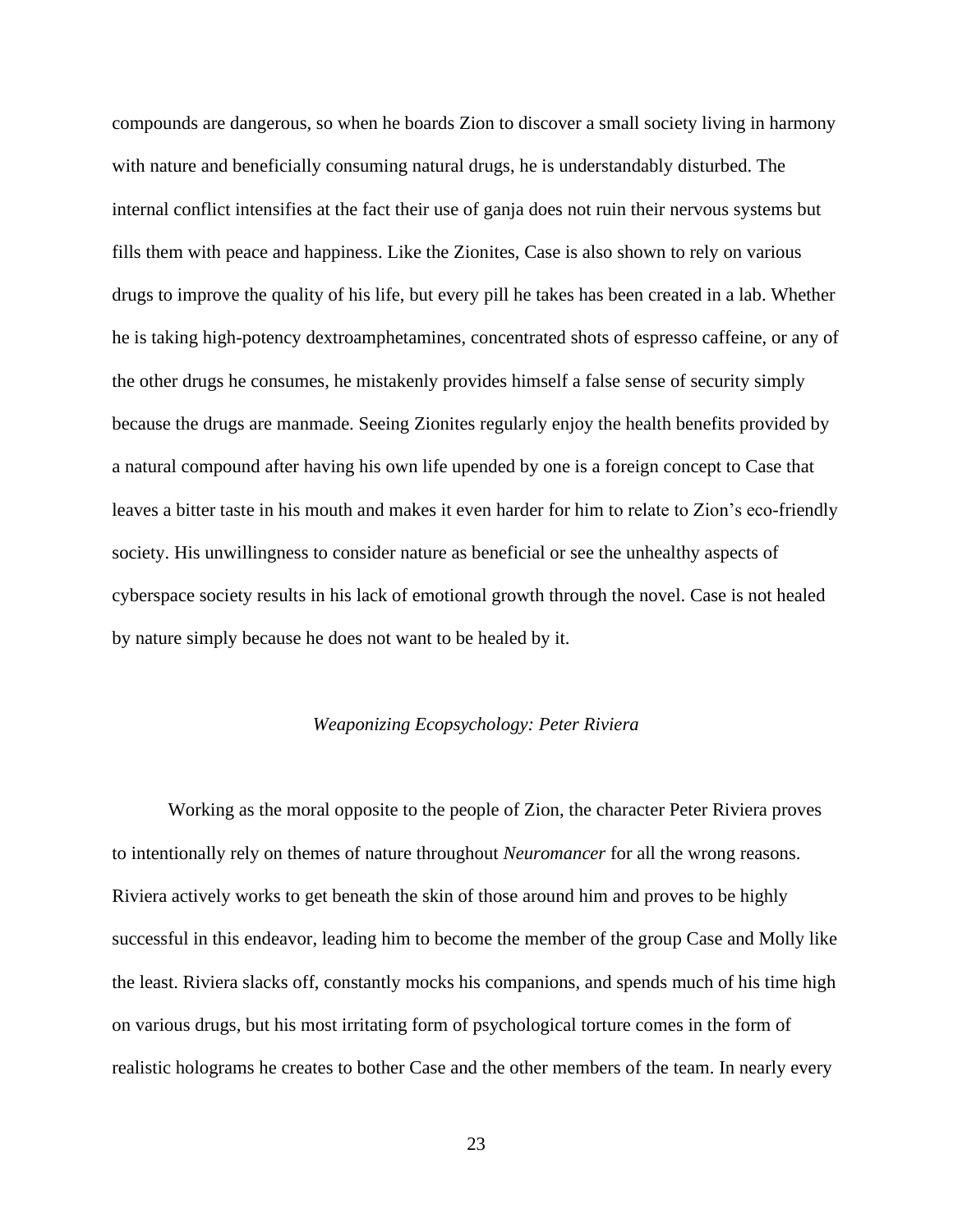compounds are dangerous, so when he boards Zion to discover a small society living in harmony with nature and beneficially consuming natural drugs, he is understandably disturbed. The internal conflict intensifies at the fact their use of ganja does not ruin their nervous systems but fills them with peace and happiness. Like the Zionites, Case is also shown to rely on various drugs to improve the quality of his life, but every pill he takes has been created in a lab. Whether he is taking high-potency dextroamphetamines, concentrated shots of espresso caffeine, or any of the other drugs he consumes, he mistakenly provides himself a false sense of security simply because the drugs are manmade. Seeing Zionites regularly enjoy the health benefits provided by a natural compound after having his own life upended by one is a foreign concept to Case that leaves a bitter taste in his mouth and makes it even harder for him to relate to Zion's eco-friendly society. His unwillingness to consider nature as beneficial or see the unhealthy aspects of cyberspace society results in his lack of emotional growth through the novel. Case is not healed by nature simply because he does not want to be healed by it.

### *Weaponizing Ecopsychology: Peter Riviera*

Working as the moral opposite to the people of Zion, the character Peter Riviera proves to intentionally rely on themes of nature throughout *Neuromancer* for all the wrong reasons. Riviera actively works to get beneath the skin of those around him and proves to be highly successful in this endeavor, leading him to become the member of the group Case and Molly like the least. Riviera slacks off, constantly mocks his companions, and spends much of his time high on various drugs, but his most irritating form of psychological torture comes in the form of realistic holograms he creates to bother Case and the other members of the team. In nearly every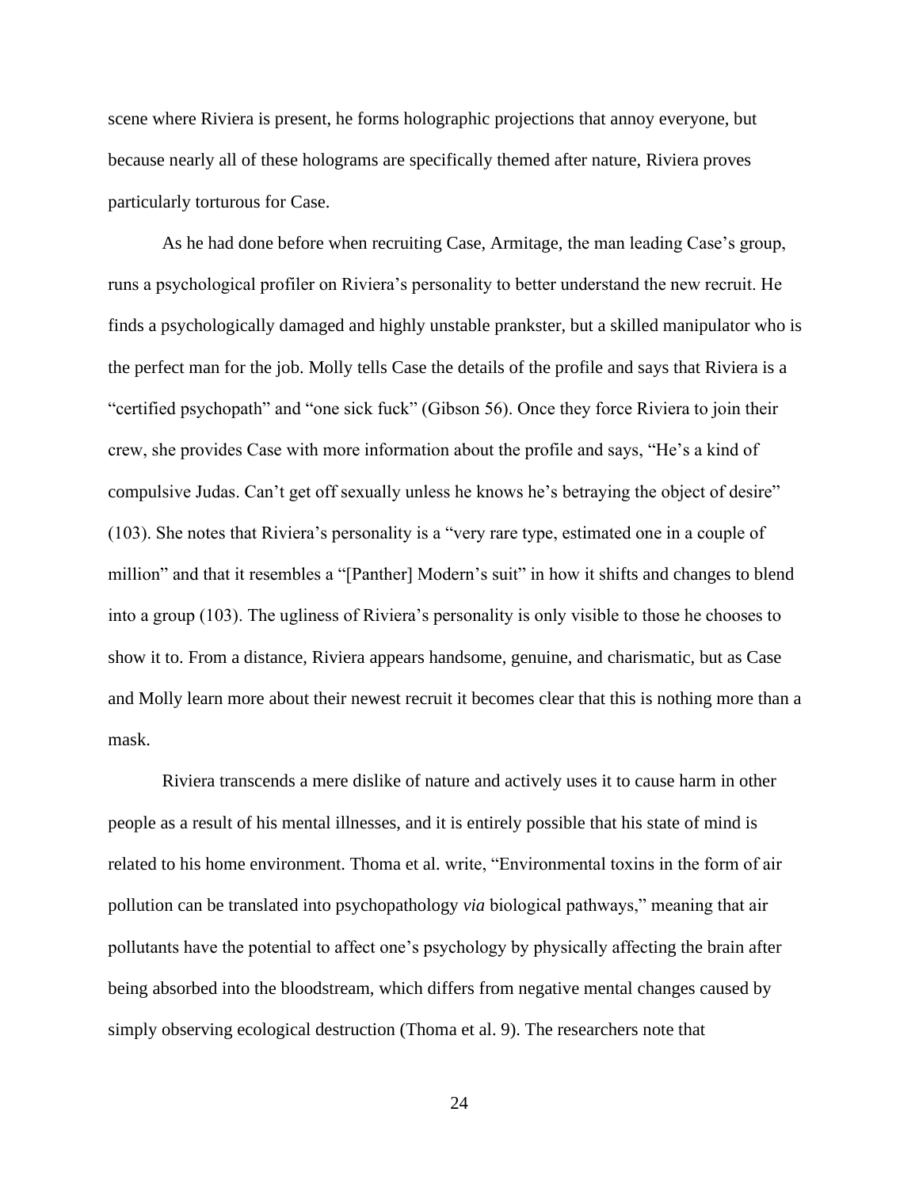scene where Riviera is present, he forms holographic projections that annoy everyone, but because nearly all of these holograms are specifically themed after nature, Riviera proves particularly torturous for Case.

As he had done before when recruiting Case, Armitage, the man leading Case's group, runs a psychological profiler on Riviera's personality to better understand the new recruit. He finds a psychologically damaged and highly unstable prankster, but a skilled manipulator who is the perfect man for the job. Molly tells Case the details of the profile and says that Riviera is a "certified psychopath" and "one sick fuck" (Gibson 56). Once they force Riviera to join their crew, she provides Case with more information about the profile and says, "He's a kind of compulsive Judas. Can't get off sexually unless he knows he's betraying the object of desire" (103). She notes that Riviera's personality is a "very rare type, estimated one in a couple of million" and that it resembles a "[Panther] Modern's suit" in how it shifts and changes to blend into a group (103). The ugliness of Riviera's personality is only visible to those he chooses to show it to. From a distance, Riviera appears handsome, genuine, and charismatic, but as Case and Molly learn more about their newest recruit it becomes clear that this is nothing more than a mask.

Riviera transcends a mere dislike of nature and actively uses it to cause harm in other people as a result of his mental illnesses, and it is entirely possible that his state of mind is related to his home environment. Thoma et al. write, "Environmental toxins in the form of air pollution can be translated into psychopathology *via* biological pathways," meaning that air pollutants have the potential to affect one's psychology by physically affecting the brain after being absorbed into the bloodstream, which differs from negative mental changes caused by simply observing ecological destruction (Thoma et al. 9). The researchers note that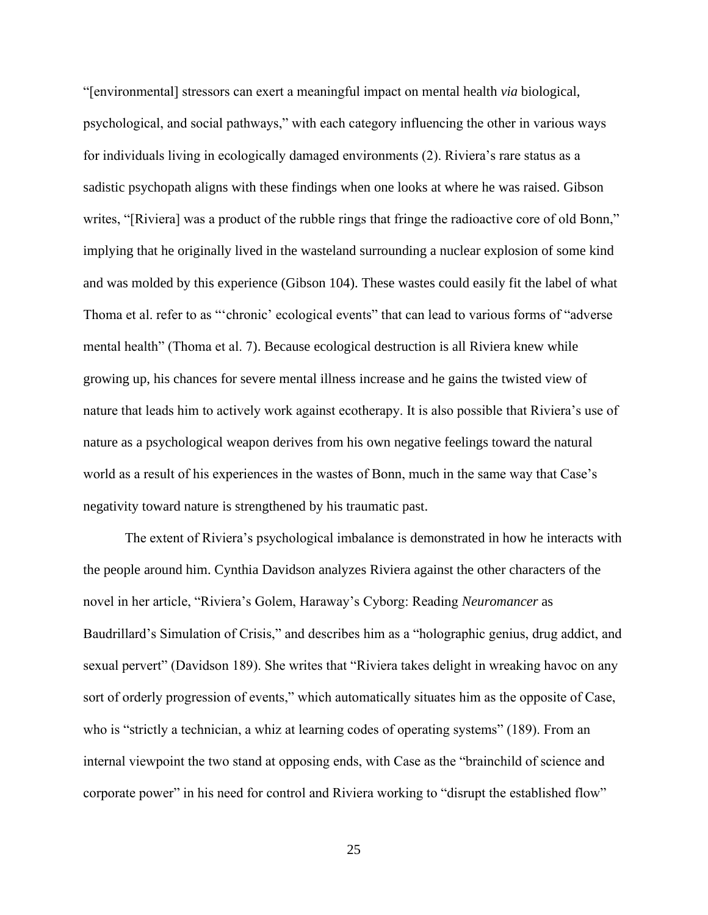"[environmental] stressors can exert a meaningful impact on mental health *via* biological, psychological, and social pathways," with each category influencing the other in various ways for individuals living in ecologically damaged environments (2). Riviera's rare status as a sadistic psychopath aligns with these findings when one looks at where he was raised. Gibson writes, "[Riviera] was a product of the rubble rings that fringe the radioactive core of old Bonn," implying that he originally lived in the wasteland surrounding a nuclear explosion of some kind and was molded by this experience (Gibson 104). These wastes could easily fit the label of what Thoma et al. refer to as "'chronic' ecological events" that can lead to various forms of "adverse mental health" (Thoma et al. 7). Because ecological destruction is all Riviera knew while growing up, his chances for severe mental illness increase and he gains the twisted view of nature that leads him to actively work against ecotherapy. It is also possible that Riviera's use of nature as a psychological weapon derives from his own negative feelings toward the natural world as a result of his experiences in the wastes of Bonn, much in the same way that Case's negativity toward nature is strengthened by his traumatic past.

The extent of Riviera's psychological imbalance is demonstrated in how he interacts with the people around him. Cynthia Davidson analyzes Riviera against the other characters of the novel in her article, "Riviera's Golem, Haraway's Cyborg: Reading *Neuromancer* as Baudrillard's Simulation of Crisis," and describes him as a "holographic genius, drug addict, and sexual pervert" (Davidson 189). She writes that "Riviera takes delight in wreaking havoc on any sort of orderly progression of events," which automatically situates him as the opposite of Case, who is "strictly a technician, a whiz at learning codes of operating systems" (189). From an internal viewpoint the two stand at opposing ends, with Case as the "brainchild of science and corporate power" in his need for control and Riviera working to "disrupt the established flow"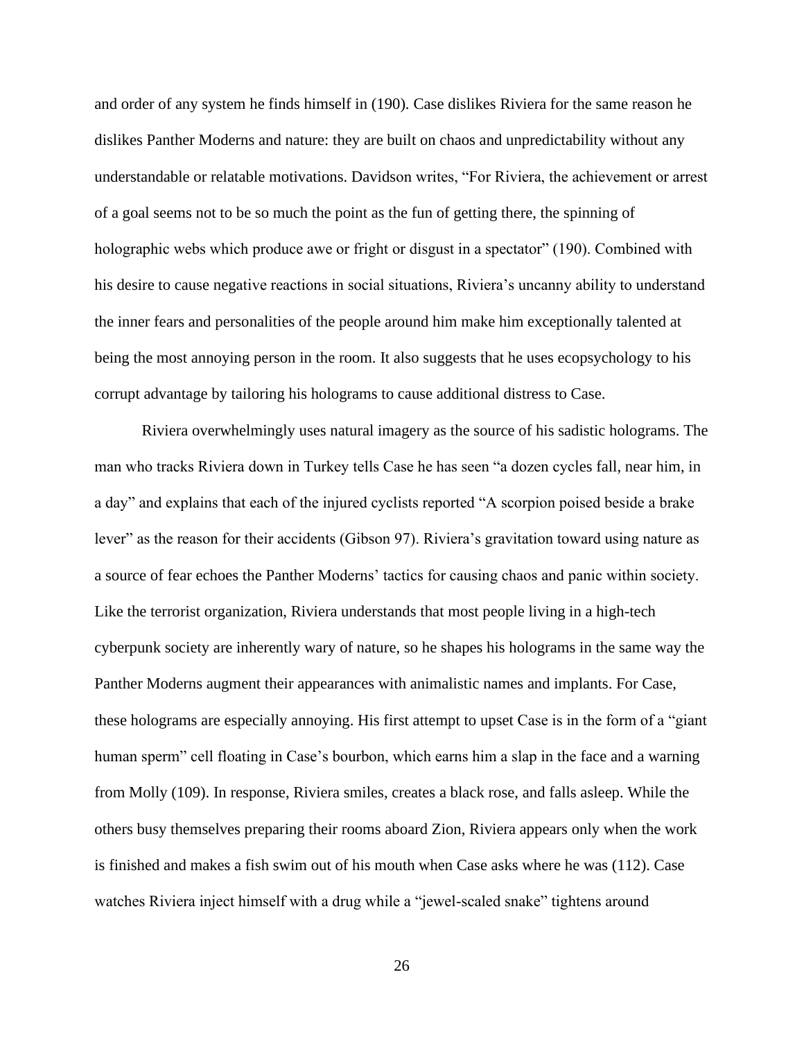and order of any system he finds himself in (190). Case dislikes Riviera for the same reason he dislikes Panther Moderns and nature: they are built on chaos and unpredictability without any understandable or relatable motivations. Davidson writes, "For Riviera, the achievement or arrest of a goal seems not to be so much the point as the fun of getting there, the spinning of holographic webs which produce awe or fright or disgust in a spectator" (190). Combined with his desire to cause negative reactions in social situations, Riviera's uncanny ability to understand the inner fears and personalities of the people around him make him exceptionally talented at being the most annoying person in the room. It also suggests that he uses ecopsychology to his corrupt advantage by tailoring his holograms to cause additional distress to Case.

Riviera overwhelmingly uses natural imagery as the source of his sadistic holograms. The man who tracks Riviera down in Turkey tells Case he has seen "a dozen cycles fall, near him, in a day" and explains that each of the injured cyclists reported "A scorpion poised beside a brake lever" as the reason for their accidents (Gibson 97). Riviera's gravitation toward using nature as a source of fear echoes the Panther Moderns' tactics for causing chaos and panic within society. Like the terrorist organization, Riviera understands that most people living in a high-tech cyberpunk society are inherently wary of nature, so he shapes his holograms in the same way the Panther Moderns augment their appearances with animalistic names and implants. For Case, these holograms are especially annoying. His first attempt to upset Case is in the form of a "giant human sperm" cell floating in Case's bourbon, which earns him a slap in the face and a warning from Molly (109). In response, Riviera smiles, creates a black rose, and falls asleep. While the others busy themselves preparing their rooms aboard Zion, Riviera appears only when the work is finished and makes a fish swim out of his mouth when Case asks where he was (112). Case watches Riviera inject himself with a drug while a "jewel-scaled snake" tightens around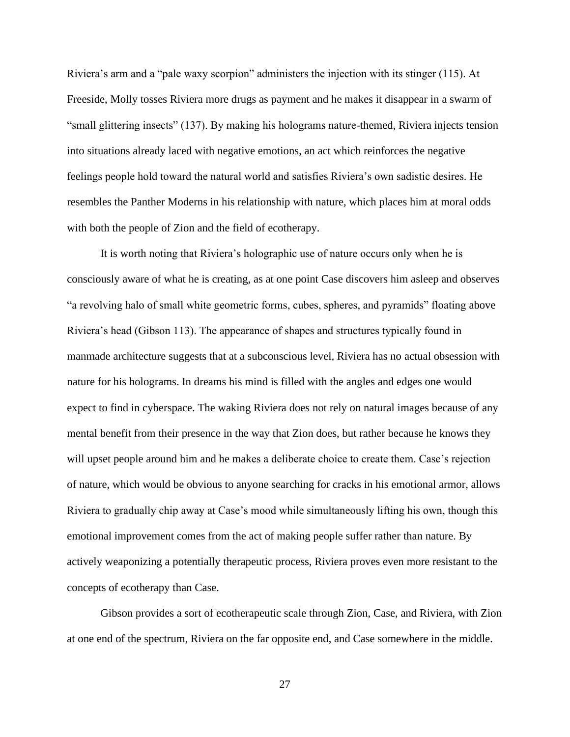Riviera's arm and a "pale waxy scorpion" administers the injection with its stinger (115). At Freeside, Molly tosses Riviera more drugs as payment and he makes it disappear in a swarm of "small glittering insects" (137). By making his holograms nature-themed, Riviera injects tension into situations already laced with negative emotions, an act which reinforces the negative feelings people hold toward the natural world and satisfies Riviera's own sadistic desires. He resembles the Panther Moderns in his relationship with nature, which places him at moral odds with both the people of Zion and the field of ecotherapy.

It is worth noting that Riviera's holographic use of nature occurs only when he is consciously aware of what he is creating, as at one point Case discovers him asleep and observes "a revolving halo of small white geometric forms, cubes, spheres, and pyramids" floating above Riviera's head (Gibson 113). The appearance of shapes and structures typically found in manmade architecture suggests that at a subconscious level, Riviera has no actual obsession with nature for his holograms. In dreams his mind is filled with the angles and edges one would expect to find in cyberspace. The waking Riviera does not rely on natural images because of any mental benefit from their presence in the way that Zion does, but rather because he knows they will upset people around him and he makes a deliberate choice to create them. Case's rejection of nature, which would be obvious to anyone searching for cracks in his emotional armor, allows Riviera to gradually chip away at Case's mood while simultaneously lifting his own, though this emotional improvement comes from the act of making people suffer rather than nature. By actively weaponizing a potentially therapeutic process, Riviera proves even more resistant to the concepts of ecotherapy than Case.

Gibson provides a sort of ecotherapeutic scale through Zion, Case, and Riviera, with Zion at one end of the spectrum, Riviera on the far opposite end, and Case somewhere in the middle.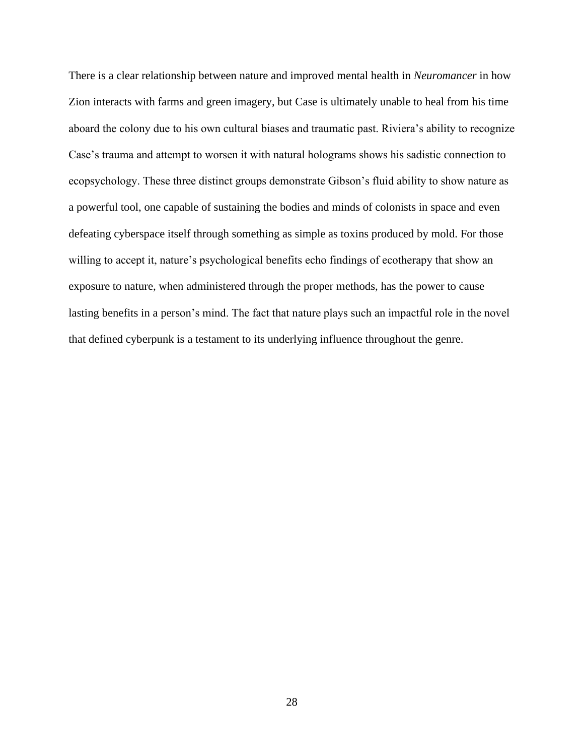There is a clear relationship between nature and improved mental health in *Neuromancer* in how Zion interacts with farms and green imagery, but Case is ultimately unable to heal from his time aboard the colony due to his own cultural biases and traumatic past. Riviera's ability to recognize Case's trauma and attempt to worsen it with natural holograms shows his sadistic connection to ecopsychology. These three distinct groups demonstrate Gibson's fluid ability to show nature as a powerful tool, one capable of sustaining the bodies and minds of colonists in space and even defeating cyberspace itself through something as simple as toxins produced by mold. For those willing to accept it, nature's psychological benefits echo findings of ecotherapy that show an exposure to nature, when administered through the proper methods, has the power to cause lasting benefits in a person's mind. The fact that nature plays such an impactful role in the novel that defined cyberpunk is a testament to its underlying influence throughout the genre.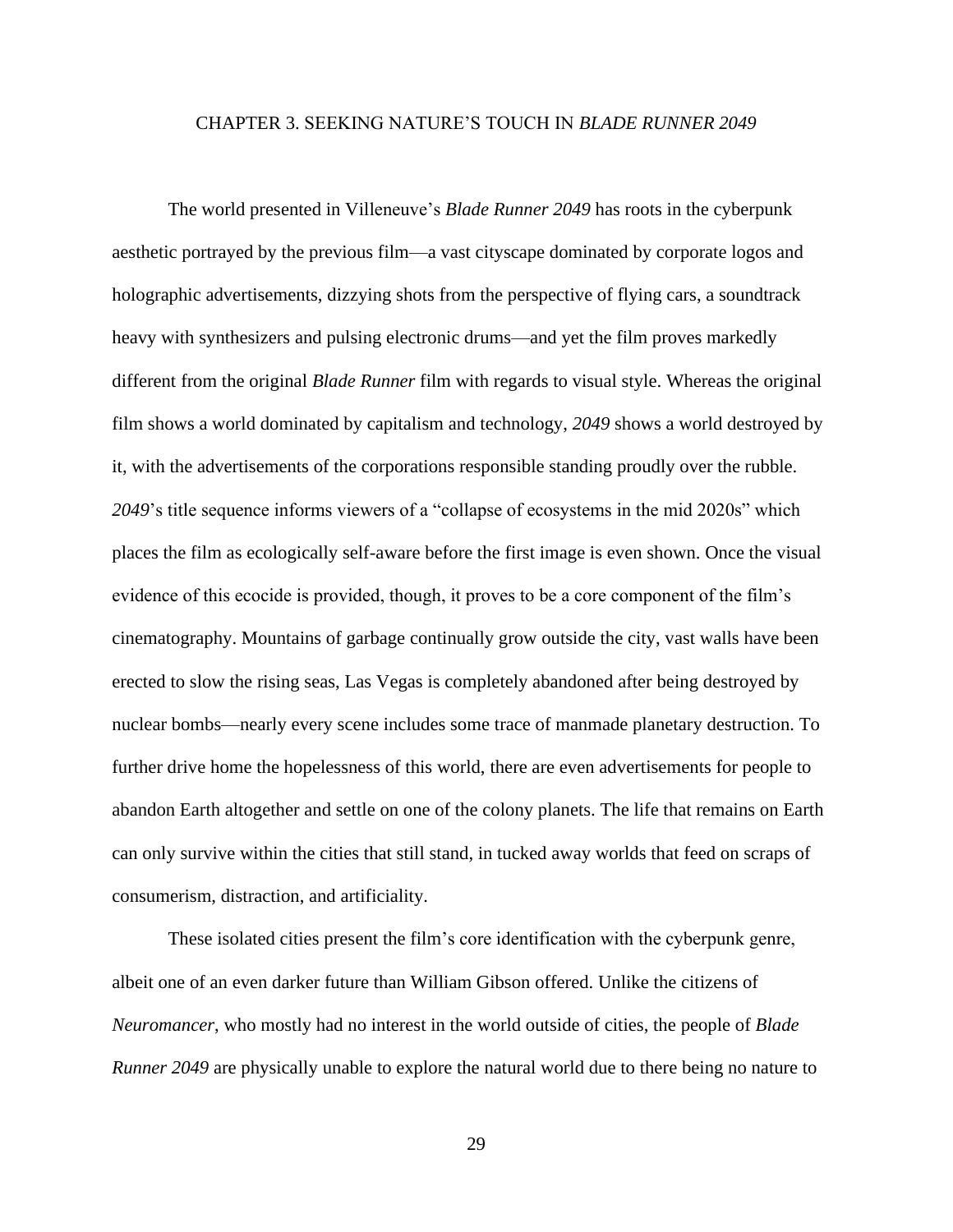# CHAPTER 3. SEEKING NATURE'S TOUCH IN *BLADE RUNNER 2049*

The world presented in Villeneuve's *Blade Runner 2049* has roots in the cyberpunk aesthetic portrayed by the previous film—a vast cityscape dominated by corporate logos and holographic advertisements, dizzying shots from the perspective of flying cars, a soundtrack heavy with synthesizers and pulsing electronic drums—and yet the film proves markedly different from the original *Blade Runner* film with regards to visual style. Whereas the original film shows a world dominated by capitalism and technology, *2049* shows a world destroyed by it, with the advertisements of the corporations responsible standing proudly over the rubble. *2049*'s title sequence informs viewers of a "collapse of ecosystems in the mid 2020s" which places the film as ecologically self-aware before the first image is even shown. Once the visual evidence of this ecocide is provided, though, it proves to be a core component of the film's cinematography. Mountains of garbage continually grow outside the city, vast walls have been erected to slow the rising seas, Las Vegas is completely abandoned after being destroyed by nuclear bombs—nearly every scene includes some trace of manmade planetary destruction. To further drive home the hopelessness of this world, there are even advertisements for people to abandon Earth altogether and settle on one of the colony planets. The life that remains on Earth can only survive within the cities that still stand, in tucked away worlds that feed on scraps of consumerism, distraction, and artificiality.

These isolated cities present the film's core identification with the cyberpunk genre, albeit one of an even darker future than William Gibson offered. Unlike the citizens of *Neuromancer*, who mostly had no interest in the world outside of cities, the people of *Blade Runner 2049* are physically unable to explore the natural world due to there being no nature to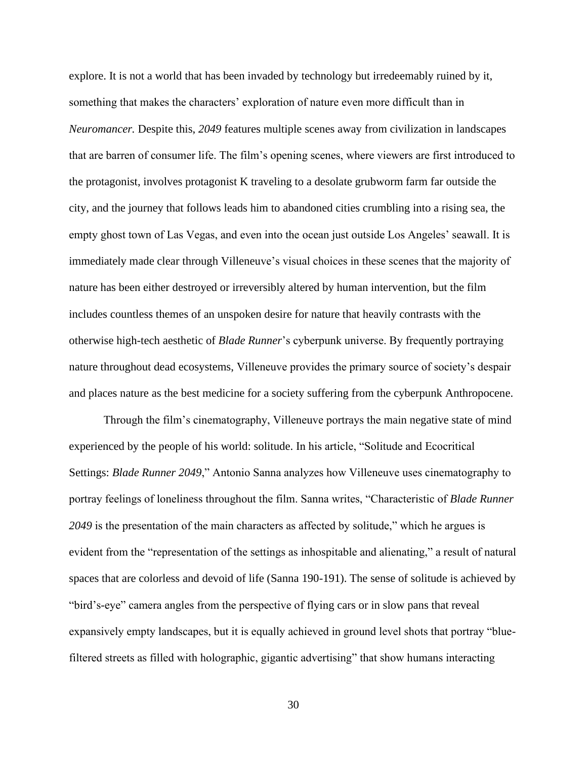explore. It is not a world that has been invaded by technology but irredeemably ruined by it, something that makes the characters' exploration of nature even more difficult than in *Neuromancer.* Despite this, *2049* features multiple scenes away from civilization in landscapes that are barren of consumer life. The film's opening scenes, where viewers are first introduced to the protagonist, involves protagonist K traveling to a desolate grubworm farm far outside the city, and the journey that follows leads him to abandoned cities crumbling into a rising sea, the empty ghost town of Las Vegas, and even into the ocean just outside Los Angeles' seawall. It is immediately made clear through Villeneuve's visual choices in these scenes that the majority of nature has been either destroyed or irreversibly altered by human intervention, but the film includes countless themes of an unspoken desire for nature that heavily contrasts with the otherwise high-tech aesthetic of *Blade Runner*'s cyberpunk universe. By frequently portraying nature throughout dead ecosystems, Villeneuve provides the primary source of society's despair and places nature as the best medicine for a society suffering from the cyberpunk Anthropocene.

Through the film's cinematography, Villeneuve portrays the main negative state of mind experienced by the people of his world: solitude. In his article, "Solitude and Ecocritical Settings: *Blade Runner 2049*," Antonio Sanna analyzes how Villeneuve uses cinematography to portray feelings of loneliness throughout the film. Sanna writes, "Characteristic of *Blade Runner 2049* is the presentation of the main characters as affected by solitude," which he argues is evident from the "representation of the settings as inhospitable and alienating," a result of natural spaces that are colorless and devoid of life (Sanna 190-191). The sense of solitude is achieved by "bird's-eye" camera angles from the perspective of flying cars or in slow pans that reveal expansively empty landscapes, but it is equally achieved in ground level shots that portray "blue-filtered streets as filled with holographic, gigantic advertising" that show humans interacting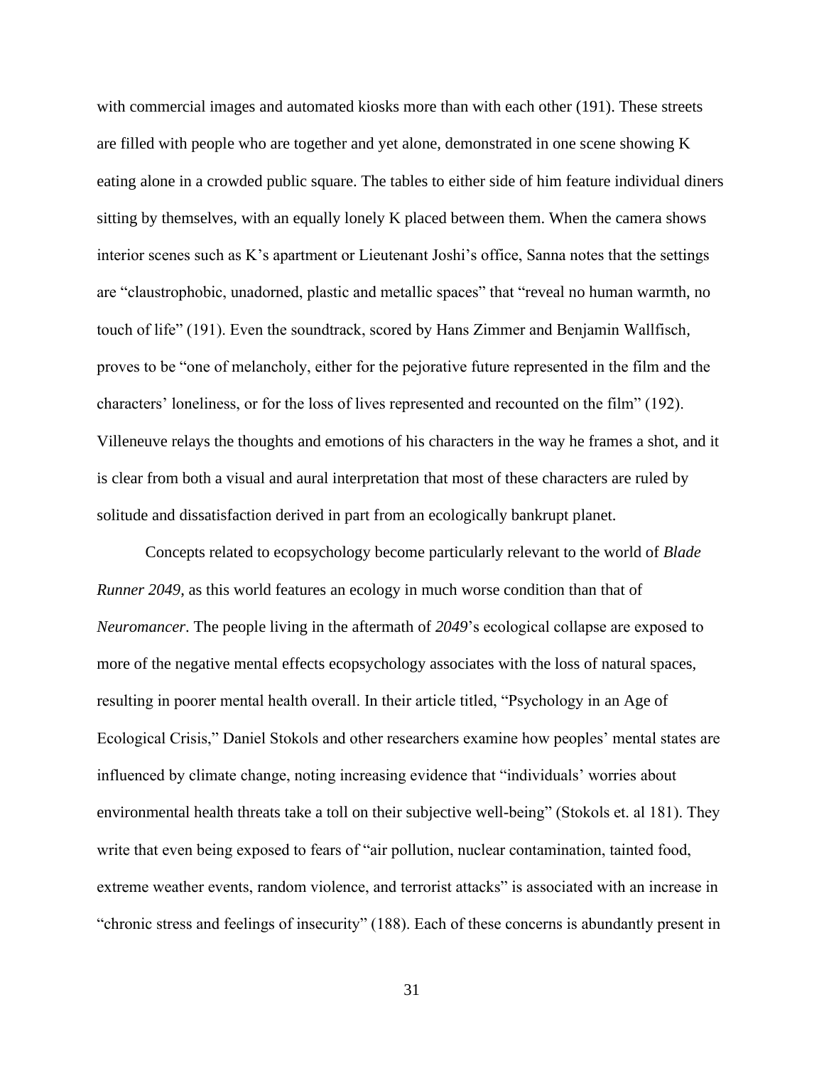with commercial images and automated kiosks more than with each other (191). These streets are filled with people who are together and yet alone, demonstrated in one scene showing K eating alone in a crowded public square. The tables to either side of him feature individual diners sitting by themselves, with an equally lonely K placed between them. When the camera shows interior scenes such as K's apartment or Lieutenant Joshi's office, Sanna notes that the settings are "claustrophobic, unadorned, plastic and metallic spaces" that "reveal no human warmth, no touch of life" (191). Even the soundtrack, scored by Hans Zimmer and Benjamin Wallfisch, proves to be "one of melancholy, either for the pejorative future represented in the film and the characters' loneliness, or for the loss of lives represented and recounted on the film" (192). Villeneuve relays the thoughts and emotions of his characters in the way he frames a shot, and it is clear from both a visual and aural interpretation that most of these characters are ruled by solitude and dissatisfaction derived in part from an ecologically bankrupt planet.

Concepts related to ecopsychology become particularly relevant to the world of *Blade Runner 2049*, as this world features an ecology in much worse condition than that of *Neuromancer*. The people living in the aftermath of *2049*'s ecological collapse are exposed to more of the negative mental effects ecopsychology associates with the loss of natural spaces, resulting in poorer mental health overall. In their article titled, "Psychology in an Age of Ecological Crisis," Daniel Stokols and other researchers examine how peoples' mental states are influenced by climate change, noting increasing evidence that "individuals' worries about environmental health threats take a toll on their subjective well-being" (Stokols et. al 181). They write that even being exposed to fears of "air pollution, nuclear contamination, tainted food, extreme weather events, random violence, and terrorist attacks" is associated with an increase in "chronic stress and feelings of insecurity" (188). Each of these concerns is abundantly present in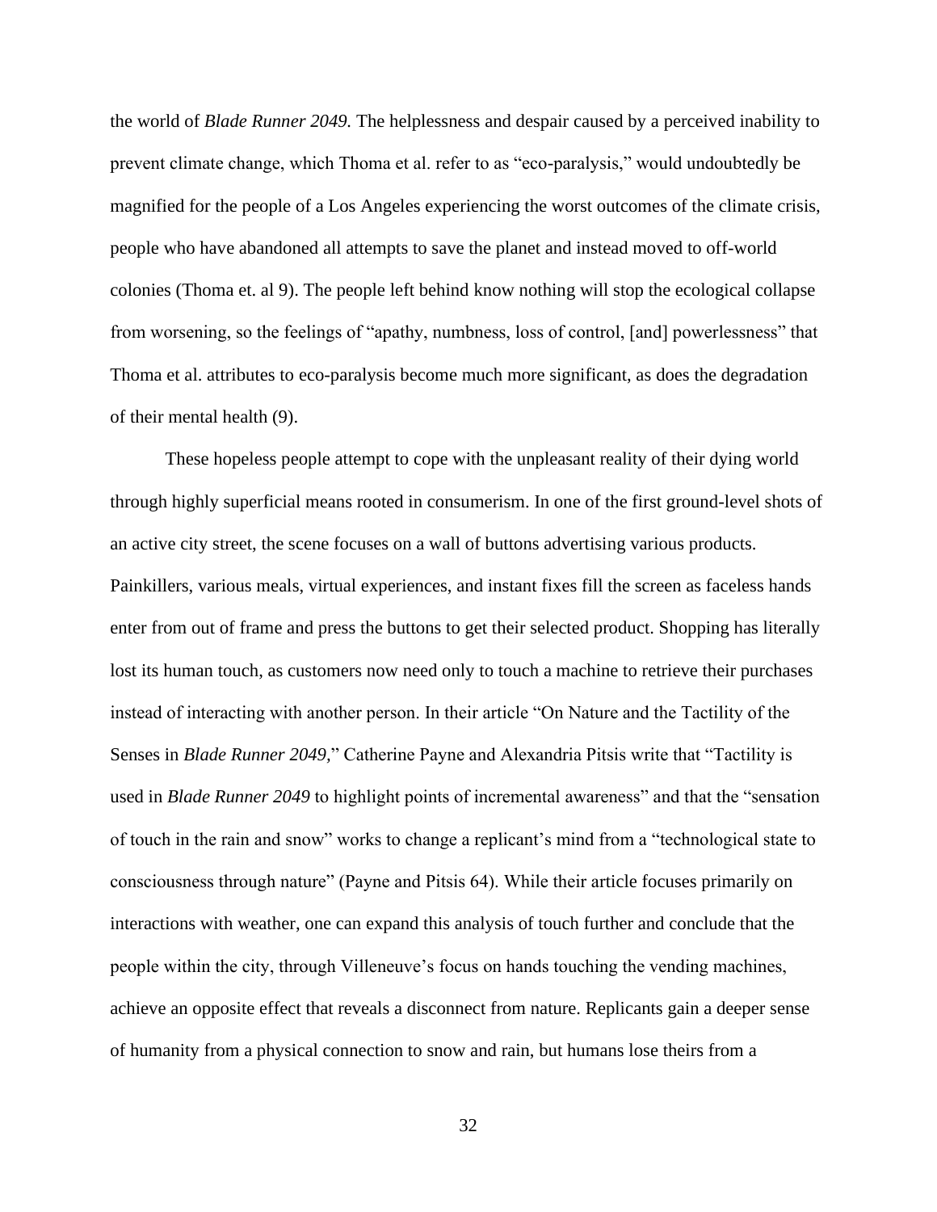the world of *Blade Runner 2049.* The helplessness and despair caused by a perceived inability to prevent climate change, which Thoma et al. refer to as "eco-paralysis," would undoubtedly be magnified for the people of a Los Angeles experiencing the worst outcomes of the climate crisis, people who have abandoned all attempts to save the planet and instead moved to off-world colonies (Thoma et. al 9). The people left behind know nothing will stop the ecological collapse from worsening, so the feelings of "apathy, numbness, loss of control, [and] powerlessness" that Thoma et al. attributes to eco-paralysis become much more significant, as does the degradation of their mental health (9).

These hopeless people attempt to cope with the unpleasant reality of their dying world through highly superficial means rooted in consumerism. In one of the first ground-level shots of an active city street, the scene focuses on a wall of buttons advertising various products. Painkillers, various meals, virtual experiences, and instant fixes fill the screen as faceless hands enter from out of frame and press the buttons to get their selected product. Shopping has literally lost its human touch, as customers now need only to touch a machine to retrieve their purchases instead of interacting with another person. In their article "On Nature and the Tactility of the Senses in *Blade Runner 2049,*" Catherine Payne and Alexandria Pitsis write that "Tactility is used in *Blade Runner 2049* to highlight points of incremental awareness" and that the "sensation of touch in the rain and snow" works to change a replicant's mind from a "technological state to consciousness through nature" (Payne and Pitsis 64). While their article focuses primarily on interactions with weather, one can expand this analysis of touch further and conclude that the people within the city, through Villeneuve's focus on hands touching the vending machines, achieve an opposite effect that reveals a disconnect from nature. Replicants gain a deeper sense of humanity from a physical connection to snow and rain, but humans lose theirs from a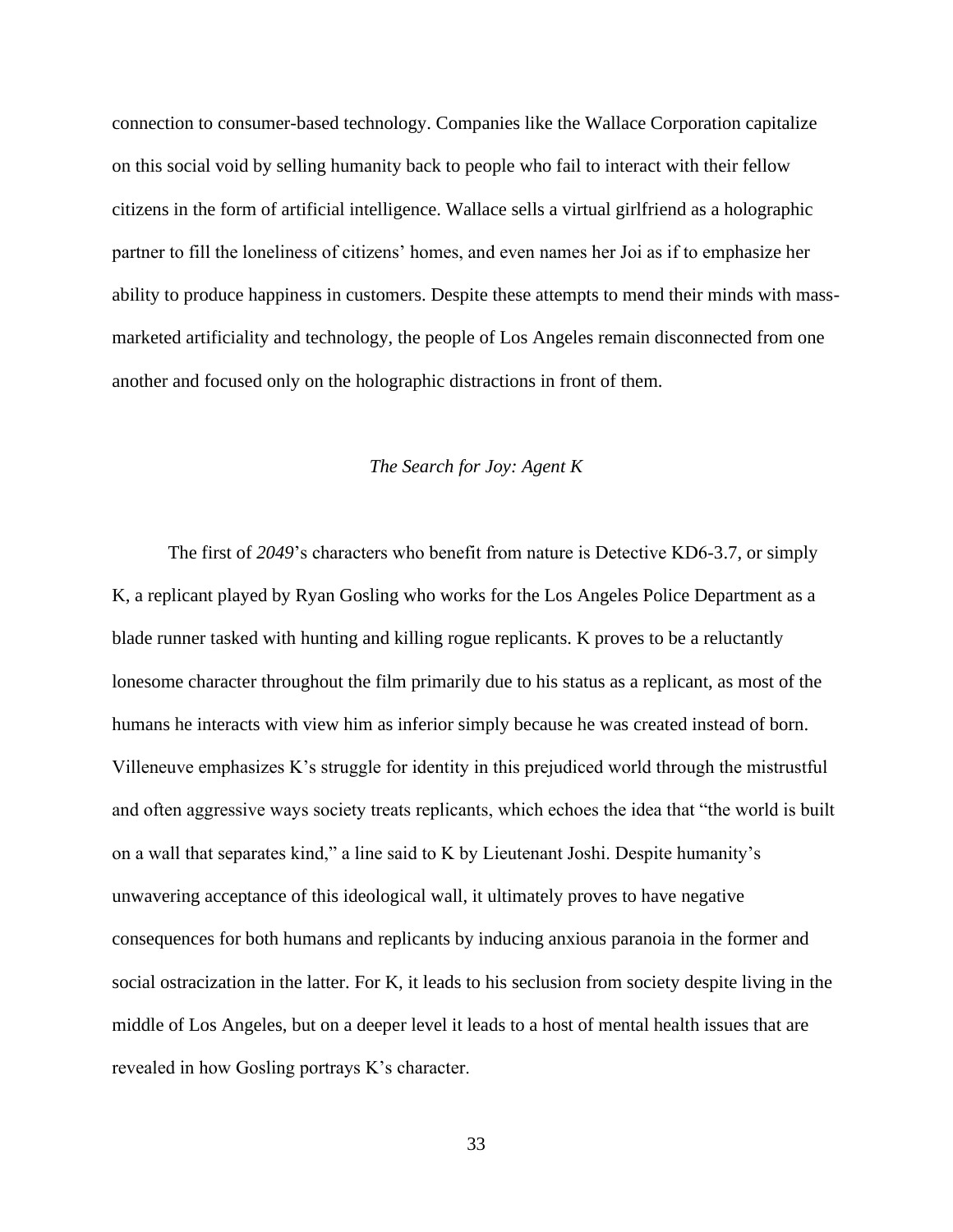connection to consumer-based technology. Companies like the Wallace Corporation capitalize on this social void by selling humanity back to people who fail to interact with their fellow citizens in the form of artificial intelligence. Wallace sells a virtual girlfriend as a holographic partner to fill the loneliness of citizens' homes, and even names her Joi as if to emphasize her ability to produce happiness in customers. Despite these attempts to mend their minds with mass-marketed artificiality and technology, the people of Los Angeles remain disconnected from one another and focused only on the holographic distractions in front of them.

### *The Search for Joy: Agent K*

The first of *2049*'s characters who benefit from nature is Detective KD6-3.7, or simply K, a replicant played by Ryan Gosling who works for the Los Angeles Police Department as a blade runner tasked with hunting and killing rogue replicants. K proves to be a reluctantly lonesome character throughout the film primarily due to his status as a replicant, as most of the humans he interacts with view him as inferior simply because he was created instead of born. Villeneuve emphasizes K's struggle for identity in this prejudiced world through the mistrustful and often aggressive ways society treats replicants, which echoes the idea that "the world is built on a wall that separates kind," a line said to K by Lieutenant Joshi. Despite humanity's unwavering acceptance of this ideological wall, it ultimately proves to have negative consequences for both humans and replicants by inducing anxious paranoia in the former and social ostracization in the latter. For K, it leads to his seclusion from society despite living in the middle of Los Angeles, but on a deeper level it leads to a host of mental health issues that are revealed in how Gosling portrays K's character.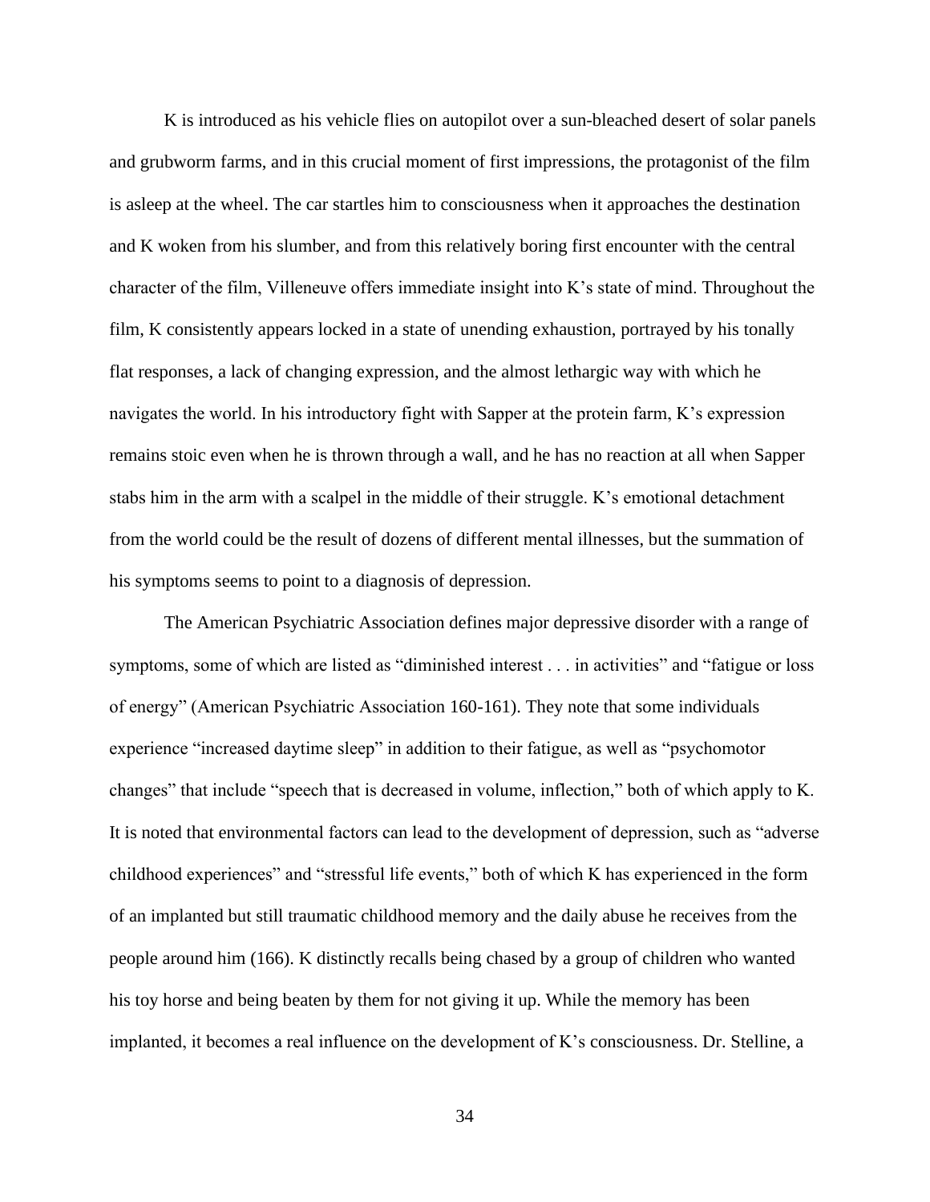K is introduced as his vehicle flies on autopilot over a sun-bleached desert of solar panels and grubworm farms, and in this crucial moment of first impressions, the protagonist of the film is asleep at the wheel. The car startles him to consciousness when it approaches the destination and K woken from his slumber, and from this relatively boring first encounter with the central character of the film, Villeneuve offers immediate insight into K's state of mind. Throughout the film, K consistently appears locked in a state of unending exhaustion, portrayed by his tonally flat responses, a lack of changing expression, and the almost lethargic way with which he navigates the world. In his introductory fight with Sapper at the protein farm, K's expression remains stoic even when he is thrown through a wall, and he has no reaction at all when Sapper stabs him in the arm with a scalpel in the middle of their struggle. K's emotional detachment from the world could be the result of dozens of different mental illnesses, but the summation of his symptoms seems to point to a diagnosis of depression.

The American Psychiatric Association defines major depressive disorder with a range of symptoms, some of which are listed as "diminished interest . . . in activities" and "fatigue or loss of energy" (American Psychiatric Association 160-161). They note that some individuals experience "increased daytime sleep" in addition to their fatigue, as well as "psychomotor changes" that include "speech that is decreased in volume, inflection," both of which apply to K. It is noted that environmental factors can lead to the development of depression, such as "adverse childhood experiences" and "stressful life events," both of which K has experienced in the form of an implanted but still traumatic childhood memory and the daily abuse he receives from the people around him (166). K distinctly recalls being chased by a group of children who wanted his toy horse and being beaten by them for not giving it up. While the memory has been implanted, it becomes a real influence on the development of K's consciousness. Dr. Stelline, a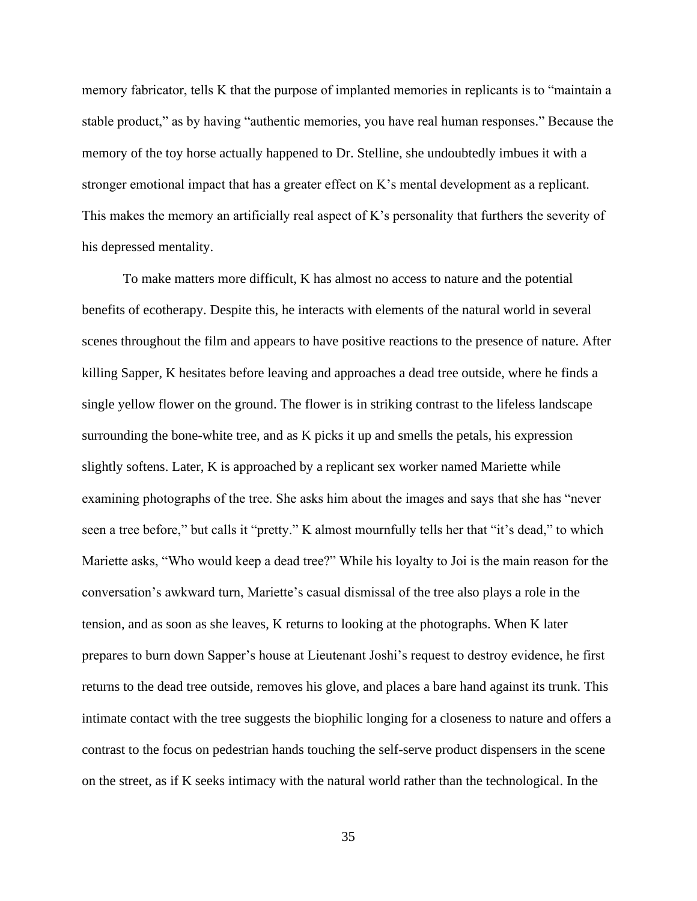memory fabricator, tells K that the purpose of implanted memories in replicants is to "maintain a stable product," as by having "authentic memories, you have real human responses." Because the memory of the toy horse actually happened to Dr. Stelline, she undoubtedly imbues it with a stronger emotional impact that has a greater effect on K's mental development as a replicant. This makes the memory an artificially real aspect of K's personality that furthers the severity of his depressed mentality.

To make matters more difficult, K has almost no access to nature and the potential benefits of ecotherapy. Despite this, he interacts with elements of the natural world in several scenes throughout the film and appears to have positive reactions to the presence of nature. After killing Sapper, K hesitates before leaving and approaches a dead tree outside, where he finds a single yellow flower on the ground. The flower is in striking contrast to the lifeless landscape surrounding the bone-white tree, and as K picks it up and smells the petals, his expression slightly softens. Later, K is approached by a replicant sex worker named Mariette while examining photographs of the tree. She asks him about the images and says that she has "never seen a tree before," but calls it "pretty." K almost mournfully tells her that "it's dead," to which Mariette asks, "Who would keep a dead tree?" While his loyalty to Joi is the main reason for the conversation's awkward turn, Mariette's casual dismissal of the tree also plays a role in the tension, and as soon as she leaves, K returns to looking at the photographs. When K later prepares to burn down Sapper's house at Lieutenant Joshi's request to destroy evidence, he first returns to the dead tree outside, removes his glove, and places a bare hand against its trunk. This intimate contact with the tree suggests the biophilic longing for a closeness to nature and offers a contrast to the focus on pedestrian hands touching the self-serve product dispensers in the scene on the street, as if K seeks intimacy with the natural world rather than the technological. In the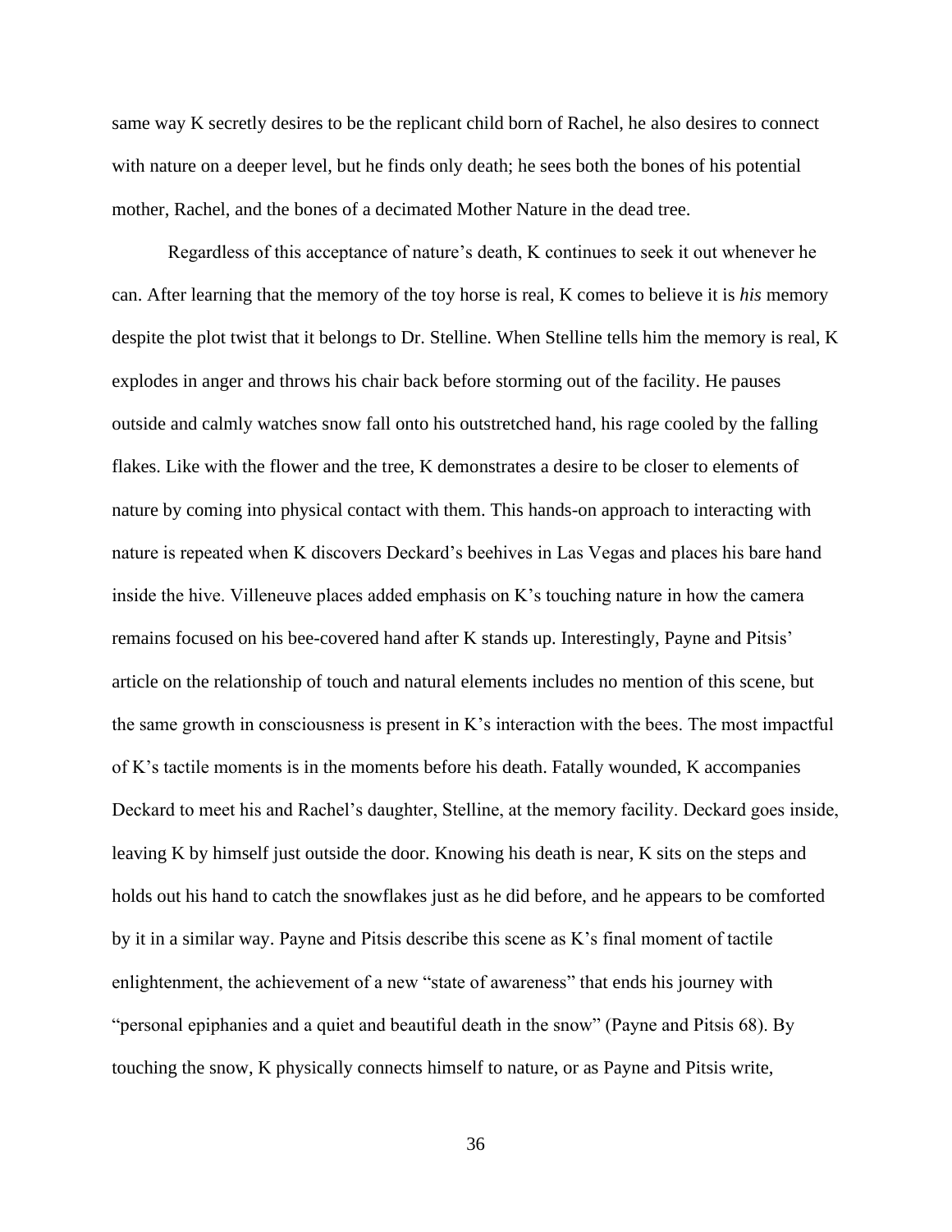same way K secretly desires to be the replicant child born of Rachel, he also desires to connect with nature on a deeper level, but he finds only death; he sees both the bones of his potential mother, Rachel, and the bones of a decimated Mother Nature in the dead tree.

Regardless of this acceptance of nature's death, K continues to seek it out whenever he can. After learning that the memory of the toy horse is real, K comes to believe it is *his* memory despite the plot twist that it belongs to Dr. Stelline. When Stelline tells him the memory is real, K explodes in anger and throws his chair back before storming out of the facility. He pauses outside and calmly watches snow fall onto his outstretched hand, his rage cooled by the falling flakes. Like with the flower and the tree, K demonstrates a desire to be closer to elements of nature by coming into physical contact with them. This hands-on approach to interacting with nature is repeated when K discovers Deckard's beehives in Las Vegas and places his bare hand inside the hive. Villeneuve places added emphasis on K's touching nature in how the camera remains focused on his bee-covered hand after K stands up. Interestingly, Payne and Pitsis' article on the relationship of touch and natural elements includes no mention of this scene, but the same growth in consciousness is present in K's interaction with the bees. The most impactful of K's tactile moments is in the moments before his death. Fatally wounded, K accompanies Deckard to meet his and Rachel's daughter, Stelline, at the memory facility. Deckard goes inside, leaving K by himself just outside the door. Knowing his death is near, K sits on the steps and holds out his hand to catch the snowflakes just as he did before, and he appears to be comforted by it in a similar way. Payne and Pitsis describe this scene as K's final moment of tactile enlightenment, the achievement of a new "state of awareness" that ends his journey with "personal epiphanies and a quiet and beautiful death in the snow" (Payne and Pitsis 68). By touching the snow, K physically connects himself to nature, or as Payne and Pitsis write,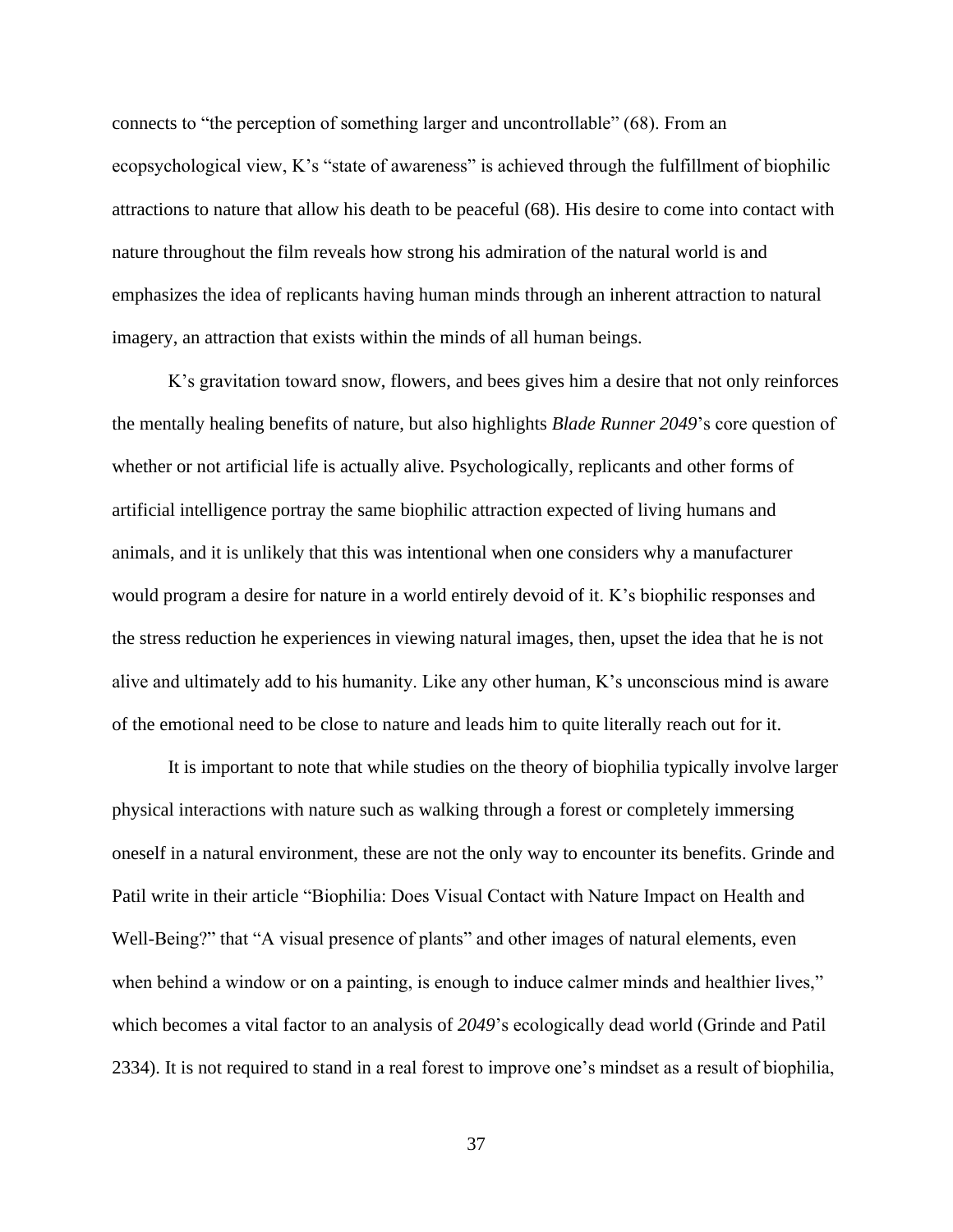connects to "the perception of something larger and uncontrollable" (68). From an ecopsychological view, K's "state of awareness" is achieved through the fulfillment of biophilic attractions to nature that allow his death to be peaceful (68). His desire to come into contact with nature throughout the film reveals how strong his admiration of the natural world is and emphasizes the idea of replicants having human minds through an inherent attraction to natural imagery, an attraction that exists within the minds of all human beings.

K's gravitation toward snow, flowers, and bees gives him a desire that not only reinforces the mentally healing benefits of nature, but also highlights *Blade Runner 2049*'s core question of whether or not artificial life is actually alive. Psychologically, replicants and other forms of artificial intelligence portray the same biophilic attraction expected of living humans and animals, and it is unlikely that this was intentional when one considers why a manufacturer would program a desire for nature in a world entirely devoid of it. K's biophilic responses and the stress reduction he experiences in viewing natural images, then, upset the idea that he is not alive and ultimately add to his humanity. Like any other human, K's unconscious mind is aware of the emotional need to be close to nature and leads him to quite literally reach out for it.

It is important to note that while studies on the theory of biophilia typically involve larger physical interactions with nature such as walking through a forest or completely immersing oneself in a natural environment, these are not the only way to encounter its benefits. Grinde and Patil write in their article "Biophilia: Does Visual Contact with Nature Impact on Health and Well-Being?" that "A visual presence of plants" and other images of natural elements, even when behind a window or on a painting, is enough to induce calmer minds and healthier lives," which becomes a vital factor to an analysis of *2049*'s ecologically dead world (Grinde and Patil 2334). It is not required to stand in a real forest to improve one's mindset as a result of biophilia,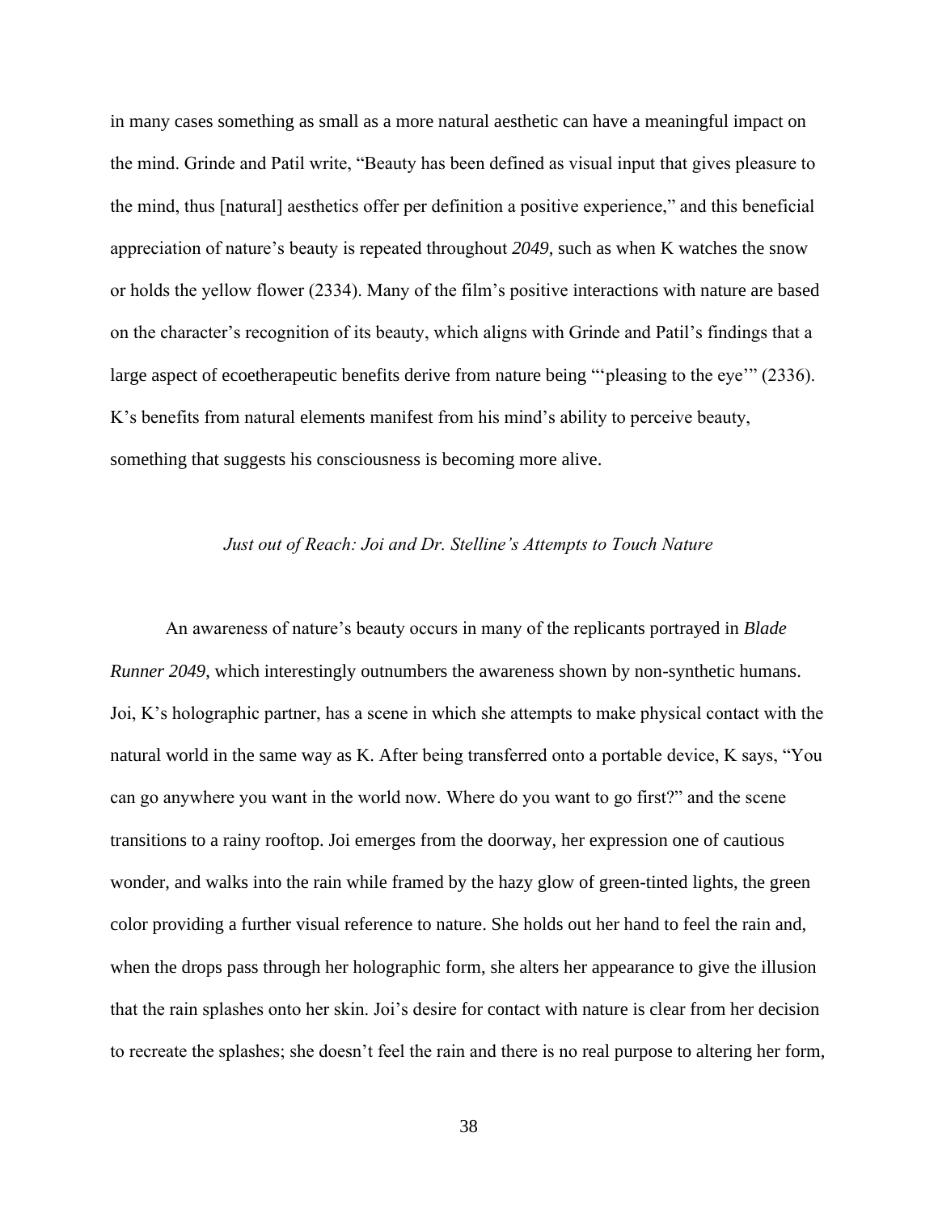in many cases something as small as a more natural aesthetic can have a meaningful impact on the mind. Grinde and Patil write, "Beauty has been defined as visual input that gives pleasure to the mind, thus [natural] aesthetics offer per definition a positive experience," and this beneficial appreciation of nature's beauty is repeated throughout *2049*, such as when K watches the snow or holds the yellow flower (2334). Many of the film's positive interactions with nature are based on the character's recognition of its beauty, which aligns with Grinde and Patil's findings that a large aspect of ecoetherapeutic benefits derive from nature being "'pleasing to the eye'" (2336). K's benefits from natural elements manifest from his mind's ability to perceive beauty, something that suggests his consciousness is becoming more alive.

### *Just out of Reach: Joi and Dr. Stelline's Attempts to Touch Nature*

An awareness of nature's beauty occurs in many of the replicants portrayed in *Blade Runner 2049*, which interestingly outnumbers the awareness shown by non-synthetic humans. Joi, K's holographic partner, has a scene in which she attempts to make physical contact with the natural world in the same way as K. After being transferred onto a portable device, K says, "You can go anywhere you want in the world now. Where do you want to go first?" and the scene transitions to a rainy rooftop. Joi emerges from the doorway, her expression one of cautious wonder, and walks into the rain while framed by the hazy glow of green-tinted lights, the green color providing a further visual reference to nature. She holds out her hand to feel the rain and, when the drops pass through her holographic form, she alters her appearance to give the illusion that the rain splashes onto her skin. Joi's desire for contact with nature is clear from her decision to recreate the splashes; she doesn't feel the rain and there is no real purpose to altering her form,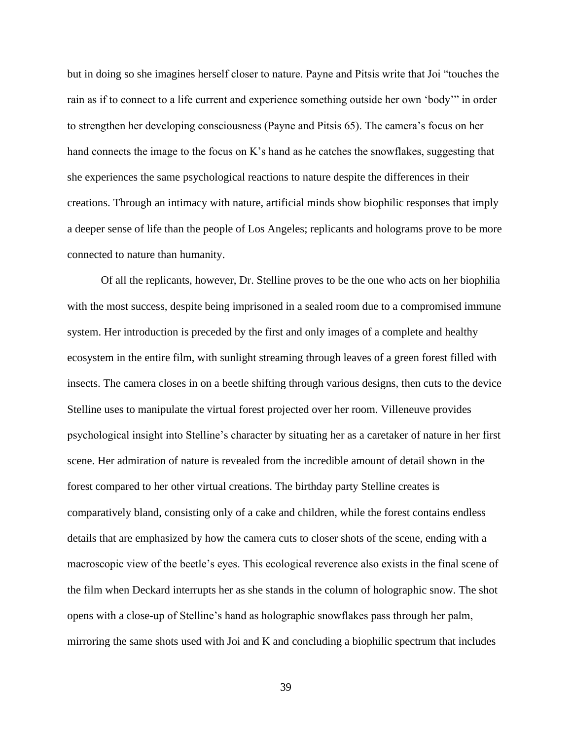but in doing so she imagines herself closer to nature. Payne and Pitsis write that Joi "touches the rain as if to connect to a life current and experience something outside her own 'body'" in order to strengthen her developing consciousness (Payne and Pitsis 65). The camera's focus on her hand connects the image to the focus on K's hand as he catches the snowflakes, suggesting that she experiences the same psychological reactions to nature despite the differences in their creations. Through an intimacy with nature, artificial minds show biophilic responses that imply a deeper sense of life than the people of Los Angeles; replicants and holograms prove to be more connected to nature than humanity.

Of all the replicants, however, Dr. Stelline proves to be the one who acts on her biophilia with the most success, despite being imprisoned in a sealed room due to a compromised immune system. Her introduction is preceded by the first and only images of a complete and healthy ecosystem in the entire film, with sunlight streaming through leaves of a green forest filled with insects. The camera closes in on a beetle shifting through various designs, then cuts to the device Stelline uses to manipulate the virtual forest projected over her room. Villeneuve provides psychological insight into Stelline's character by situating her as a caretaker of nature in her first scene. Her admiration of nature is revealed from the incredible amount of detail shown in the forest compared to her other virtual creations. The birthday party Stelline creates is comparatively bland, consisting only of a cake and children, while the forest contains endless details that are emphasized by how the camera cuts to closer shots of the scene, ending with a macroscopic view of the beetle's eyes. This ecological reverence also exists in the final scene of the film when Deckard interrupts her as she stands in the column of holographic snow. The shot opens with a close-up of Stelline's hand as holographic snowflakes pass through her palm, mirroring the same shots used with Joi and K and concluding a biophilic spectrum that includes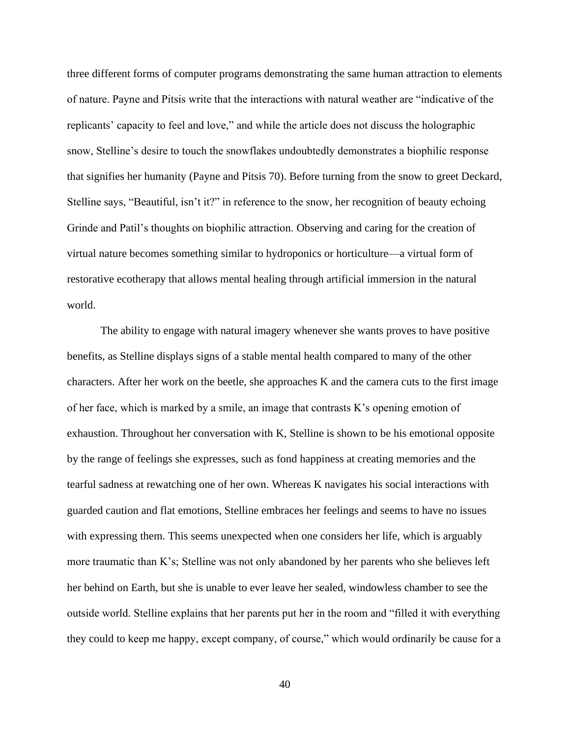three different forms of computer programs demonstrating the same human attraction to elements of nature. Payne and Pitsis write that the interactions with natural weather are "indicative of the replicants' capacity to feel and love," and while the article does not discuss the holographic snow, Stelline's desire to touch the snowflakes undoubtedly demonstrates a biophilic response that signifies her humanity (Payne and Pitsis 70). Before turning from the snow to greet Deckard, Stelline says, "Beautiful, isn't it?" in reference to the snow, her recognition of beauty echoing Grinde and Patil's thoughts on biophilic attraction. Observing and caring for the creation of virtual nature becomes something similar to hydroponics or horticulture—a virtual form of restorative ecotherapy that allows mental healing through artificial immersion in the natural world.

The ability to engage with natural imagery whenever she wants proves to have positive benefits, as Stelline displays signs of a stable mental health compared to many of the other characters. After her work on the beetle, she approaches K and the camera cuts to the first image of her face, which is marked by a smile, an image that contrasts K's opening emotion of exhaustion. Throughout her conversation with K, Stelline is shown to be his emotional opposite by the range of feelings she expresses, such as fond happiness at creating memories and the tearful sadness at rewatching one of her own. Whereas K navigates his social interactions with guarded caution and flat emotions, Stelline embraces her feelings and seems to have no issues with expressing them. This seems unexpected when one considers her life, which is arguably more traumatic than K's; Stelline was not only abandoned by her parents who she believes left her behind on Earth, but she is unable to ever leave her sealed, windowless chamber to see the outside world. Stelline explains that her parents put her in the room and "filled it with everything they could to keep me happy, except company, of course," which would ordinarily be cause for a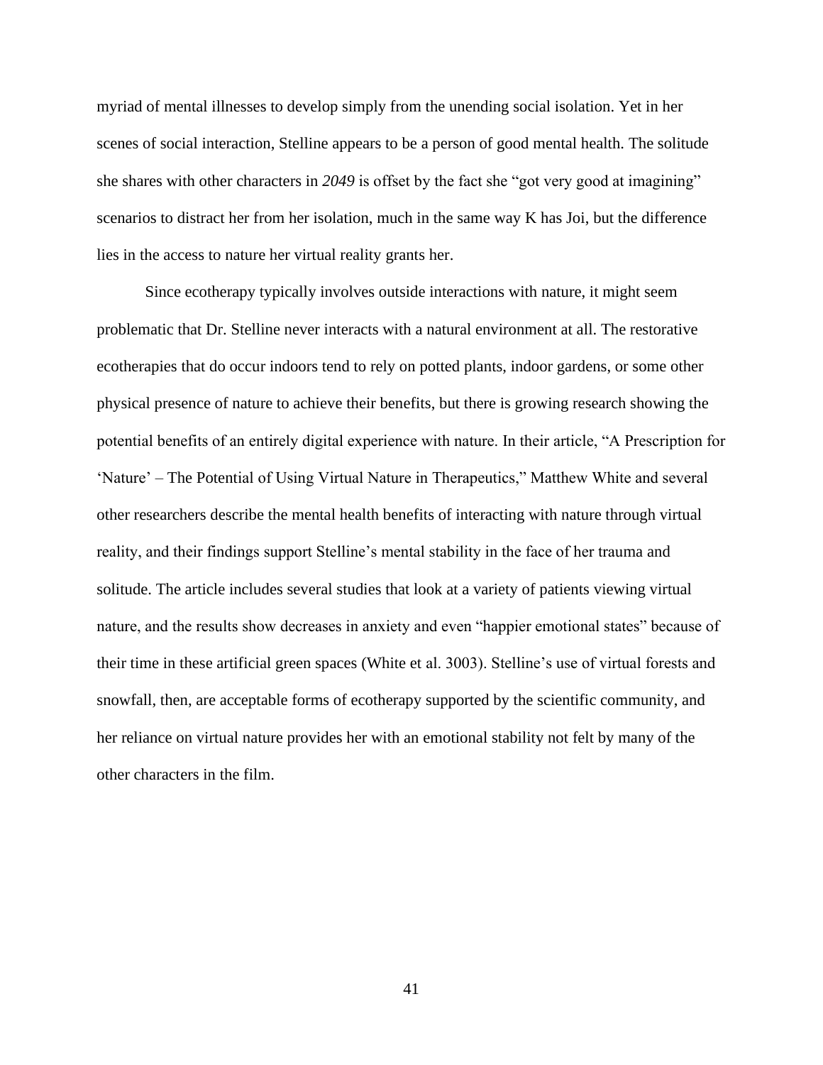myriad of mental illnesses to develop simply from the unending social isolation. Yet in her scenes of social interaction, Stelline appears to be a person of good mental health. The solitude she shares with other characters in *2049* is offset by the fact she "got very good at imagining" scenarios to distract her from her isolation, much in the same way K has Joi, but the difference lies in the access to nature her virtual reality grants her.

Since ecotherapy typically involves outside interactions with nature, it might seem problematic that Dr. Stelline never interacts with a natural environment at all. The restorative ecotherapies that do occur indoors tend to rely on potted plants, indoor gardens, or some other physical presence of nature to achieve their benefits, but there is growing research showing the potential benefits of an entirely digital experience with nature. In their article, "A Prescription for 'Nature' – The Potential of Using Virtual Nature in Therapeutics," Matthew White and several other researchers describe the mental health benefits of interacting with nature through virtual reality, and their findings support Stelline's mental stability in the face of her trauma and solitude. The article includes several studies that look at a variety of patients viewing virtual nature, and the results show decreases in anxiety and even "happier emotional states" because of their time in these artificial green spaces (White et al. 3003). Stelline's use of virtual forests and snowfall, then, are acceptable forms of ecotherapy supported by the scientific community, and her reliance on virtual nature provides her with an emotional stability not felt by many of the other characters in the film.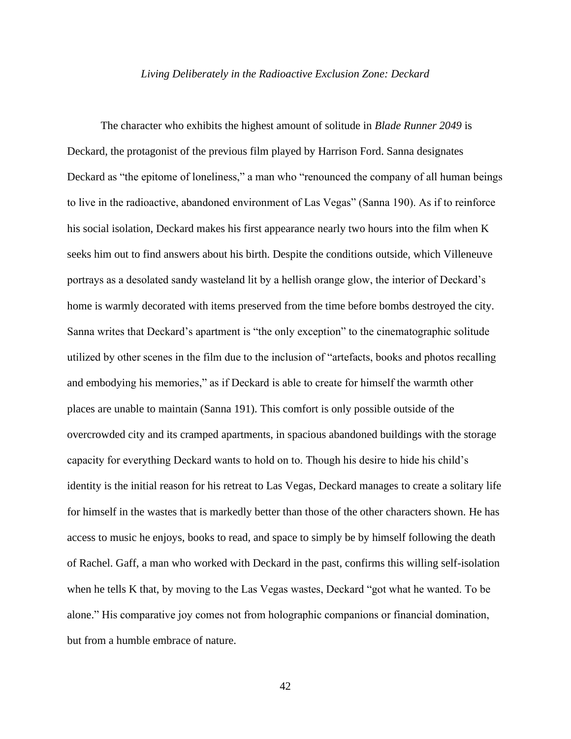### *Living Deliberately in the Radioactive Exclusion Zone: Deckard*

The character who exhibits the highest amount of solitude in *Blade Runner 2049* is Deckard, the protagonist of the previous film played by Harrison Ford. Sanna designates Deckard as "the epitome of loneliness," a man who "renounced the company of all human beings to live in the radioactive, abandoned environment of Las Vegas" (Sanna 190). As if to reinforce his social isolation, Deckard makes his first appearance nearly two hours into the film when K seeks him out to find answers about his birth. Despite the conditions outside, which Villeneuve portrays as a desolated sandy wasteland lit by a hellish orange glow, the interior of Deckard's home is warmly decorated with items preserved from the time before bombs destroyed the city. Sanna writes that Deckard's apartment is "the only exception" to the cinematographic solitude utilized by other scenes in the film due to the inclusion of "artefacts, books and photos recalling and embodying his memories," as if Deckard is able to create for himself the warmth other places are unable to maintain (Sanna 191). This comfort is only possible outside of the overcrowded city and its cramped apartments, in spacious abandoned buildings with the storage capacity for everything Deckard wants to hold on to. Though his desire to hide his child's identity is the initial reason for his retreat to Las Vegas, Deckard manages to create a solitary life for himself in the wastes that is markedly better than those of the other characters shown. He has access to music he enjoys, books to read, and space to simply be by himself following the death of Rachel. Gaff, a man who worked with Deckard in the past, confirms this willing self-isolation when he tells K that, by moving to the Las Vegas wastes, Deckard "got what he wanted. To be alone." His comparative joy comes not from holographic companions or financial domination, but from a humble embrace of nature.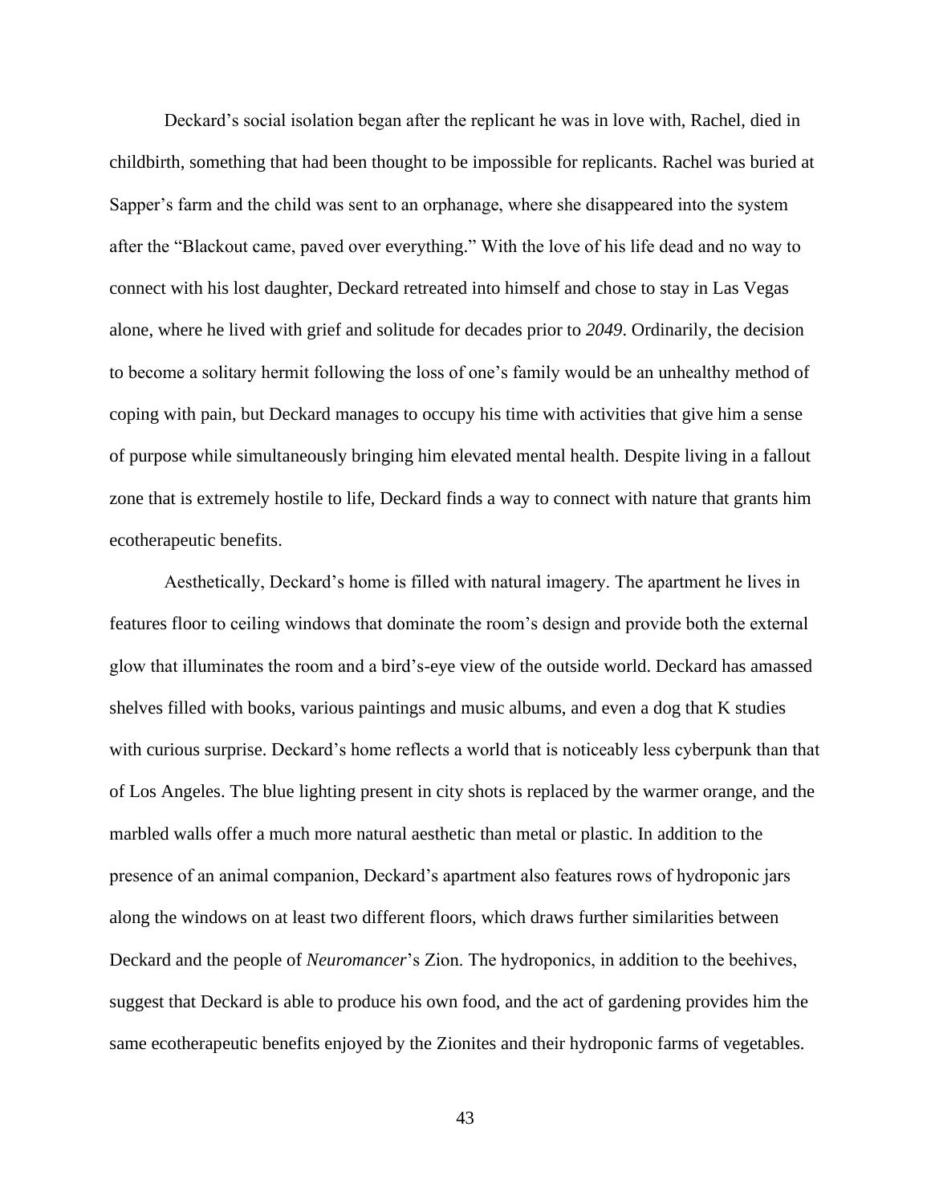Deckard's social isolation began after the replicant he was in love with, Rachel, died in childbirth, something that had been thought to be impossible for replicants. Rachel was buried at Sapper's farm and the child was sent to an orphanage, where she disappeared into the system after the "Blackout came, paved over everything." With the love of his life dead and no way to connect with his lost daughter, Deckard retreated into himself and chose to stay in Las Vegas alone, where he lived with grief and solitude for decades prior to *2049*. Ordinarily, the decision to become a solitary hermit following the loss of one's family would be an unhealthy method of coping with pain, but Deckard manages to occupy his time with activities that give him a sense of purpose while simultaneously bringing him elevated mental health. Despite living in a fallout zone that is extremely hostile to life, Deckard finds a way to connect with nature that grants him ecotherapeutic benefits.

Aesthetically, Deckard's home is filled with natural imagery. The apartment he lives in features floor to ceiling windows that dominate the room's design and provide both the external glow that illuminates the room and a bird's-eye view of the outside world. Deckard has amassed shelves filled with books, various paintings and music albums, and even a dog that K studies with curious surprise. Deckard's home reflects a world that is noticeably less cyberpunk than that of Los Angeles. The blue lighting present in city shots is replaced by the warmer orange, and the marbled walls offer a much more natural aesthetic than metal or plastic. In addition to the presence of an animal companion, Deckard's apartment also features rows of hydroponic jars along the windows on at least two different floors, which draws further similarities between Deckard and the people of *Neuromancer*'s Zion. The hydroponics, in addition to the beehives, suggest that Deckard is able to produce his own food, and the act of gardening provides him the same ecotherapeutic benefits enjoyed by the Zionites and their hydroponic farms of vegetables.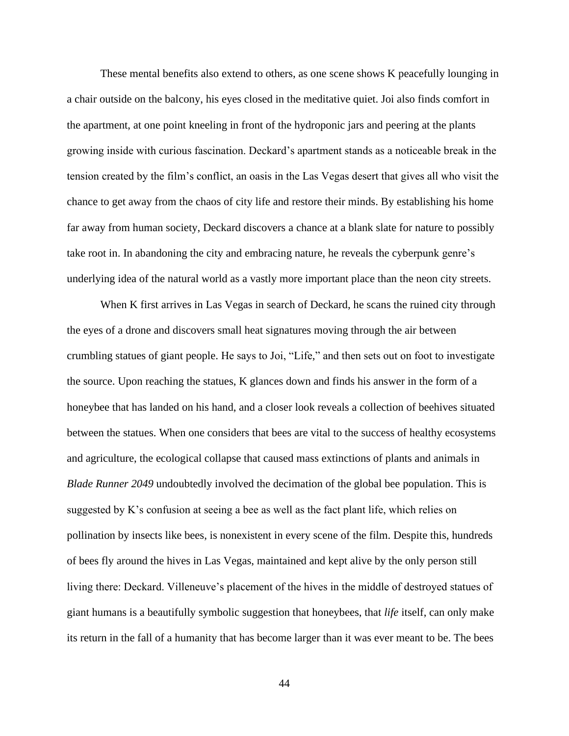These mental benefits also extend to others, as one scene shows K peacefully lounging in a chair outside on the balcony, his eyes closed in the meditative quiet. Joi also finds comfort in the apartment, at one point kneeling in front of the hydroponic jars and peering at the plants growing inside with curious fascination. Deckard's apartment stands as a noticeable break in the tension created by the film's conflict, an oasis in the Las Vegas desert that gives all who visit the chance to get away from the chaos of city life and restore their minds. By establishing his home far away from human society, Deckard discovers a chance at a blank slate for nature to possibly take root in. In abandoning the city and embracing nature, he reveals the cyberpunk genre's underlying idea of the natural world as a vastly more important place than the neon city streets.

When K first arrives in Las Vegas in search of Deckard, he scans the ruined city through the eyes of a drone and discovers small heat signatures moving through the air between crumbling statues of giant people. He says to Joi, "Life," and then sets out on foot to investigate the source. Upon reaching the statues, K glances down and finds his answer in the form of a honeybee that has landed on his hand, and a closer look reveals a collection of beehives situated between the statues. When one considers that bees are vital to the success of healthy ecosystems and agriculture, the ecological collapse that caused mass extinctions of plants and animals in *Blade Runner 2049* undoubtedly involved the decimation of the global bee population. This is suggested by K's confusion at seeing a bee as well as the fact plant life, which relies on pollination by insects like bees, is nonexistent in every scene of the film. Despite this, hundreds of bees fly around the hives in Las Vegas, maintained and kept alive by the only person still living there: Deckard. Villeneuve's placement of the hives in the middle of destroyed statues of giant humans is a beautifully symbolic suggestion that honeybees, that *life* itself, can only make its return in the fall of a humanity that has become larger than it was ever meant to be. The bees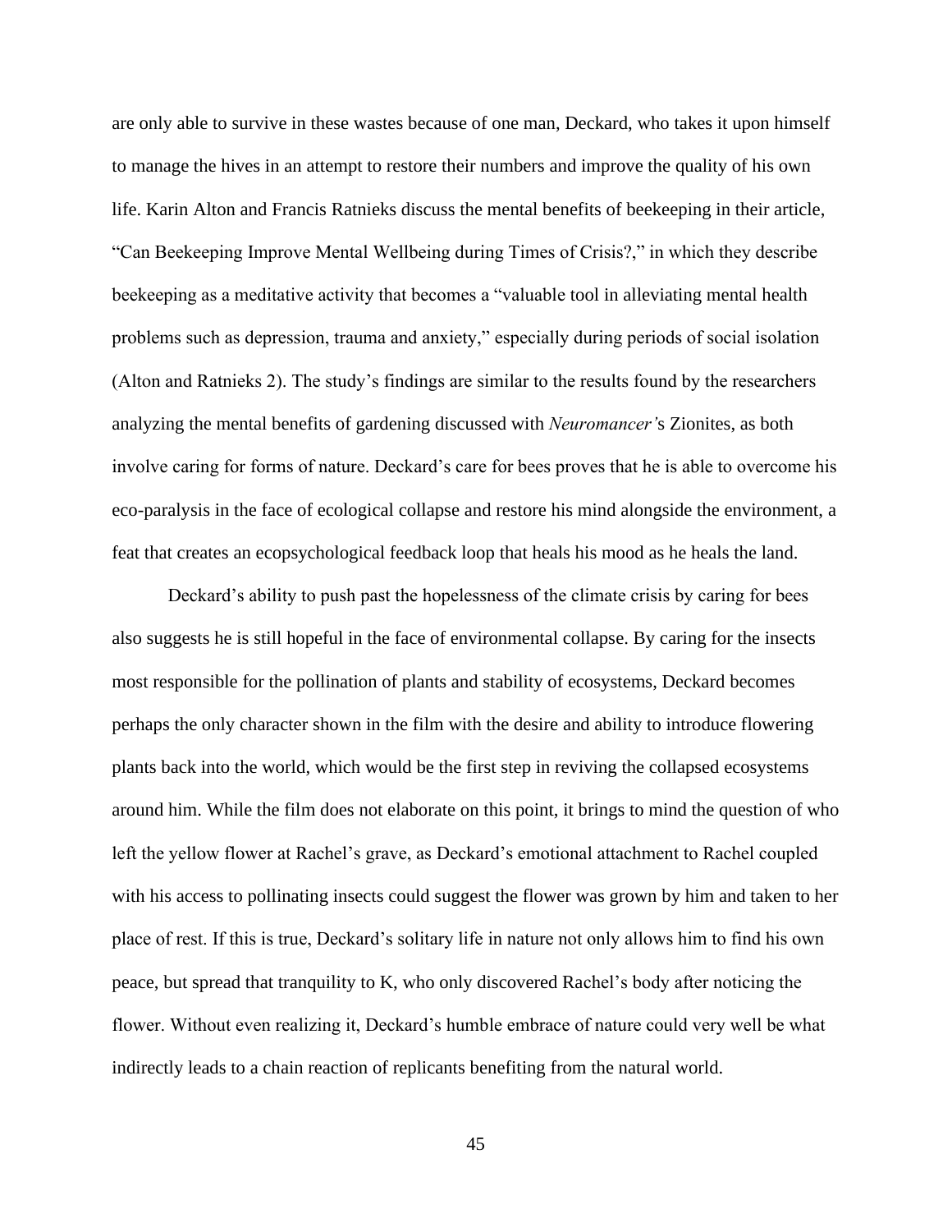are only able to survive in these wastes because of one man, Deckard, who takes it upon himself to manage the hives in an attempt to restore their numbers and improve the quality of his own life. Karin Alton and Francis Ratnieks discuss the mental benefits of beekeeping in their article, "Can Beekeeping Improve Mental Wellbeing during Times of Crisis?," in which they describe beekeeping as a meditative activity that becomes a "valuable tool in alleviating mental health problems such as depression, trauma and anxiety," especially during periods of social isolation (Alton and Ratnieks 2). The study's findings are similar to the results found by the researchers analyzing the mental benefits of gardening discussed with *Neuromancer'*s Zionites, as both involve caring for forms of nature. Deckard's care for bees proves that he is able to overcome his eco-paralysis in the face of ecological collapse and restore his mind alongside the environment, a feat that creates an ecopsychological feedback loop that heals his mood as he heals the land.

Deckard's ability to push past the hopelessness of the climate crisis by caring for bees also suggests he is still hopeful in the face of environmental collapse. By caring for the insects most responsible for the pollination of plants and stability of ecosystems, Deckard becomes perhaps the only character shown in the film with the desire and ability to introduce flowering plants back into the world, which would be the first step in reviving the collapsed ecosystems around him. While the film does not elaborate on this point, it brings to mind the question of who left the yellow flower at Rachel's grave, as Deckard's emotional attachment to Rachel coupled with his access to pollinating insects could suggest the flower was grown by him and taken to her place of rest. If this is true, Deckard's solitary life in nature not only allows him to find his own peace, but spread that tranquility to K, who only discovered Rachel's body after noticing the flower. Without even realizing it, Deckard's humble embrace of nature could very well be what indirectly leads to a chain reaction of replicants benefiting from the natural world.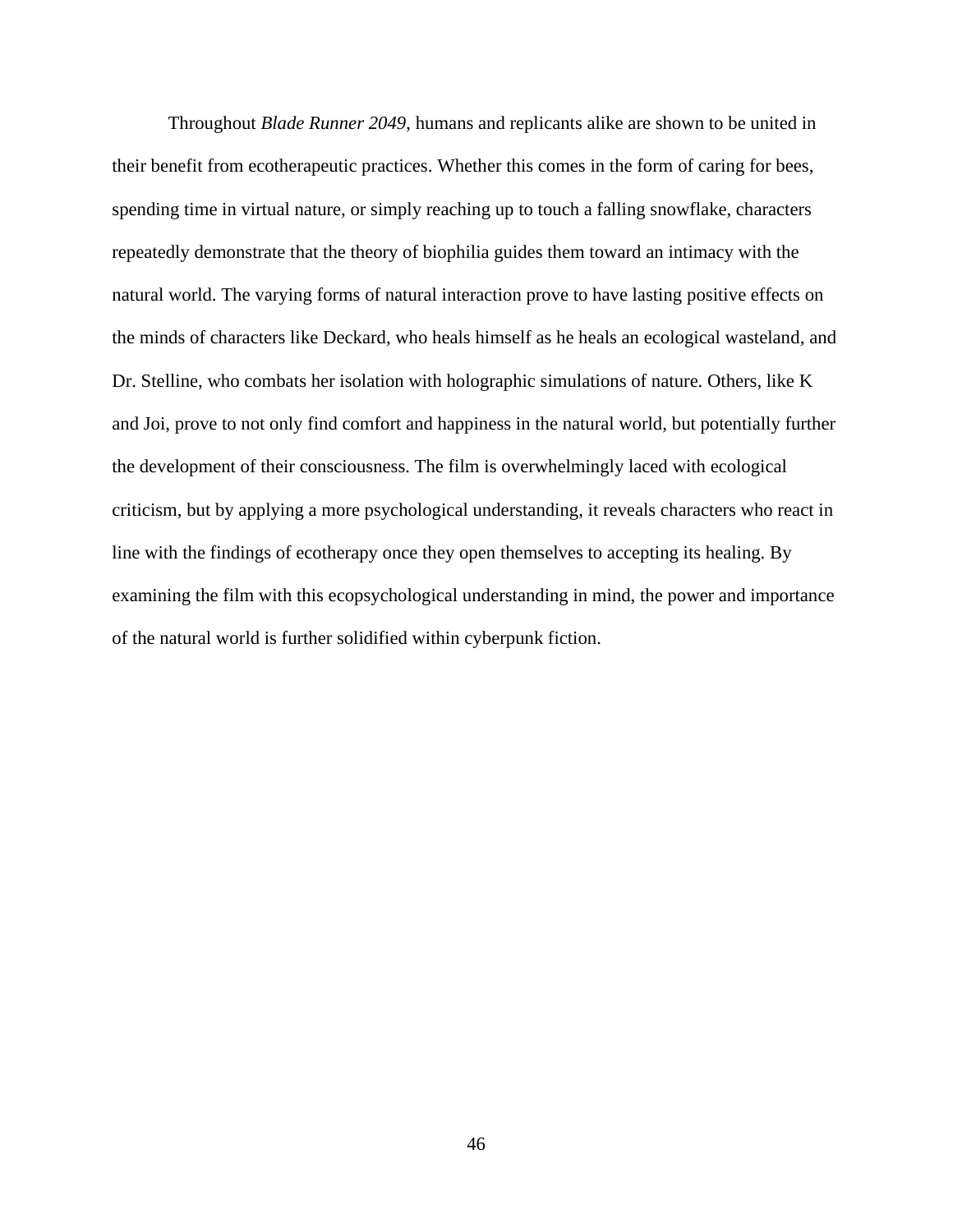Throughout *Blade Runner 2049*, humans and replicants alike are shown to be united in their benefit from ecotherapeutic practices. Whether this comes in the form of caring for bees, spending time in virtual nature, or simply reaching up to touch a falling snowflake, characters repeatedly demonstrate that the theory of biophilia guides them toward an intimacy with the natural world. The varying forms of natural interaction prove to have lasting positive effects on the minds of characters like Deckard, who heals himself as he heals an ecological wasteland, and Dr. Stelline, who combats her isolation with holographic simulations of nature. Others, like K and Joi, prove to not only find comfort and happiness in the natural world, but potentially further the development of their consciousness. The film is overwhelmingly laced with ecological criticism, but by applying a more psychological understanding, it reveals characters who react in line with the findings of ecotherapy once they open themselves to accepting its healing. By examining the film with this ecopsychological understanding in mind, the power and importance of the natural world is further solidified within cyberpunk fiction.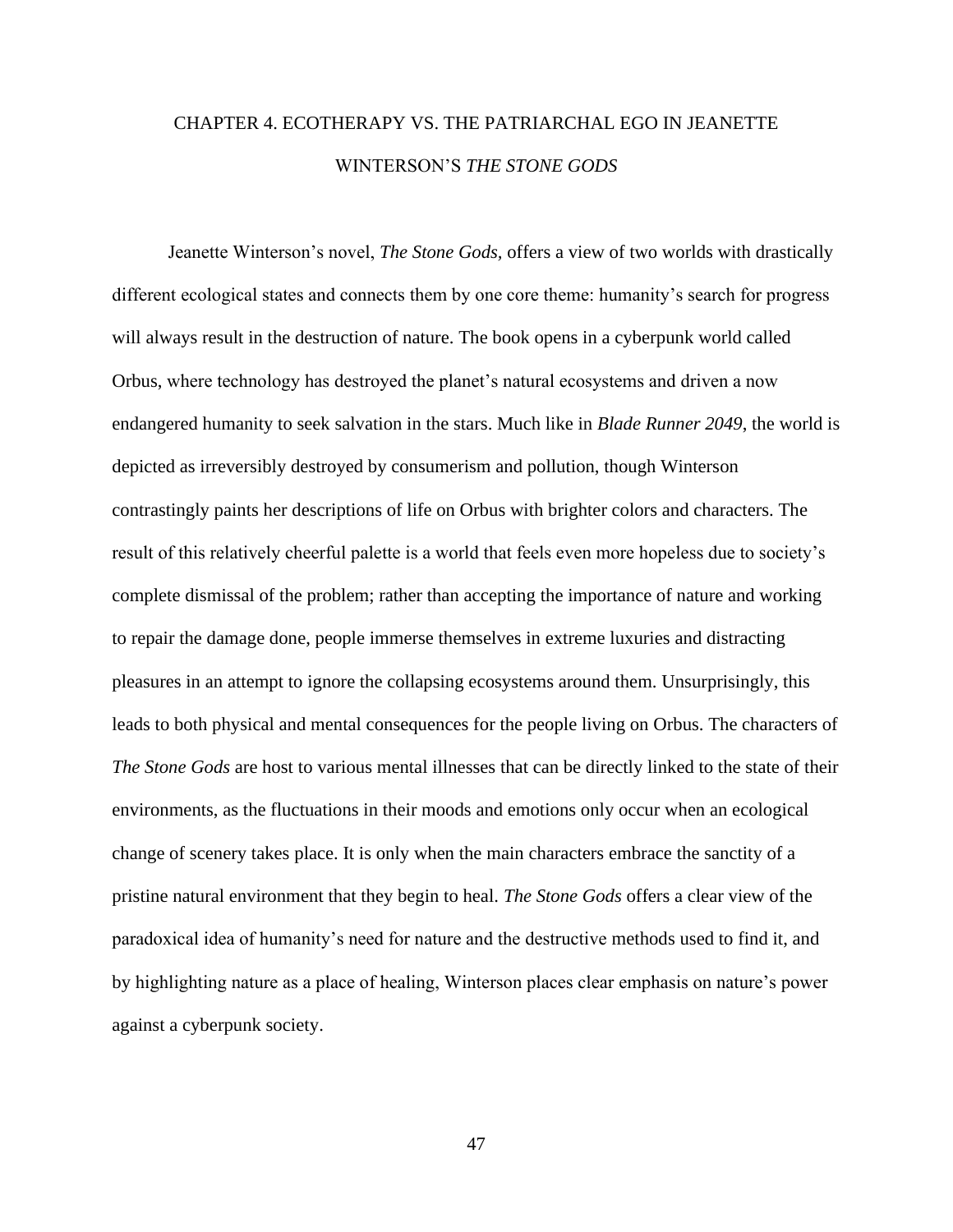# CHAPTER 4. ECOTHERAPY VS. THE PATRIARCHAL EGO IN JEANETTE WINTERSON'S *THE STONE GODS*

Jeanette Winterson's novel, *The Stone Gods,* offers a view of two worlds with drastically different ecological states and connects them by one core theme: humanity's search for progress will always result in the destruction of nature. The book opens in a cyberpunk world called Orbus, where technology has destroyed the planet's natural ecosystems and driven a now endangered humanity to seek salvation in the stars. Much like in *Blade Runner 2049*, the world is depicted as irreversibly destroyed by consumerism and pollution, though Winterson contrastingly paints her descriptions of life on Orbus with brighter colors and characters. The result of this relatively cheerful palette is a world that feels even more hopeless due to society's complete dismissal of the problem; rather than accepting the importance of nature and working to repair the damage done, people immerse themselves in extreme luxuries and distracting pleasures in an attempt to ignore the collapsing ecosystems around them. Unsurprisingly, this leads to both physical and mental consequences for the people living on Orbus. The characters of *The Stone Gods* are host to various mental illnesses that can be directly linked to the state of their environments, as the fluctuations in their moods and emotions only occur when an ecological change of scenery takes place. It is only when the main characters embrace the sanctity of a pristine natural environment that they begin to heal. *The Stone Gods* offers a clear view of the paradoxical idea of humanity's need for nature and the destructive methods used to find it, and by highlighting nature as a place of healing, Winterson places clear emphasis on nature's power against a cyberpunk society.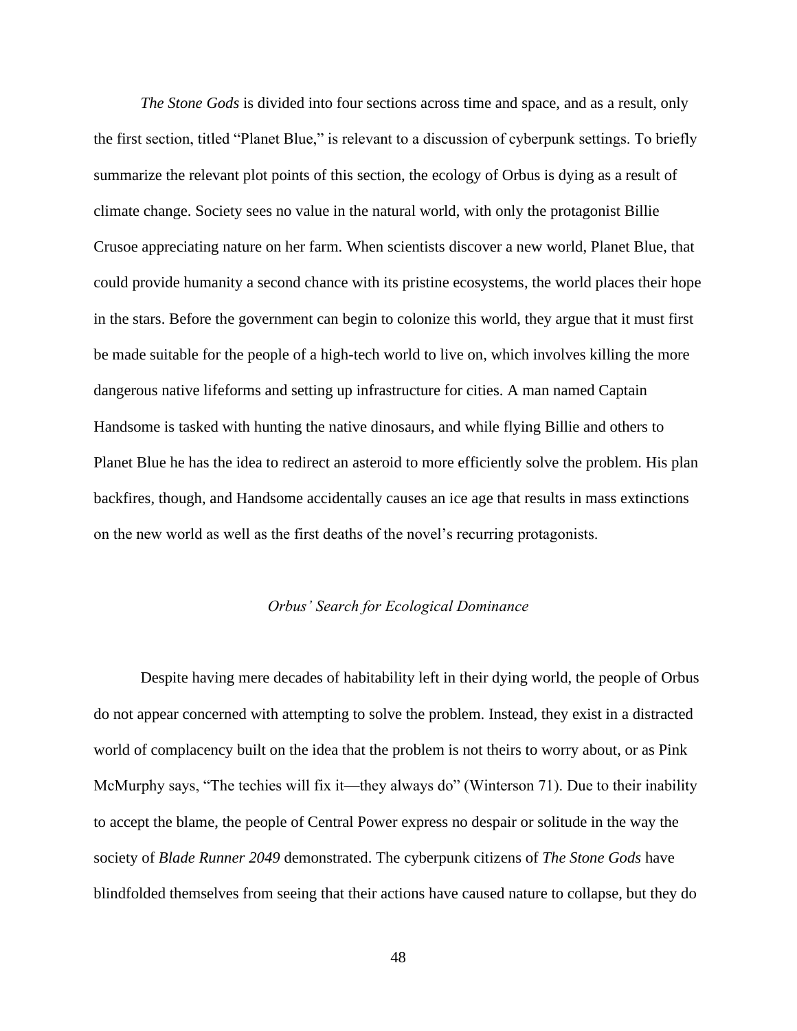*The Stone Gods* is divided into four sections across time and space, and as a result, only the first section, titled "Planet Blue," is relevant to a discussion of cyberpunk settings. To briefly summarize the relevant plot points of this section, the ecology of Orbus is dying as a result of climate change. Society sees no value in the natural world, with only the protagonist Billie Crusoe appreciating nature on her farm. When scientists discover a new world, Planet Blue, that could provide humanity a second chance with its pristine ecosystems, the world places their hope in the stars. Before the government can begin to colonize this world, they argue that it must first be made suitable for the people of a high-tech world to live on, which involves killing the more dangerous native lifeforms and setting up infrastructure for cities. A man named Captain Handsome is tasked with hunting the native dinosaurs, and while flying Billie and others to Planet Blue he has the idea to redirect an asteroid to more efficiently solve the problem. His plan backfires, though, and Handsome accidentally causes an ice age that results in mass extinctions on the new world as well as the first deaths of the novel's recurring protagonists.

### *Orbus' Search for Ecological Dominance*

Despite having mere decades of habitability left in their dying world, the people of Orbus do not appear concerned with attempting to solve the problem. Instead, they exist in a distracted world of complacency built on the idea that the problem is not theirs to worry about, or as Pink McMurphy says, "The techies will fix it—they always do" (Winterson 71). Due to their inability to accept the blame, the people of Central Power express no despair or solitude in the way the society of *Blade Runner 2049* demonstrated. The cyberpunk citizens of *The Stone Gods* have blindfolded themselves from seeing that their actions have caused nature to collapse, but they do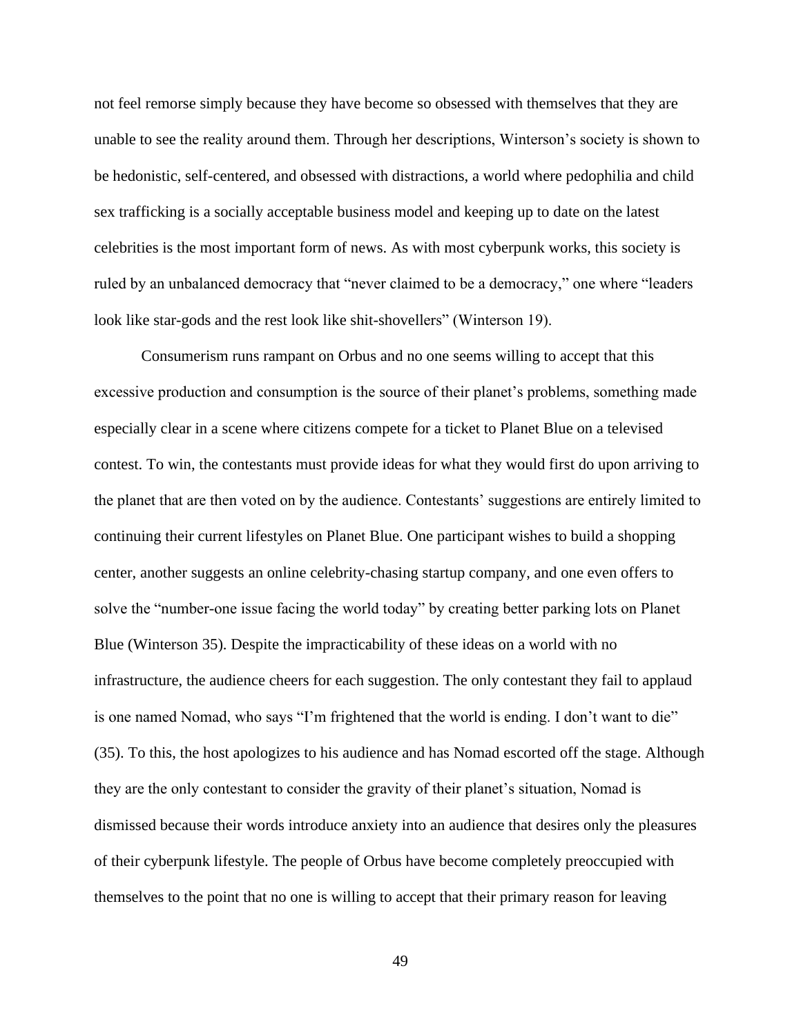not feel remorse simply because they have become so obsessed with themselves that they are unable to see the reality around them. Through her descriptions, Winterson's society is shown to be hedonistic, self-centered, and obsessed with distractions, a world where pedophilia and child sex trafficking is a socially acceptable business model and keeping up to date on the latest celebrities is the most important form of news. As with most cyberpunk works, this society is ruled by an unbalanced democracy that "never claimed to be a democracy," one where "leaders look like star-gods and the rest look like shit-shovellers" (Winterson 19).

Consumerism runs rampant on Orbus and no one seems willing to accept that this excessive production and consumption is the source of their planet's problems, something made especially clear in a scene where citizens compete for a ticket to Planet Blue on a televised contest. To win, the contestants must provide ideas for what they would first do upon arriving to the planet that are then voted on by the audience. Contestants' suggestions are entirely limited to continuing their current lifestyles on Planet Blue. One participant wishes to build a shopping center, another suggests an online celebrity-chasing startup company, and one even offers to solve the "number-one issue facing the world today" by creating better parking lots on Planet Blue (Winterson 35). Despite the impracticability of these ideas on a world with no infrastructure, the audience cheers for each suggestion. The only contestant they fail to applaud is one named Nomad, who says "I'm frightened that the world is ending. I don't want to die" (35). To this, the host apologizes to his audience and has Nomad escorted off the stage. Although they are the only contestant to consider the gravity of their planet's situation, Nomad is dismissed because their words introduce anxiety into an audience that desires only the pleasures of their cyberpunk lifestyle. The people of Orbus have become completely preoccupied with themselves to the point that no one is willing to accept that their primary reason for leaving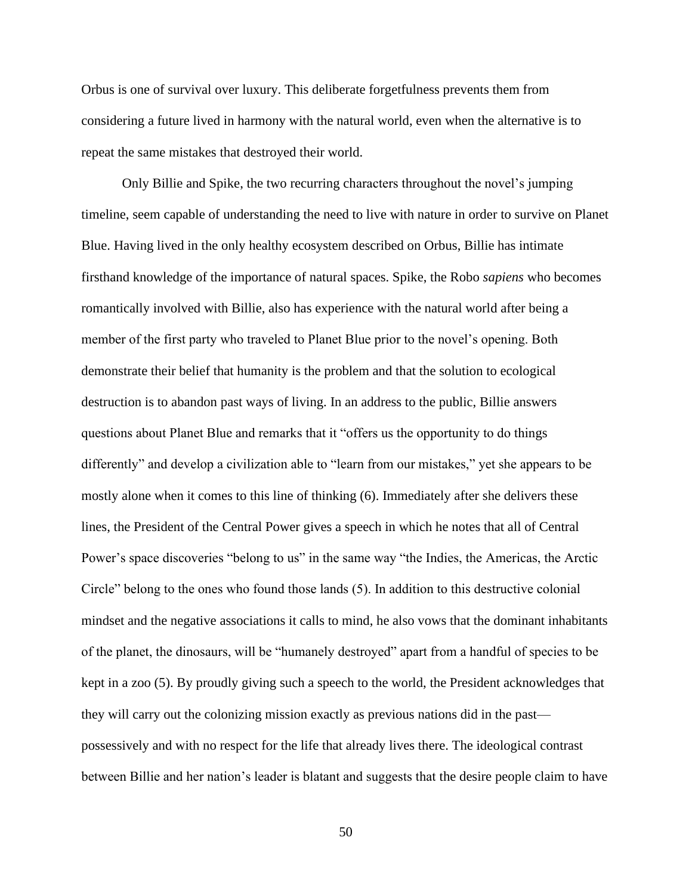Orbus is one of survival over luxury. This deliberate forgetfulness prevents them from considering a future lived in harmony with the natural world, even when the alternative is to repeat the same mistakes that destroyed their world.

Only Billie and Spike, the two recurring characters throughout the novel's jumping timeline, seem capable of understanding the need to live with nature in order to survive on Planet Blue. Having lived in the only healthy ecosystem described on Orbus, Billie has intimate firsthand knowledge of the importance of natural spaces. Spike, the Robo *sapiens* who becomes romantically involved with Billie, also has experience with the natural world after being a member of the first party who traveled to Planet Blue prior to the novel's opening. Both demonstrate their belief that humanity is the problem and that the solution to ecological destruction is to abandon past ways of living. In an address to the public, Billie answers questions about Planet Blue and remarks that it "offers us the opportunity to do things differently" and develop a civilization able to "learn from our mistakes," yet she appears to be mostly alone when it comes to this line of thinking (6). Immediately after she delivers these lines, the President of the Central Power gives a speech in which he notes that all of Central Power's space discoveries "belong to us" in the same way "the Indies, the Americas, the Arctic Circle" belong to the ones who found those lands (5). In addition to this destructive colonial mindset and the negative associations it calls to mind, he also vows that the dominant inhabitants of the planet, the dinosaurs, will be "humanely destroyed" apart from a handful of species to be kept in a zoo (5). By proudly giving such a speech to the world, the President acknowledges that they will carry out the colonizing mission exactly as previous nations did in the past—possessively and with no respect for the life that already lives there. The ideological contrast between Billie and her nation's leader is blatant and suggests that the desire people claim to have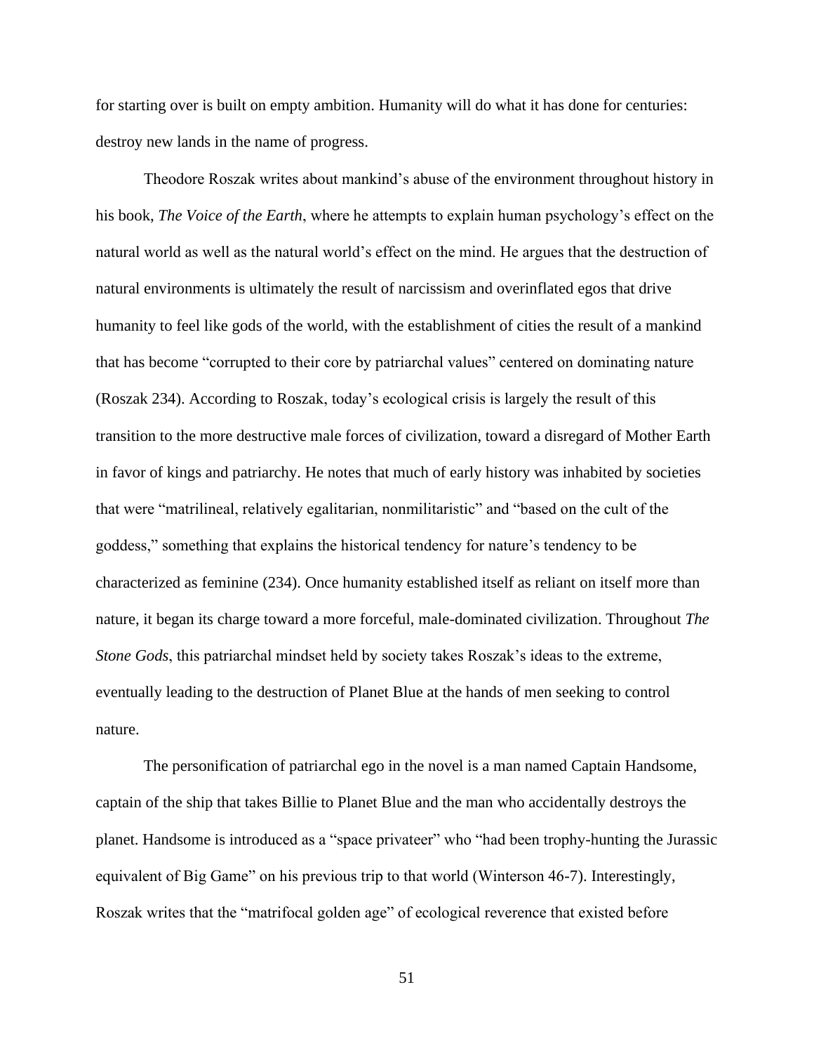for starting over is built on empty ambition. Humanity will do what it has done for centuries: destroy new lands in the name of progress.

Theodore Roszak writes about mankind's abuse of the environment throughout history in his book, *The Voice of the Earth*, where he attempts to explain human psychology's effect on the natural world as well as the natural world's effect on the mind. He argues that the destruction of natural environments is ultimately the result of narcissism and overinflated egos that drive humanity to feel like gods of the world, with the establishment of cities the result of a mankind that has become "corrupted to their core by patriarchal values" centered on dominating nature (Roszak 234). According to Roszak, today's ecological crisis is largely the result of this transition to the more destructive male forces of civilization, toward a disregard of Mother Earth in favor of kings and patriarchy. He notes that much of early history was inhabited by societies that were "matrilineal, relatively egalitarian, nonmilitaristic" and "based on the cult of the goddess," something that explains the historical tendency for nature's tendency to be characterized as feminine (234). Once humanity established itself as reliant on itself more than nature, it began its charge toward a more forceful, male-dominated civilization. Throughout *The Stone Gods*, this patriarchal mindset held by society takes Roszak's ideas to the extreme, eventually leading to the destruction of Planet Blue at the hands of men seeking to control nature.

The personification of patriarchal ego in the novel is a man named Captain Handsome, captain of the ship that takes Billie to Planet Blue and the man who accidentally destroys the planet. Handsome is introduced as a "space privateer" who "had been trophy-hunting the Jurassic equivalent of Big Game" on his previous trip to that world (Winterson 46-7). Interestingly, Roszak writes that the "matrifocal golden age" of ecological reverence that existed before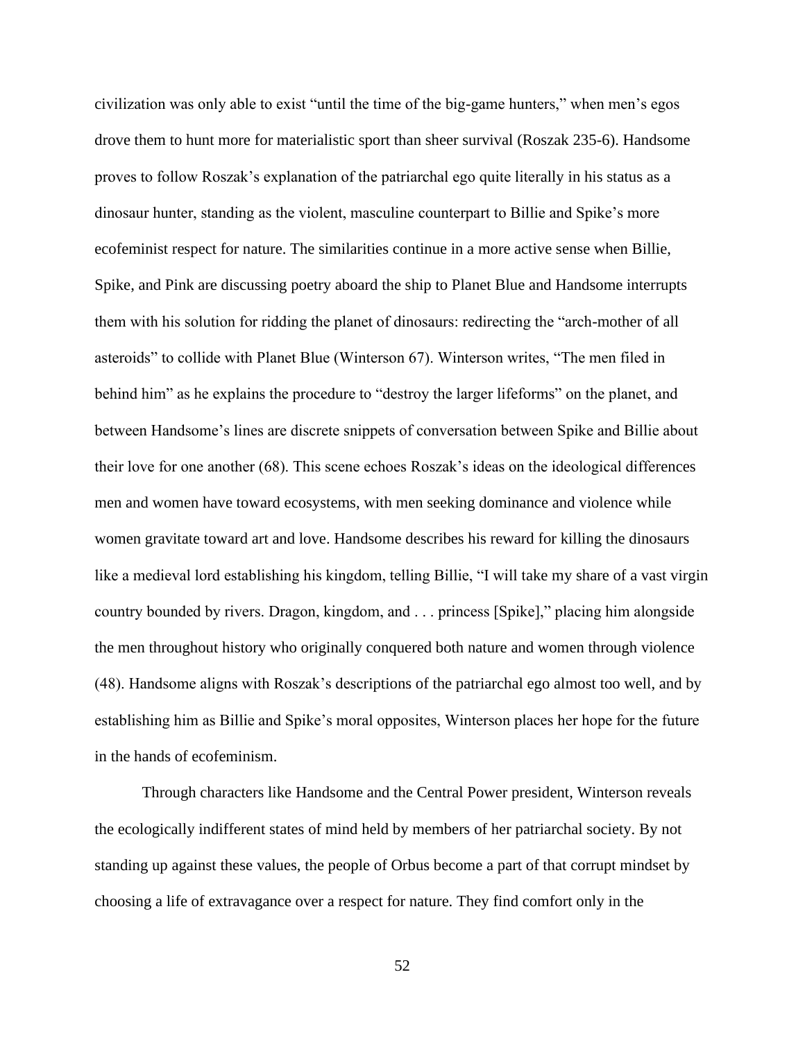civilization was only able to exist "until the time of the big-game hunters," when men's egos drove them to hunt more for materialistic sport than sheer survival (Roszak 235-6). Handsome proves to follow Roszak's explanation of the patriarchal ego quite literally in his status as a dinosaur hunter, standing as the violent, masculine counterpart to Billie and Spike's more ecofeminist respect for nature. The similarities continue in a more active sense when Billie, Spike, and Pink are discussing poetry aboard the ship to Planet Blue and Handsome interrupts them with his solution for ridding the planet of dinosaurs: redirecting the "arch-mother of all asteroids" to collide with Planet Blue (Winterson 67). Winterson writes, "The men filed in behind him" as he explains the procedure to "destroy the larger lifeforms" on the planet, and between Handsome's lines are discrete snippets of conversation between Spike and Billie about their love for one another (68). This scene echoes Roszak's ideas on the ideological differences men and women have toward ecosystems, with men seeking dominance and violence while women gravitate toward art and love. Handsome describes his reward for killing the dinosaurs like a medieval lord establishing his kingdom, telling Billie, "I will take my share of a vast virgin country bounded by rivers. Dragon, kingdom, and . . . princess [Spike]," placing him alongside the men throughout history who originally conquered both nature and women through violence (48). Handsome aligns with Roszak's descriptions of the patriarchal ego almost too well, and by establishing him as Billie and Spike's moral opposites, Winterson places her hope for the future in the hands of ecofeminism.

Through characters like Handsome and the Central Power president, Winterson reveals the ecologically indifferent states of mind held by members of her patriarchal society. By not standing up against these values, the people of Orbus become a part of that corrupt mindset by choosing a life of extravagance over a respect for nature. They find comfort only in the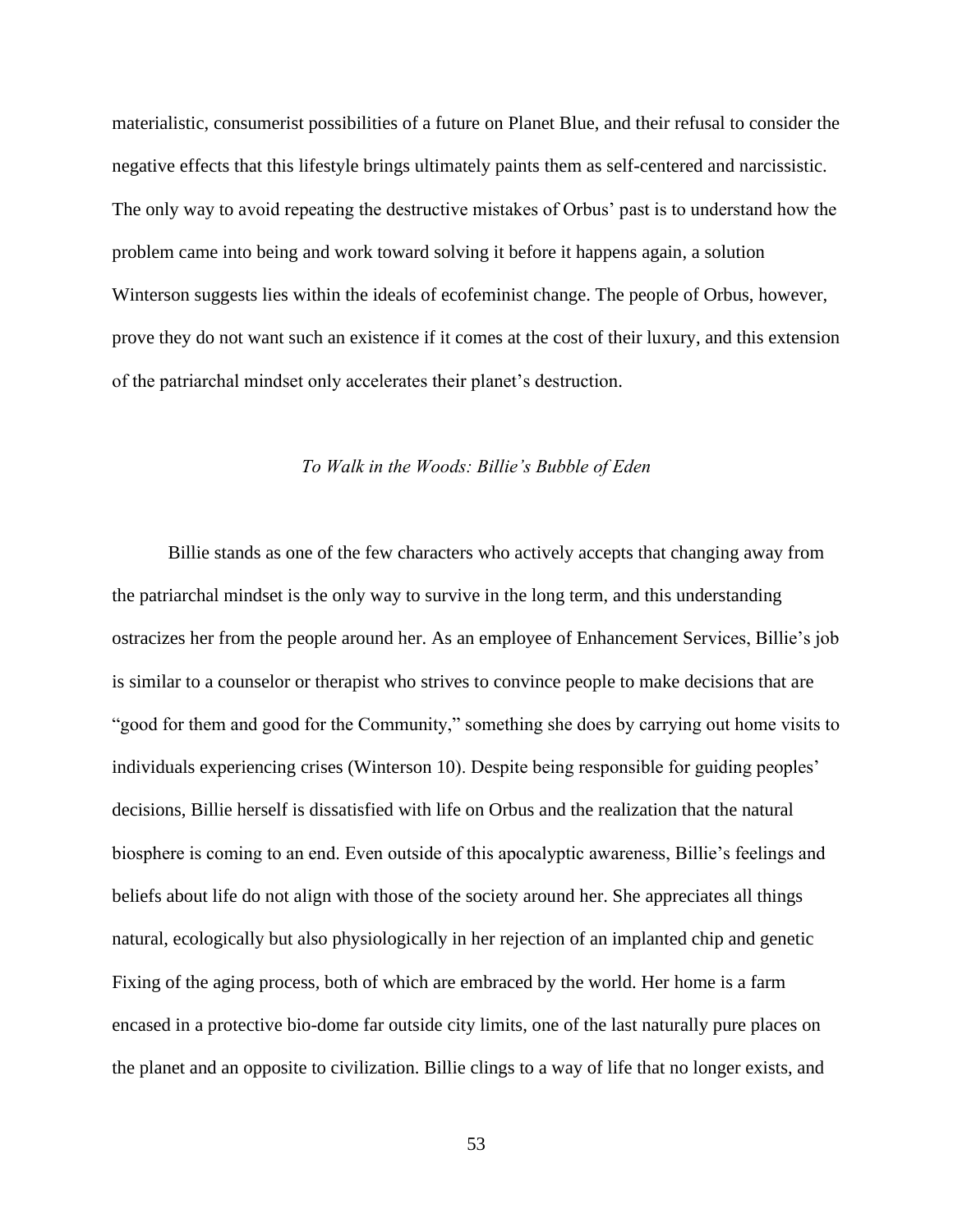materialistic, consumerist possibilities of a future on Planet Blue, and their refusal to consider the negative effects that this lifestyle brings ultimately paints them as self-centered and narcissistic. The only way to avoid repeating the destructive mistakes of Orbus' past is to understand how the problem came into being and work toward solving it before it happens again, a solution Winterson suggests lies within the ideals of ecofeminist change. The people of Orbus, however, prove they do not want such an existence if it comes at the cost of their luxury, and this extension of the patriarchal mindset only accelerates their planet's destruction.

### *To Walk in the Woods: Billie's Bubble of Eden*

Billie stands as one of the few characters who actively accepts that changing away from the patriarchal mindset is the only way to survive in the long term, and this understanding ostracizes her from the people around her. As an employee of Enhancement Services, Billie's job is similar to a counselor or therapist who strives to convince people to make decisions that are "good for them and good for the Community," something she does by carrying out home visits to individuals experiencing crises (Winterson 10). Despite being responsible for guiding peoples' decisions, Billie herself is dissatisfied with life on Orbus and the realization that the natural biosphere is coming to an end. Even outside of this apocalyptic awareness, Billie's feelings and beliefs about life do not align with those of the society around her. She appreciates all things natural, ecologically but also physiologically in her rejection of an implanted chip and genetic Fixing of the aging process, both of which are embraced by the world. Her home is a farm encased in a protective bio-dome far outside city limits, one of the last naturally pure places on the planet and an opposite to civilization. Billie clings to a way of life that no longer exists, and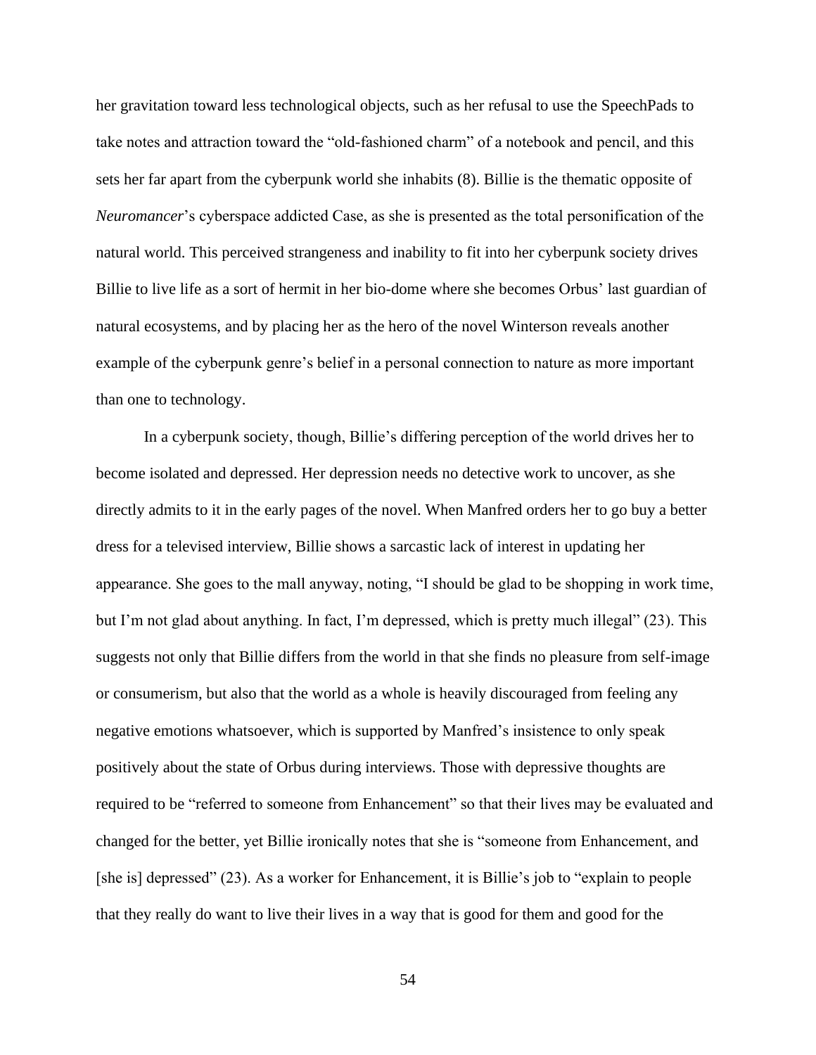her gravitation toward less technological objects, such as her refusal to use the SpeechPads to take notes and attraction toward the "old-fashioned charm" of a notebook and pencil, and this sets her far apart from the cyberpunk world she inhabits (8). Billie is the thematic opposite of *Neuromancer*'s cyberspace addicted Case, as she is presented as the total personification of the natural world. This perceived strangeness and inability to fit into her cyberpunk society drives Billie to live life as a sort of hermit in her bio-dome where she becomes Orbus' last guardian of natural ecosystems, and by placing her as the hero of the novel Winterson reveals another example of the cyberpunk genre's belief in a personal connection to nature as more important than one to technology.

In a cyberpunk society, though, Billie's differing perception of the world drives her to become isolated and depressed. Her depression needs no detective work to uncover, as she directly admits to it in the early pages of the novel. When Manfred orders her to go buy a better dress for a televised interview, Billie shows a sarcastic lack of interest in updating her appearance. She goes to the mall anyway, noting, "I should be glad to be shopping in work time, but I'm not glad about anything. In fact, I'm depressed, which is pretty much illegal" (23). This suggests not only that Billie differs from the world in that she finds no pleasure from self-image or consumerism, but also that the world as a whole is heavily discouraged from feeling any negative emotions whatsoever, which is supported by Manfred's insistence to only speak positively about the state of Orbus during interviews. Those with depressive thoughts are required to be "referred to someone from Enhancement" so that their lives may be evaluated and changed for the better, yet Billie ironically notes that she is "someone from Enhancement, and [she is] depressed" (23). As a worker for Enhancement, it is Billie's job to "explain to people that they really do want to live their lives in a way that is good for them and good for the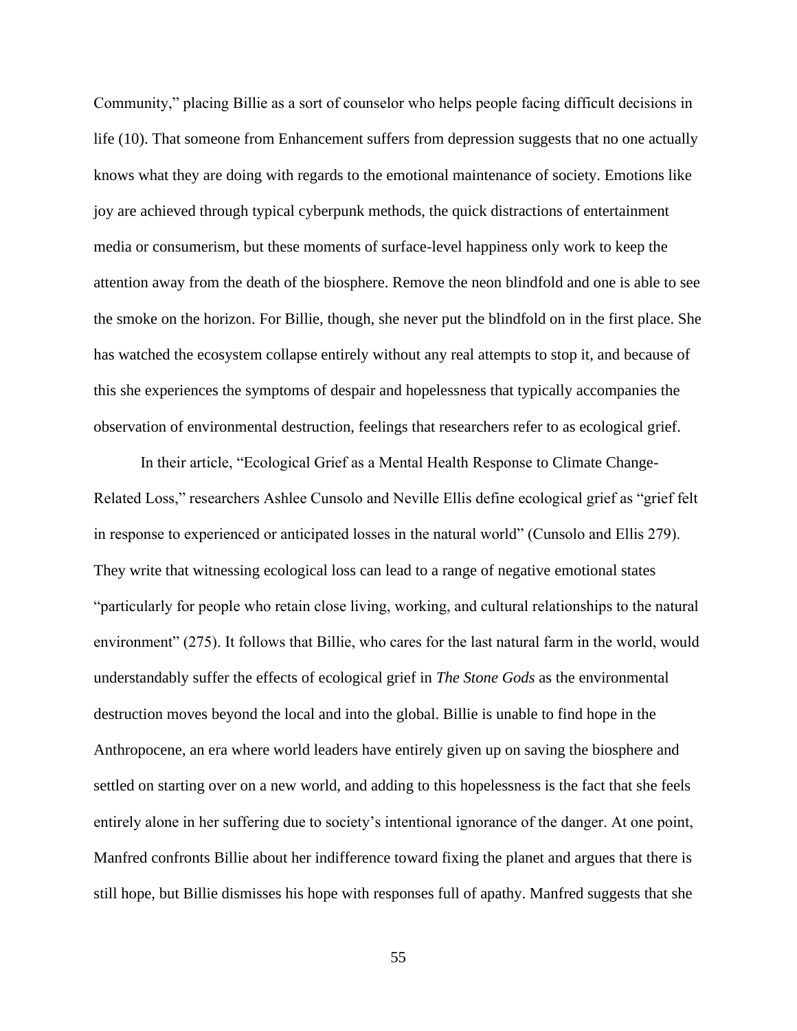Community," placing Billie as a sort of counselor who helps people facing difficult decisions in life (10). That someone from Enhancement suffers from depression suggests that no one actually knows what they are doing with regards to the emotional maintenance of society. Emotions like joy are achieved through typical cyberpunk methods, the quick distractions of entertainment media or consumerism, but these moments of surface-level happiness only work to keep the attention away from the death of the biosphere. Remove the neon blindfold and one is able to see the smoke on the horizon. For Billie, though, she never put the blindfold on in the first place. She has watched the ecosystem collapse entirely without any real attempts to stop it, and because of this she experiences the symptoms of despair and hopelessness that typically accompanies the observation of environmental destruction, feelings that researchers refer to as ecological grief.

In their article, "Ecological Grief as a Mental Health Response to Climate Change-Related Loss," researchers Ashlee Cunsolo and Neville Ellis define ecological grief as "grief felt in response to experienced or anticipated losses in the natural world" (Cunsolo and Ellis 279). They write that witnessing ecological loss can lead to a range of negative emotional states "particularly for people who retain close living, working, and cultural relationships to the natural environment" (275). It follows that Billie, who cares for the last natural farm in the world, would understandably suffer the effects of ecological grief in *The Stone Gods* as the environmental destruction moves beyond the local and into the global. Billie is unable to find hope in the Anthropocene, an era where world leaders have entirely given up on saving the biosphere and settled on starting over on a new world, and adding to this hopelessness is the fact that she feels entirely alone in her suffering due to society's intentional ignorance of the danger. At one point, Manfred confronts Billie about her indifference toward fixing the planet and argues that there is still hope, but Billie dismisses his hope with responses full of apathy. Manfred suggests that she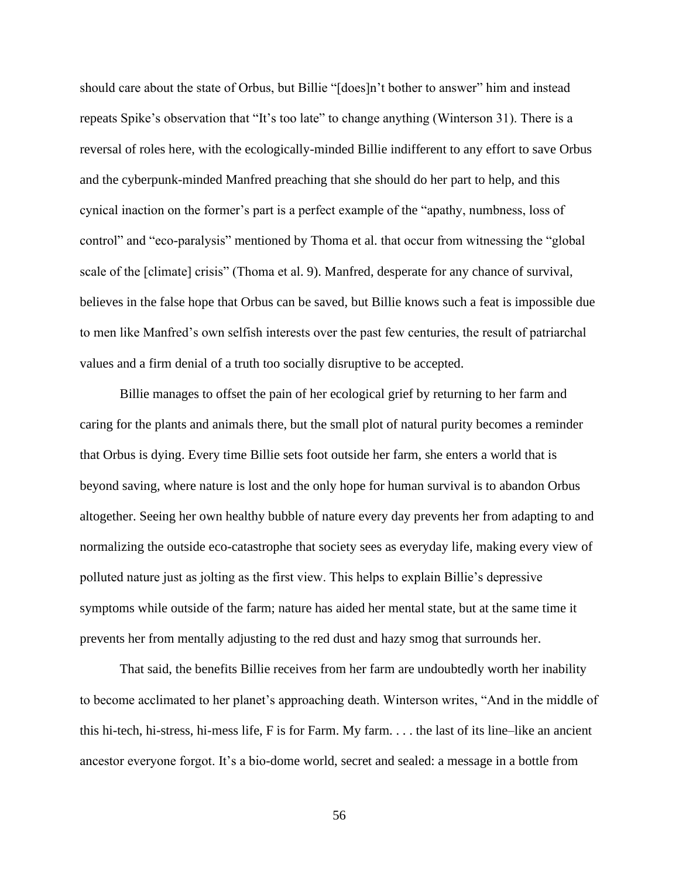should care about the state of Orbus, but Billie "[does]n't bother to answer" him and instead repeats Spike's observation that "It's too late" to change anything (Winterson 31). There is a reversal of roles here, with the ecologically-minded Billie indifferent to any effort to save Orbus and the cyberpunk-minded Manfred preaching that she should do her part to help, and this cynical inaction on the former's part is a perfect example of the "apathy, numbness, loss of control" and "eco-paralysis" mentioned by Thoma et al. that occur from witnessing the "global scale of the [climate] crisis" (Thoma et al. 9). Manfred, desperate for any chance of survival, believes in the false hope that Orbus can be saved, but Billie knows such a feat is impossible due to men like Manfred's own selfish interests over the past few centuries, the result of patriarchal values and a firm denial of a truth too socially disruptive to be accepted.

Billie manages to offset the pain of her ecological grief by returning to her farm and caring for the plants and animals there, but the small plot of natural purity becomes a reminder that Orbus is dying. Every time Billie sets foot outside her farm, she enters a world that is beyond saving, where nature is lost and the only hope for human survival is to abandon Orbus altogether. Seeing her own healthy bubble of nature every day prevents her from adapting to and normalizing the outside eco-catastrophe that society sees as everyday life, making every view of polluted nature just as jolting as the first view. This helps to explain Billie's depressive symptoms while outside of the farm; nature has aided her mental state, but at the same time it prevents her from mentally adjusting to the red dust and hazy smog that surrounds her.

That said, the benefits Billie receives from her farm are undoubtedly worth her inability to become acclimated to her planet's approaching death. Winterson writes, "And in the middle of this hi-tech, hi-stress, hi-mess life, F is for Farm. My farm. . . . the last of its line–like an ancient ancestor everyone forgot. It's a bio-dome world, secret and sealed: a message in a bottle from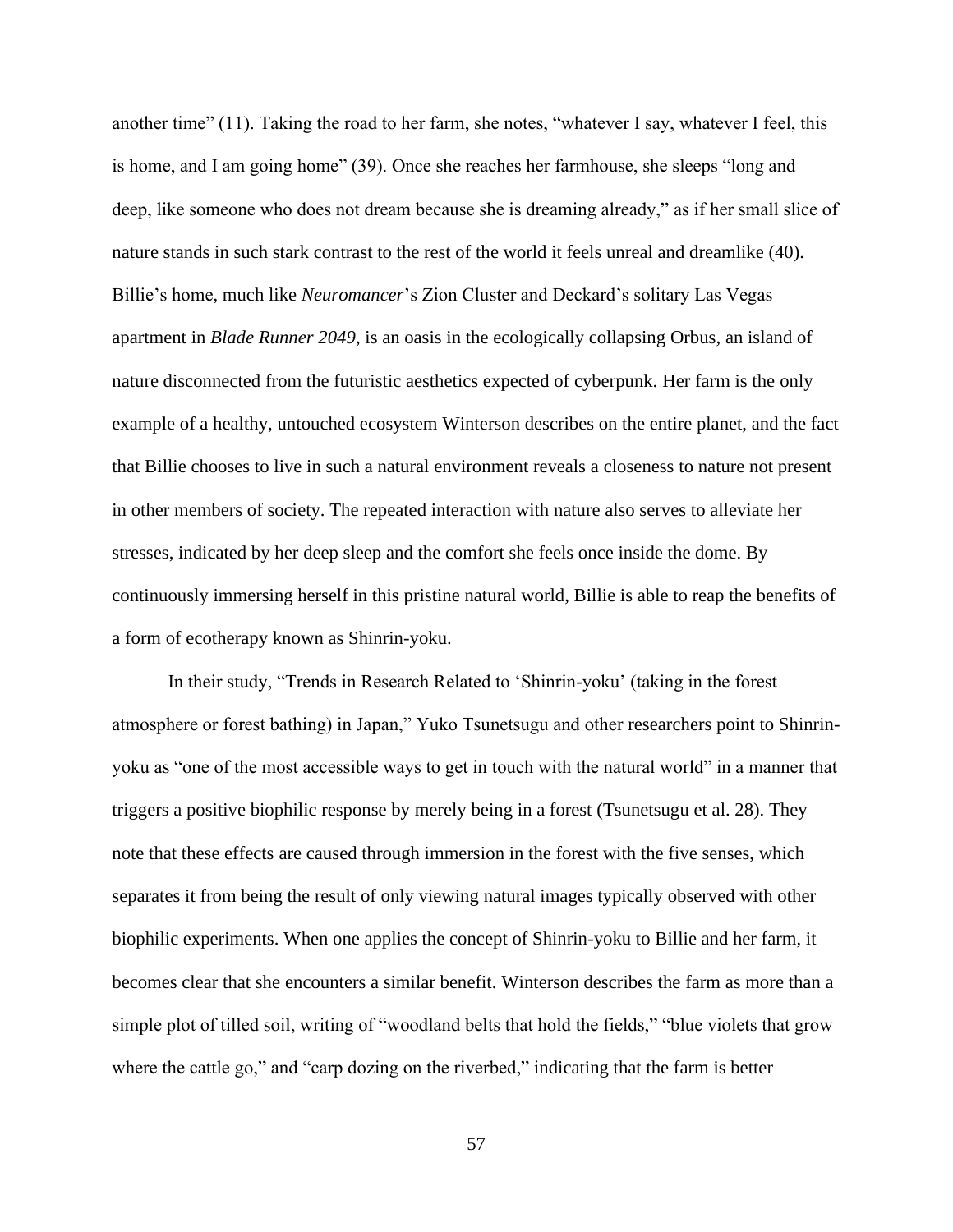another time" (11). Taking the road to her farm, she notes, "whatever I say, whatever I feel, this is home, and I am going home" (39). Once she reaches her farmhouse, she sleeps "long and deep, like someone who does not dream because she is dreaming already," as if her small slice of nature stands in such stark contrast to the rest of the world it feels unreal and dreamlike (40). Billie's home, much like *Neuromancer*'s Zion Cluster and Deckard's solitary Las Vegas apartment in *Blade Runner 2049*, is an oasis in the ecologically collapsing Orbus, an island of nature disconnected from the futuristic aesthetics expected of cyberpunk. Her farm is the only example of a healthy, untouched ecosystem Winterson describes on the entire planet, and the fact that Billie chooses to live in such a natural environment reveals a closeness to nature not present in other members of society. The repeated interaction with nature also serves to alleviate her stresses, indicated by her deep sleep and the comfort she feels once inside the dome. By continuously immersing herself in this pristine natural world, Billie is able to reap the benefits of a form of ecotherapy known as Shinrin-yoku.

In their study, "Trends in Research Related to 'Shinrin-yoku' (taking in the forest atmosphere or forest bathing) in Japan," Yuko Tsunetsugu and other researchers point to Shinrin-yoku as "one of the most accessible ways to get in touch with the natural world" in a manner that triggers a positive biophilic response by merely being in a forest (Tsunetsugu et al. 28). They note that these effects are caused through immersion in the forest with the five senses, which separates it from being the result of only viewing natural images typically observed with other biophilic experiments. When one applies the concept of Shinrin-yoku to Billie and her farm, it becomes clear that she encounters a similar benefit. Winterson describes the farm as more than a simple plot of tilled soil, writing of "woodland belts that hold the fields," "blue violets that grow where the cattle go," and "carp dozing on the riverbed," indicating that the farm is better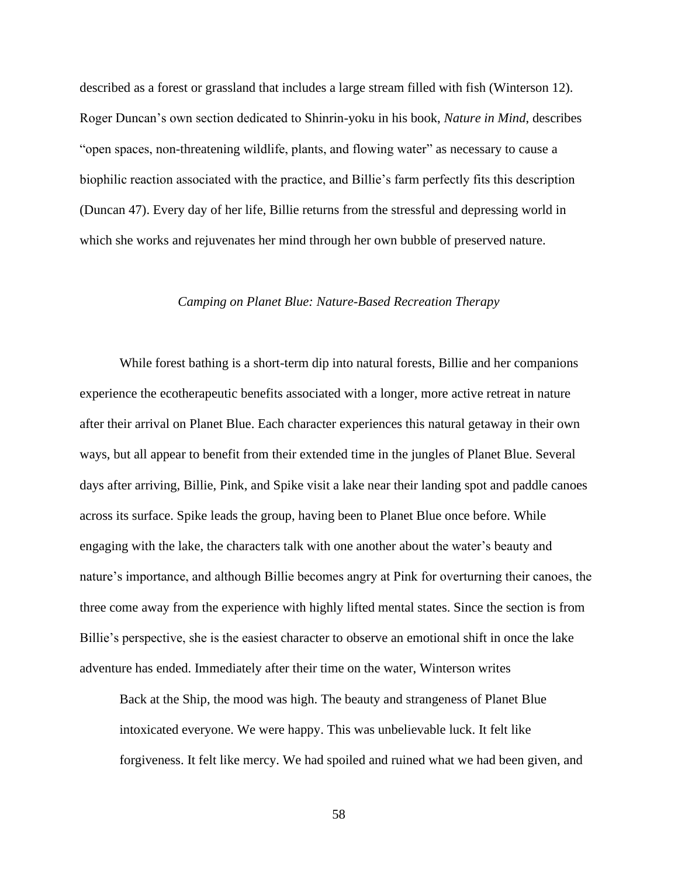described as a forest or grassland that includes a large stream filled with fish (Winterson 12). Roger Duncan's own section dedicated to Shinrin-yoku in his book, *Nature in Mind*, describes "open spaces, non-threatening wildlife, plants, and flowing water" as necessary to cause a biophilic reaction associated with the practice, and Billie's farm perfectly fits this description (Duncan 47). Every day of her life, Billie returns from the stressful and depressing world in which she works and rejuvenates her mind through her own bubble of preserved nature.

### *Camping on Planet Blue: Nature-Based Recreation Therapy*

While forest bathing is a short-term dip into natural forests, Billie and her companions experience the ecotherapeutic benefits associated with a longer, more active retreat in nature after their arrival on Planet Blue. Each character experiences this natural getaway in their own ways, but all appear to benefit from their extended time in the jungles of Planet Blue. Several days after arriving, Billie, Pink, and Spike visit a lake near their landing spot and paddle canoes across its surface. Spike leads the group, having been to Planet Blue once before. While engaging with the lake, the characters talk with one another about the water's beauty and nature's importance, and although Billie becomes angry at Pink for overturning their canoes, the three come away from the experience with highly lifted mental states. Since the section is from Billie's perspective, she is the easiest character to observe an emotional shift in once the lake adventure has ended. Immediately after their time on the water, Winterson writes

> Back at the Ship, the mood was high. The beauty and strangeness of Planet Blue intoxicated everyone. We were happy. This was unbelievable luck. It felt like forgiveness. It felt like mercy. We had spoiled and ruined what we had been given, and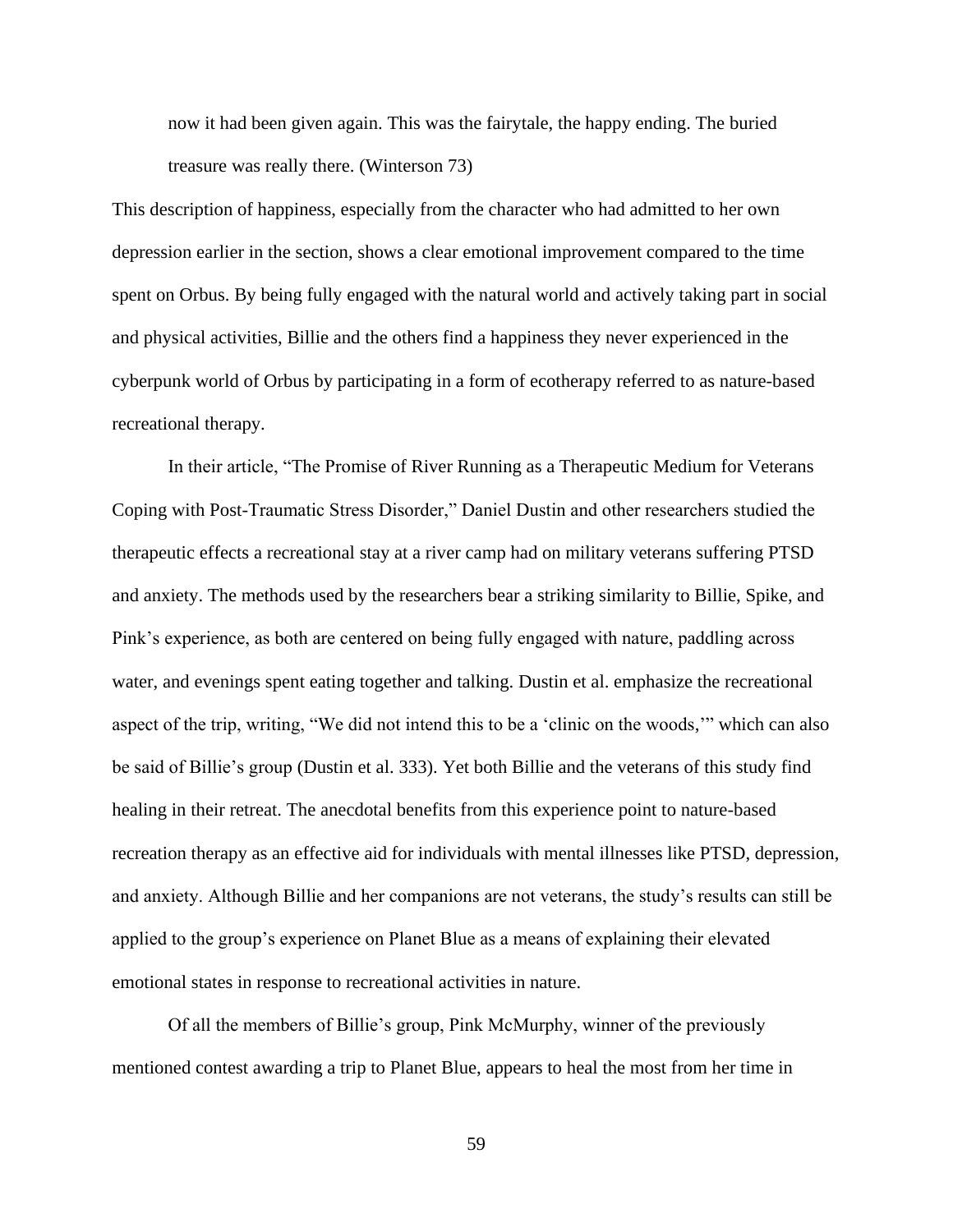> now it had been given again. This was the fairytale, the happy ending. The buried treasure was really there. (Winterson 73)

This description of happiness, especially from the character who had admitted to her own depression earlier in the section, shows a clear emotional improvement compared to the time spent on Orbus. By being fully engaged with the natural world and actively taking part in social and physical activities, Billie and the others find a happiness they never experienced in the cyberpunk world of Orbus by participating in a form of ecotherapy referred to as nature-based recreational therapy.

In their article, "The Promise of River Running as a Therapeutic Medium for Veterans Coping with Post-Traumatic Stress Disorder," Daniel Dustin and other researchers studied the therapeutic effects a recreational stay at a river camp had on military veterans suffering PTSD and anxiety. The methods used by the researchers bear a striking similarity to Billie, Spike, and Pink's experience, as both are centered on being fully engaged with nature, paddling across water, and evenings spent eating together and talking. Dustin et al. emphasize the recreational aspect of the trip, writing, "We did not intend this to be a 'clinic on the woods,'" which can also be said of Billie's group (Dustin et al. 333). Yet both Billie and the veterans of this study find healing in their retreat. The anecdotal benefits from this experience point to nature-based recreation therapy as an effective aid for individuals with mental illnesses like PTSD, depression, and anxiety. Although Billie and her companions are not veterans, the study's results can still be applied to the group's experience on Planet Blue as a means of explaining their elevated emotional states in response to recreational activities in nature.

Of all the members of Billie's group, Pink McMurphy, winner of the previously mentioned contest awarding a trip to Planet Blue, appears to heal the most from her time in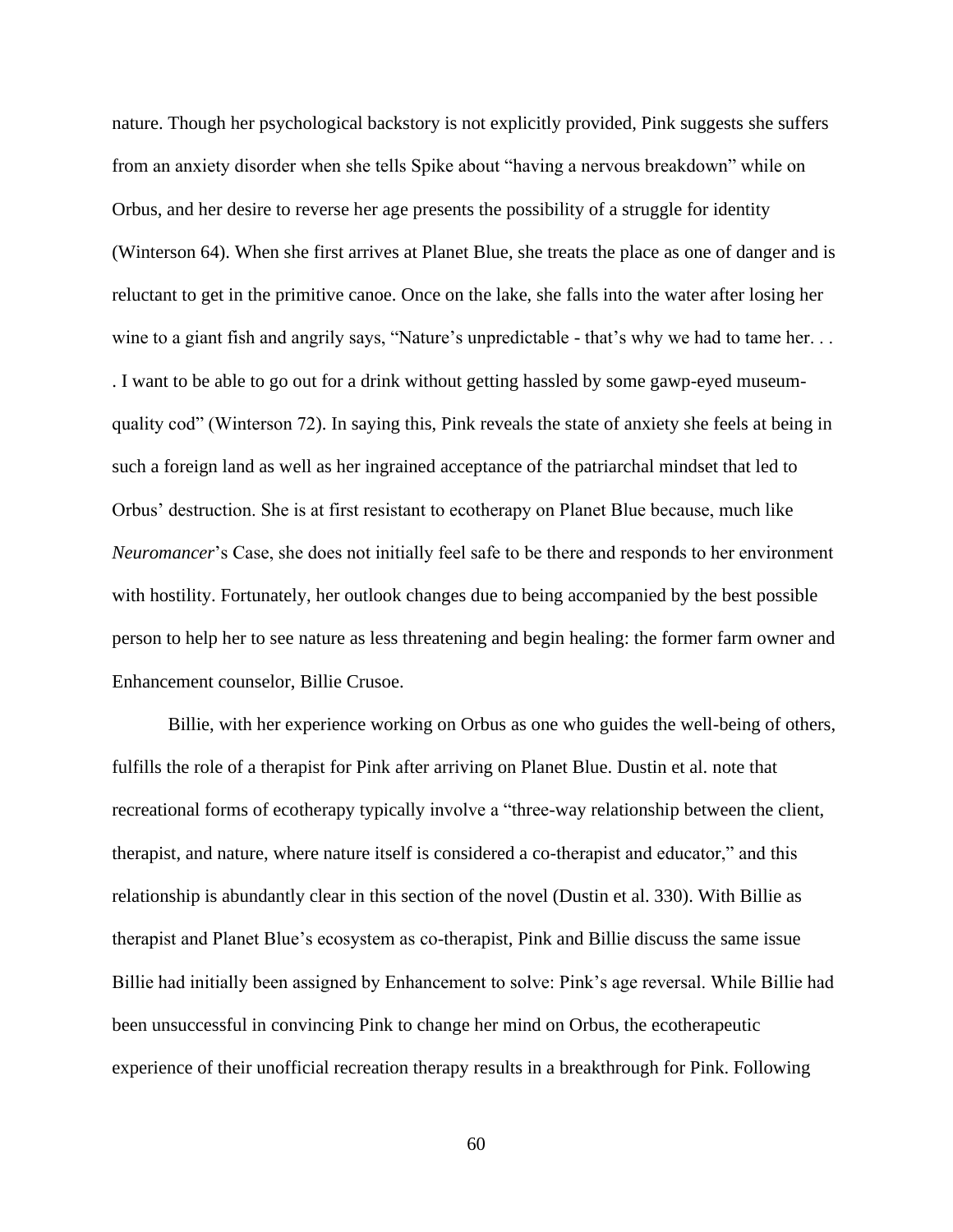nature. Though her psychological backstory is not explicitly provided, Pink suggests she suffers from an anxiety disorder when she tells Spike about "having a nervous breakdown" while on Orbus, and her desire to reverse her age presents the possibility of a struggle for identity (Winterson 64). When she first arrives at Planet Blue, she treats the place as one of danger and is reluctant to get in the primitive canoe. Once on the lake, she falls into the water after losing her wine to a giant fish and angrily says, "Nature's unpredictable - that's why we had to tame her. . . . I want to be able to go out for a drink without getting hassled by some gawp-eyed museum-quality cod" (Winterson 72). In saying this, Pink reveals the state of anxiety she feels at being in such a foreign land as well as her ingrained acceptance of the patriarchal mindset that led to Orbus' destruction. She is at first resistant to ecotherapy on Planet Blue because, much like *Neuromancer*'s Case, she does not initially feel safe to be there and responds to her environment with hostility. Fortunately, her outlook changes due to being accompanied by the best possible person to help her to see nature as less threatening and begin healing: the former farm owner and Enhancement counselor, Billie Crusoe.

Billie, with her experience working on Orbus as one who guides the well-being of others, fulfills the role of a therapist for Pink after arriving on Planet Blue. Dustin et al. note that recreational forms of ecotherapy typically involve a "three-way relationship between the client, therapist, and nature, where nature itself is considered a co-therapist and educator," and this relationship is abundantly clear in this section of the novel (Dustin et al. 330). With Billie as therapist and Planet Blue's ecosystem as co-therapist, Pink and Billie discuss the same issue Billie had initially been assigned by Enhancement to solve: Pink's age reversal. While Billie had been unsuccessful in convincing Pink to change her mind on Orbus, the ecotherapeutic experience of their unofficial recreation therapy results in a breakthrough for Pink. Following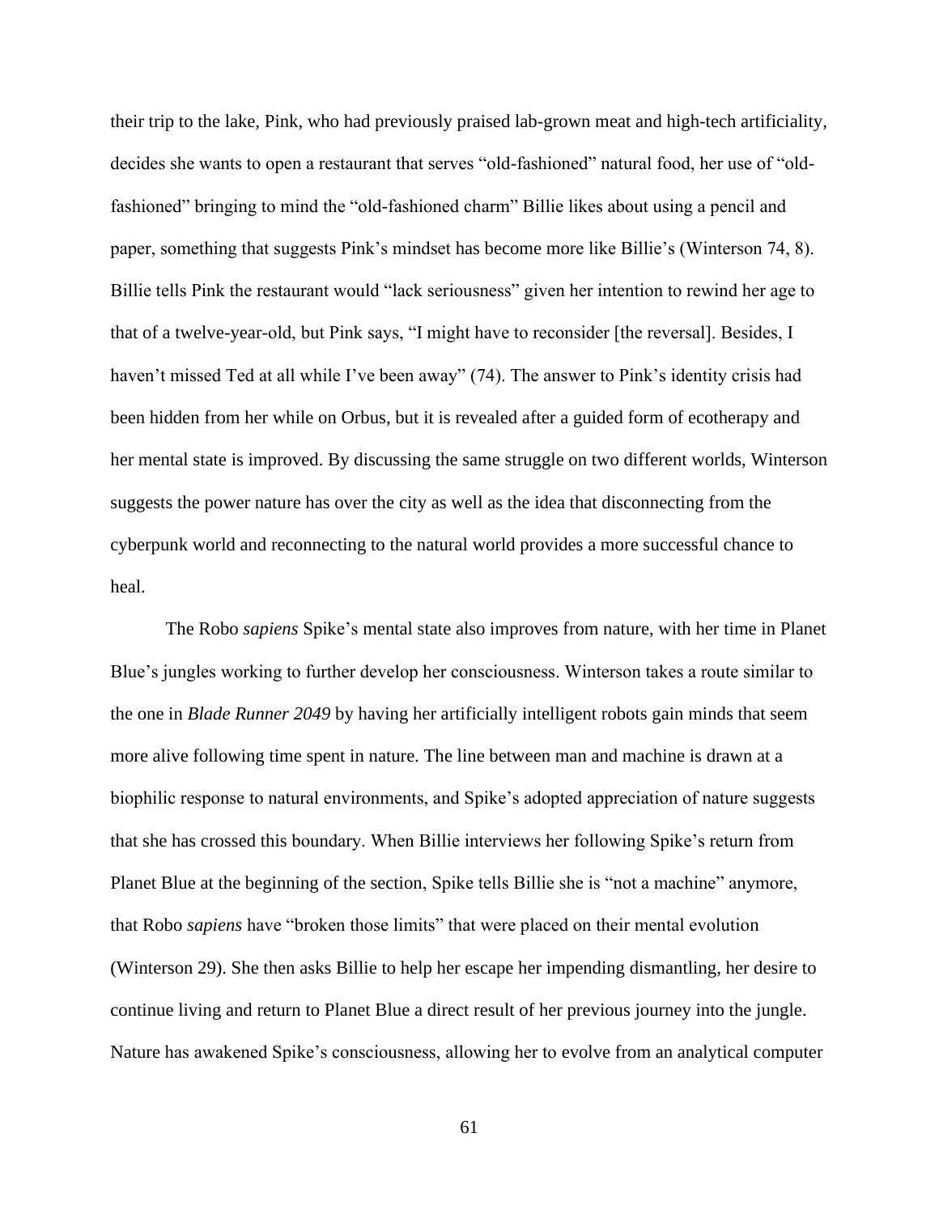their trip to the lake, Pink, who had previously praised lab-grown meat and high-tech artificiality, decides she wants to open a restaurant that serves "old-fashioned" natural food, her use of "old-fashioned" bringing to mind the "old-fashioned charm" Billie likes about using a pencil and paper, something that suggests Pink's mindset has become more like Billie's (Winterson 74, 8). Billie tells Pink the restaurant would "lack seriousness" given her intention to rewind her age to that of a twelve-year-old, but Pink says, "I might have to reconsider [the reversal]. Besides, I haven't missed Ted at all while I've been away" (74). The answer to Pink's identity crisis had been hidden from her while on Orbus, but it is revealed after a guided form of ecotherapy and her mental state is improved. By discussing the same struggle on two different worlds, Winterson suggests the power nature has over the city as well as the idea that disconnecting from the cyberpunk world and reconnecting to the natural world provides a more successful chance to heal.

The Robo *sapiens* Spike's mental state also improves from nature, with her time in Planet Blue's jungles working to further develop her consciousness. Winterson takes a route similar to the one in *Blade Runner 2049* by having her artificially intelligent robots gain minds that seem more alive following time spent in nature. The line between man and machine is drawn at a biophilic response to natural environments, and Spike's adopted appreciation of nature suggests that she has crossed this boundary. When Billie interviews her following Spike's return from Planet Blue at the beginning of the section, Spike tells Billie she is "not a machine" anymore, that Robo *sapiens* have "broken those limits" that were placed on their mental evolution (Winterson 29). She then asks Billie to help her escape her impending dismantling, her desire to continue living and return to Planet Blue a direct result of her previous journey into the jungle. Nature has awakened Spike's consciousness, allowing her to evolve from an analytical computer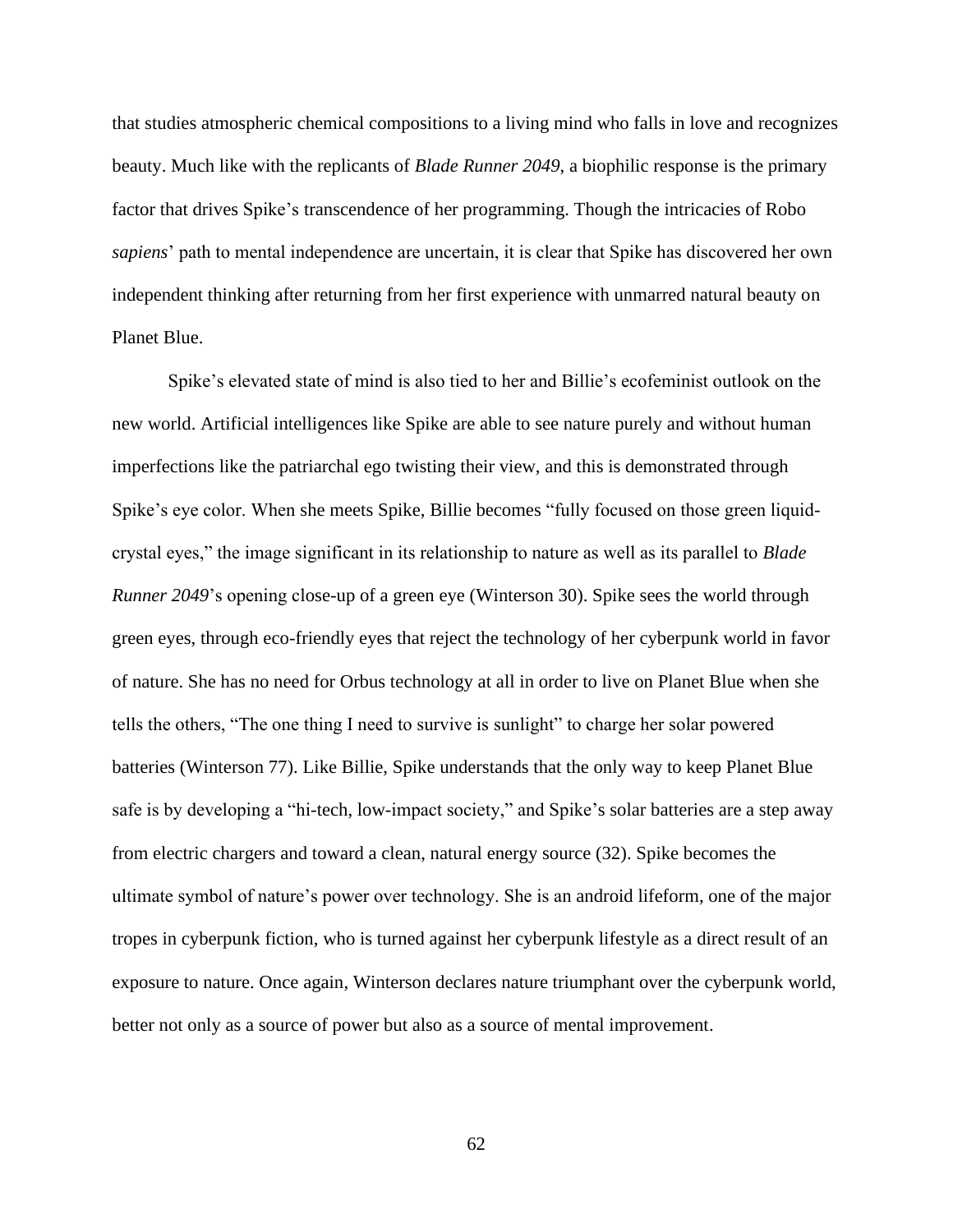that studies atmospheric chemical compositions to a living mind who falls in love and recognizes beauty. Much like with the replicants of *Blade Runner 2049*, a biophilic response is the primary factor that drives Spike's transcendence of her programming. Though the intricacies of Robo *sapiens*' path to mental independence are uncertain, it is clear that Spike has discovered her own independent thinking after returning from her first experience with unmarred natural beauty on Planet Blue.

Spike's elevated state of mind is also tied to her and Billie's ecofeminist outlook on the new world. Artificial intelligences like Spike are able to see nature purely and without human imperfections like the patriarchal ego twisting their view, and this is demonstrated through Spike's eye color. When she meets Spike, Billie becomes "fully focused on those green liquid-crystal eyes," the image significant in its relationship to nature as well as its parallel to *Blade Runner 2049*'s opening close-up of a green eye (Winterson 30). Spike sees the world through green eyes, through eco-friendly eyes that reject the technology of her cyberpunk world in favor of nature. She has no need for Orbus technology at all in order to live on Planet Blue when she tells the others, "The one thing I need to survive is sunlight" to charge her solar powered batteries (Winterson 77). Like Billie, Spike understands that the only way to keep Planet Blue safe is by developing a "hi-tech, low-impact society," and Spike's solar batteries are a step away from electric chargers and toward a clean, natural energy source (32). Spike becomes the ultimate symbol of nature's power over technology. She is an android lifeform, one of the major tropes in cyberpunk fiction, who is turned against her cyberpunk lifestyle as a direct result of an exposure to nature. Once again, Winterson declares nature triumphant over the cyberpunk world, better not only as a source of power but also as a source of mental improvement.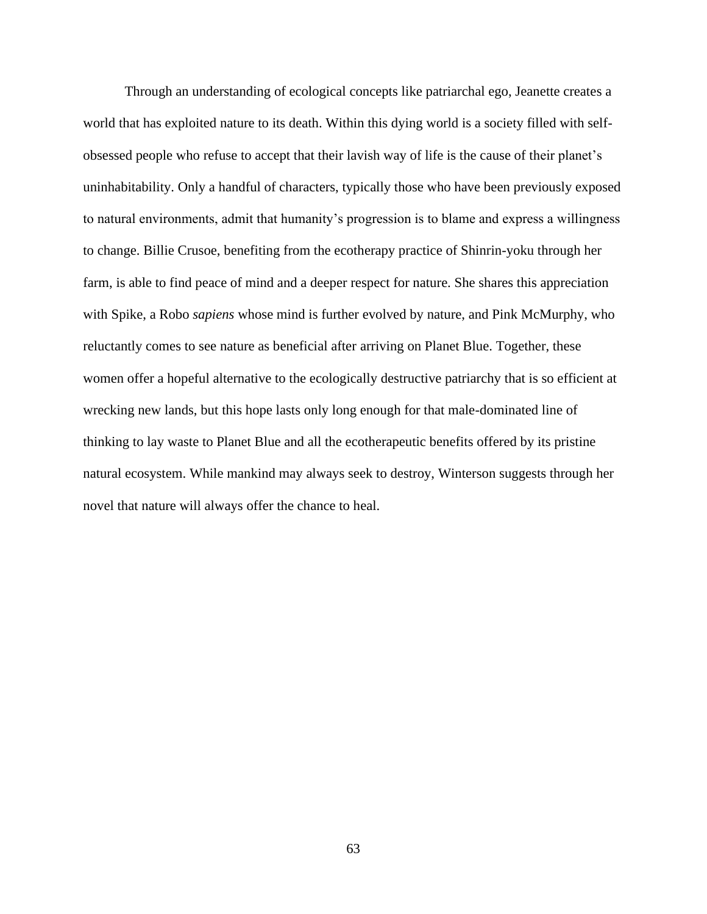Through an understanding of ecological concepts like patriarchal ego, Jeanette creates a world that has exploited nature to its death. Within this dying world is a society filled with self-obsessed people who refuse to accept that their lavish way of life is the cause of their planet's uninhabitability. Only a handful of characters, typically those who have been previously exposed to natural environments, admit that humanity's progression is to blame and express a willingness to change. Billie Crusoe, benefiting from the ecotherapy practice of Shinrin-yoku through her farm, is able to find peace of mind and a deeper respect for nature. She shares this appreciation with Spike, a Robo *sapiens* whose mind is further evolved by nature, and Pink McMurphy, who reluctantly comes to see nature as beneficial after arriving on Planet Blue. Together, these women offer a hopeful alternative to the ecologically destructive patriarchy that is so efficient at wrecking new lands, but this hope lasts only long enough for that male-dominated line of thinking to lay waste to Planet Blue and all the ecotherapeutic benefits offered by its pristine natural ecosystem. While mankind may always seek to destroy, Winterson suggests through her novel that nature will always offer the chance to heal.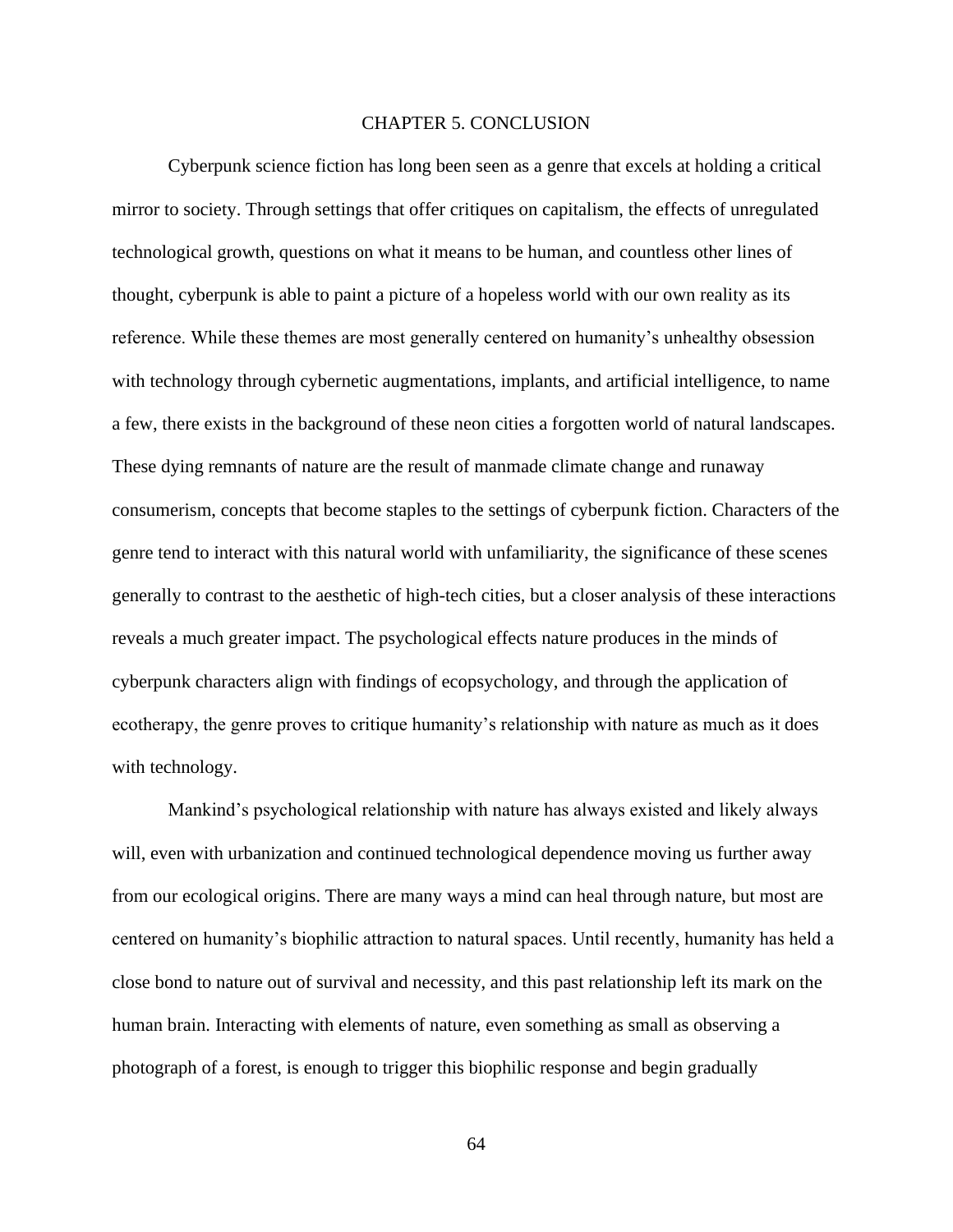# CHAPTER 5. CONCLUSION

Cyberpunk science fiction has long been seen as a genre that excels at holding a critical mirror to society. Through settings that offer critiques on capitalism, the effects of unregulated technological growth, questions on what it means to be human, and countless other lines of thought, cyberpunk is able to paint a picture of a hopeless world with our own reality as its reference. While these themes are most generally centered on humanity's unhealthy obsession with technology through cybernetic augmentations, implants, and artificial intelligence, to name a few, there exists in the background of these neon cities a forgotten world of natural landscapes. These dying remnants of nature are the result of manmade climate change and runaway consumerism, concepts that become staples to the settings of cyberpunk fiction. Characters of the genre tend to interact with this natural world with unfamiliarity, the significance of these scenes generally to contrast to the aesthetic of high-tech cities, but a closer analysis of these interactions reveals a much greater impact. The psychological effects nature produces in the minds of cyberpunk characters align with findings of ecopsychology, and through the application of ecotherapy, the genre proves to critique humanity's relationship with nature as much as it does with technology.

Mankind's psychological relationship with nature has always existed and likely always will, even with urbanization and continued technological dependence moving us further away from our ecological origins. There are many ways a mind can heal through nature, but most are centered on humanity's biophilic attraction to natural spaces. Until recently, humanity has held a close bond to nature out of survival and necessity, and this past relationship left its mark on the human brain. Interacting with elements of nature, even something as small as observing a photograph of a forest, is enough to trigger this biophilic response and begin gradually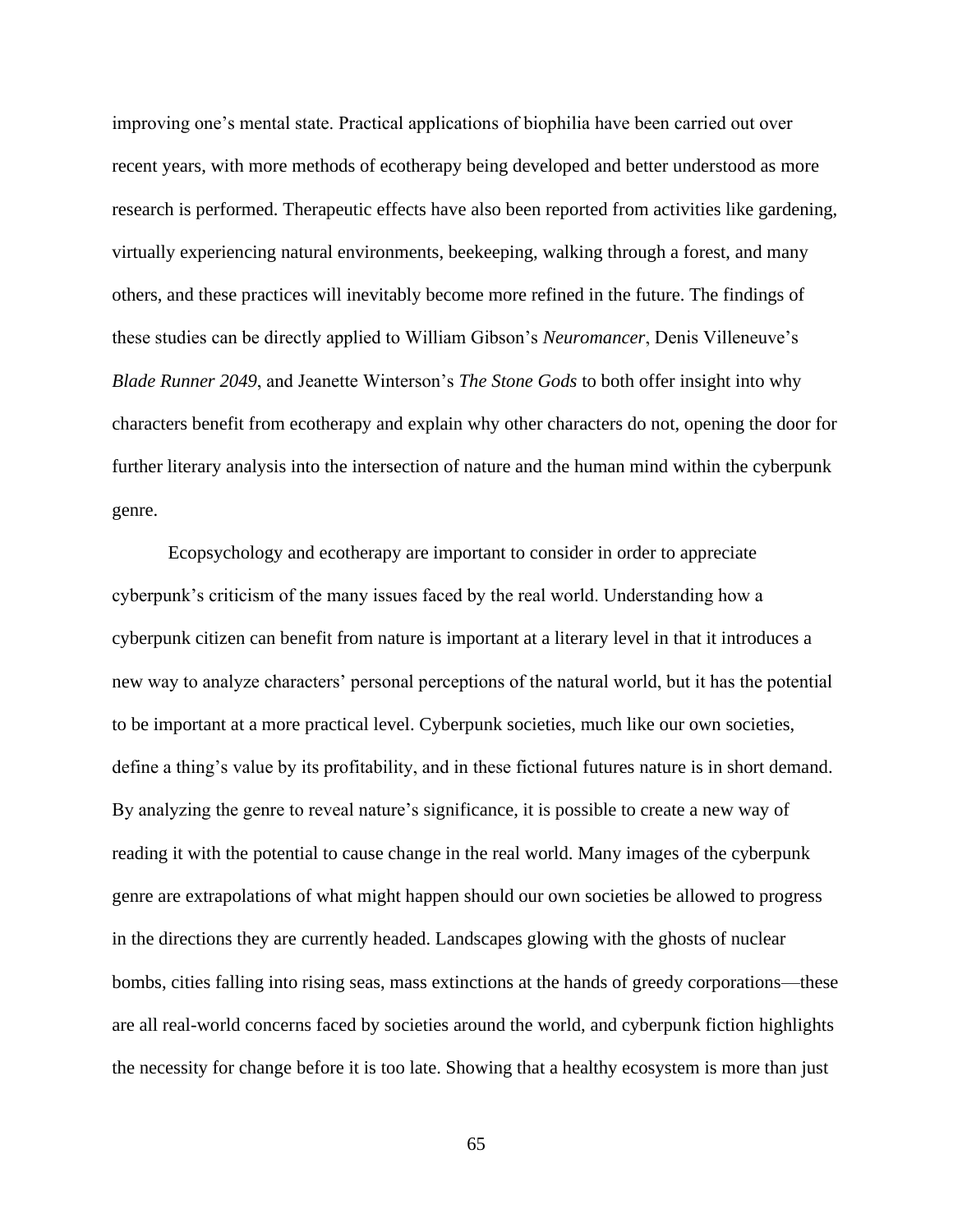improving one's mental state. Practical applications of biophilia have been carried out over recent years, with more methods of ecotherapy being developed and better understood as more research is performed. Therapeutic effects have also been reported from activities like gardening, virtually experiencing natural environments, beekeeping, walking through a forest, and many others, and these practices will inevitably become more refined in the future. The findings of these studies can be directly applied to William Gibson's *Neuromancer*, Denis Villeneuve's *Blade Runner 2049*, and Jeanette Winterson's *The Stone Gods* to both offer insight into why characters benefit from ecotherapy and explain why other characters do not, opening the door for further literary analysis into the intersection of nature and the human mind within the cyberpunk genre.

Ecopsychology and ecotherapy are important to consider in order to appreciate cyberpunk's criticism of the many issues faced by the real world. Understanding how a cyberpunk citizen can benefit from nature is important at a literary level in that it introduces a new way to analyze characters' personal perceptions of the natural world, but it has the potential to be important at a more practical level. Cyberpunk societies, much like our own societies, define a thing's value by its profitability, and in these fictional futures nature is in short demand. By analyzing the genre to reveal nature's significance, it is possible to create a new way of reading it with the potential to cause change in the real world. Many images of the cyberpunk genre are extrapolations of what might happen should our own societies be allowed to progress in the directions they are currently headed. Landscapes glowing with the ghosts of nuclear bombs, cities falling into rising seas, mass extinctions at the hands of greedy corporations—these are all real-world concerns faced by societies around the world, and cyberpunk fiction highlights the necessity for change before it is too late. Showing that a healthy ecosystem is more than just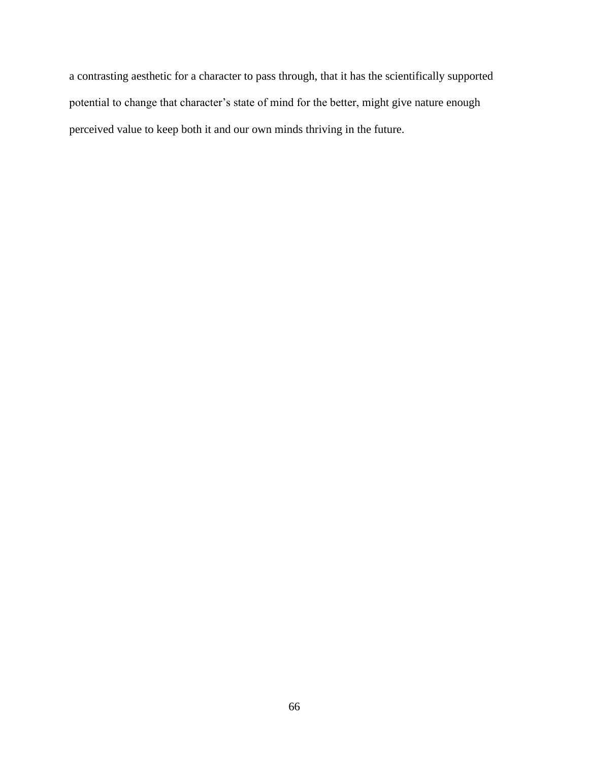a contrasting aesthetic for a character to pass through, that it has the scientifically supported potential to change that character's state of mind for the better, might give nature enough perceived value to keep both it and our own minds thriving in the future.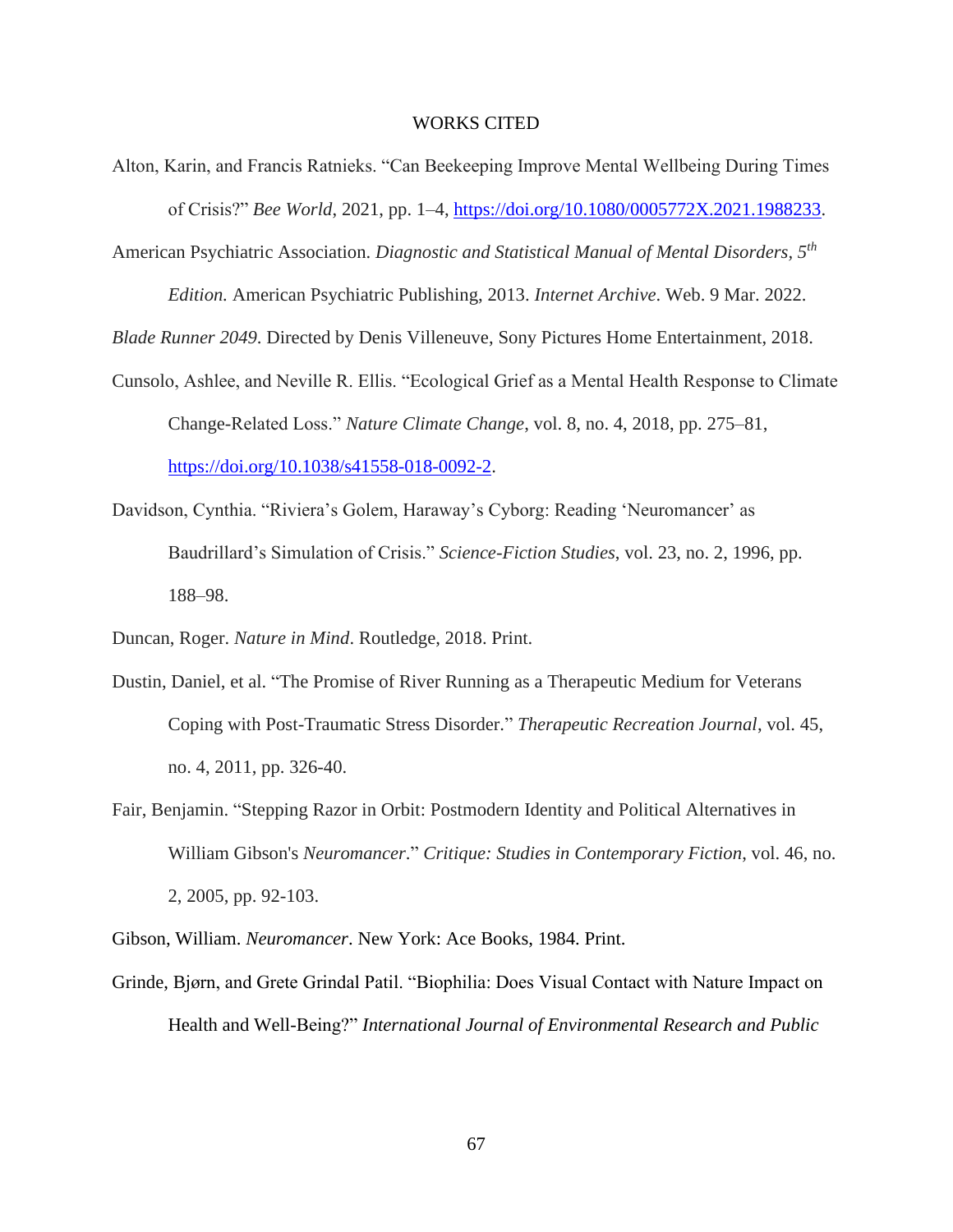# WORKS CITED

Alton, Karin, and Francis Ratnieks. "Can Beekeeping Improve Mental Wellbeing During Times of Crisis?" *Bee World*, 2021, pp. 1–4, https://doi.org/10.1080/0005772X.2021.1988233.

American Psychiatric Association. *Diagnostic and Statistical Manual of Mental Disorders, 5th Edition.* American Psychiatric Publishing, 2013. *Internet Archive*. Web. 9 Mar. 2022.

*Blade Runner 2049*. Directed by Denis Villeneuve, Sony Pictures Home Entertainment, 2018.

Cunsolo, Ashlee, and Neville R. Ellis. "Ecological Grief as a Mental Health Response to Climate Change-Related Loss." *Nature Climate Change*, vol. 8, no. 4, 2018, pp. 275–81, https://doi.org/10.1038/s41558-018-0092-2.

Davidson, Cynthia. "Riviera's Golem, Haraway's Cyborg: Reading 'Neuromancer' as Baudrillard's Simulation of Crisis." *Science-Fiction Studies*, vol. 23, no. 2, 1996, pp. 188–98.

Duncan, Roger. *Nature in Mind*. Routledge, 2018. Print.

Dustin, Daniel, et al. "The Promise of River Running as a Therapeutic Medium for Veterans Coping with Post-Traumatic Stress Disorder." *Therapeutic Recreation Journal*, vol. 45, no. 4, 2011, pp. 326-40.

Fair, Benjamin. "Stepping Razor in Orbit: Postmodern Identity and Political Alternatives in William Gibson's *Neuromancer*." *Critique: Studies in Contemporary Fiction*, vol. 46, no. 2, 2005, pp. 92-103.

Gibson, William. *Neuromancer*. New York: Ace Books, 1984. Print.

Grinde, Bjørn, and Grete Grindal Patil. "Biophilia: Does Visual Contact with Nature Impact on Health and Well-Being?" *International Journal of Environmental Research and Public*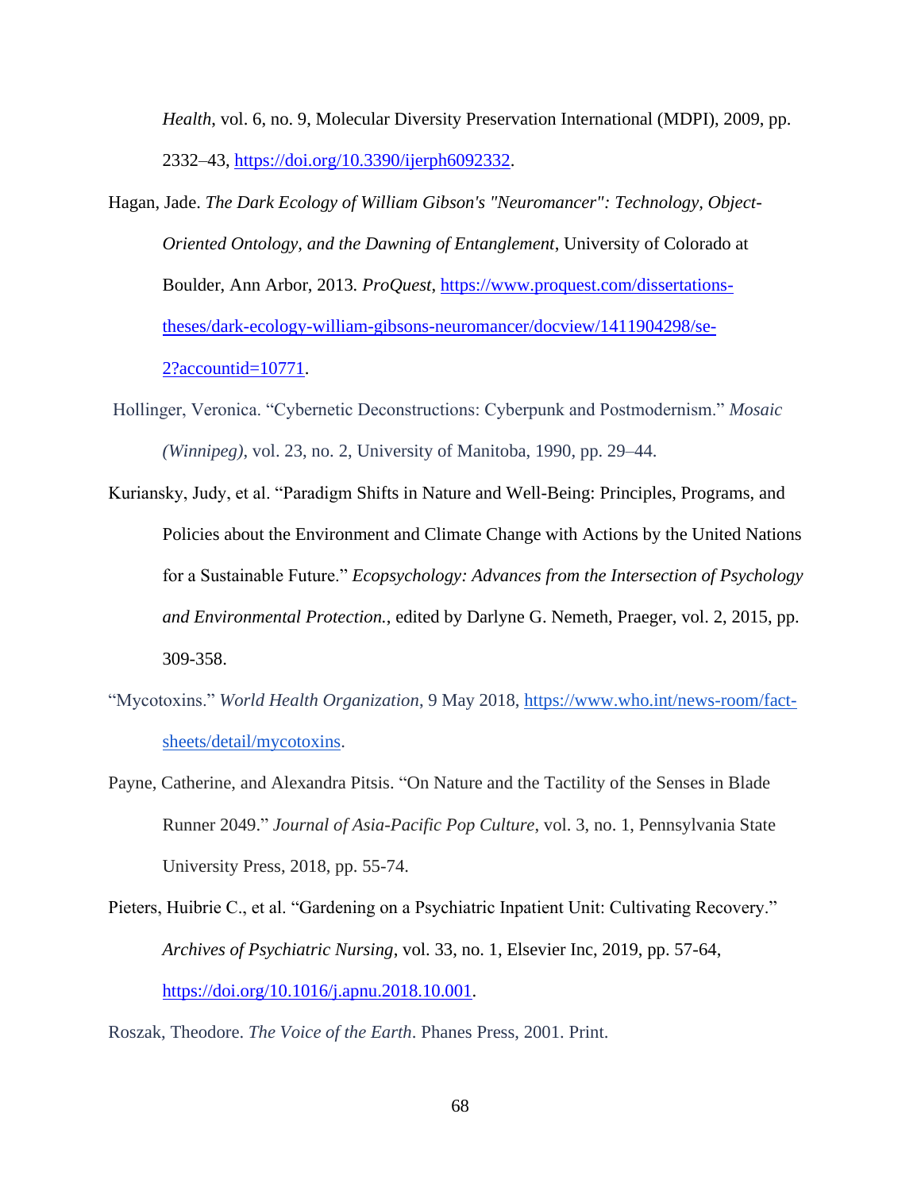*Health*, vol. 6, no. 9, Molecular Diversity Preservation International (MDPI), 2009, pp. 2332–43, https://doi.org/10.3390/ijerph6092332.

Hagan, Jade. *The Dark Ecology of William Gibson's "Neuromancer": Technology, Object-Oriented Ontology, and the Dawning of Entanglement*, University of Colorado at Boulder, Ann Arbor, 2013. *ProQuest*, https://www.proquest.com/dissertations-theses/dark-ecology-william-gibsons-neuromancer/docview/1411904298/se-2?accountid=10771.

Hollinger, Veronica. "Cybernetic Deconstructions: Cyberpunk and Postmodernism." *Mosaic (Winnipeg)*, vol. 23, no. 2, University of Manitoba, 1990, pp. 29–44.

Kuriansky, Judy, et al. "Paradigm Shifts in Nature and Well-Being: Principles, Programs, and Policies about the Environment and Climate Change with Actions by the United Nations for a Sustainable Future." *Ecopsychology: Advances from the Intersection of Psychology and Environmental Protection.*, edited by Darlyne G. Nemeth, Praeger, vol. 2, 2015, pp. 309-358.

"Mycotoxins." *World Health Organization*, 9 May 2018, https://www.who.int/news-room/fact-sheets/detail/mycotoxins.

Payne, Catherine, and Alexandra Pitsis. "On Nature and the Tactility of the Senses in Blade Runner 2049." *Journal of Asia-Pacific Pop Culture*, vol. 3, no. 1, Pennsylvania State University Press, 2018, pp. 55-74.

Pieters, Huibrie C., et al. "Gardening on a Psychiatric Inpatient Unit: Cultivating Recovery." *Archives of Psychiatric Nursing*, vol. 33, no. 1, Elsevier Inc, 2019, pp. 57-64, https://doi.org/10.1016/j.apnu.2018.10.001.

Roszak, Theodore. *The Voice of the Earth*. Phanes Press, 2001. Print.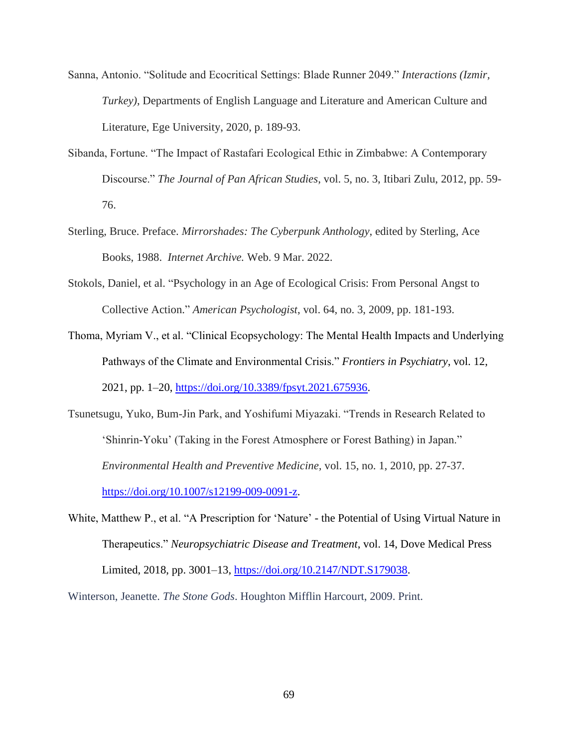Sanna, Antonio. "Solitude and Ecocritical Settings: Blade Runner 2049." *Interactions (Izmir, Turkey)*, Departments of English Language and Literature and American Culture and Literature, Ege University, 2020, p. 189-93.

Sibanda, Fortune. "The Impact of Rastafari Ecological Ethic in Zimbabwe: A Contemporary Discourse." *The Journal of Pan African Studies*, vol. 5, no. 3, Itibari Zulu, 2012, pp. 59-76.

Sterling, Bruce. Preface. *Mirrorshades: The Cyberpunk Anthology*, edited by Sterling, Ace Books, 1988. *Internet Archive.* Web. 9 Mar. 2022.

Stokols, Daniel, et al. "Psychology in an Age of Ecological Crisis: From Personal Angst to Collective Action." *American Psychologist*, vol. 64, no. 3, 2009, pp. 181-193.

Thoma, Myriam V., et al. "Clinical Ecopsychology: The Mental Health Impacts and Underlying Pathways of the Climate and Environmental Crisis." *Frontiers in Psychiatry*, vol. 12, 2021, pp. 1–20, https://doi.org/10.3389/fpsyt.2021.675936.

Tsunetsugu, Yuko, Bum-Jin Park, and Yoshifumi Miyazaki. "Trends in Research Related to 'Shinrin-Yoku' (Taking in the Forest Atmosphere or Forest Bathing) in Japan." *Environmental Health and Preventive Medicine*, vol. 15, no. 1, 2010, pp. 27-37. https://doi.org/10.1007/s12199-009-0091-z.

White, Matthew P., et al. "A Prescription for 'Nature' - the Potential of Using Virtual Nature in Therapeutics." *Neuropsychiatric Disease and Treatment*, vol. 14, Dove Medical Press Limited, 2018, pp. 3001–13, https://doi.org/10.2147/NDT.S179038.

Winterson, Jeanette. *The Stone Gods*. Houghton Mifflin Harcourt, 2009. Print.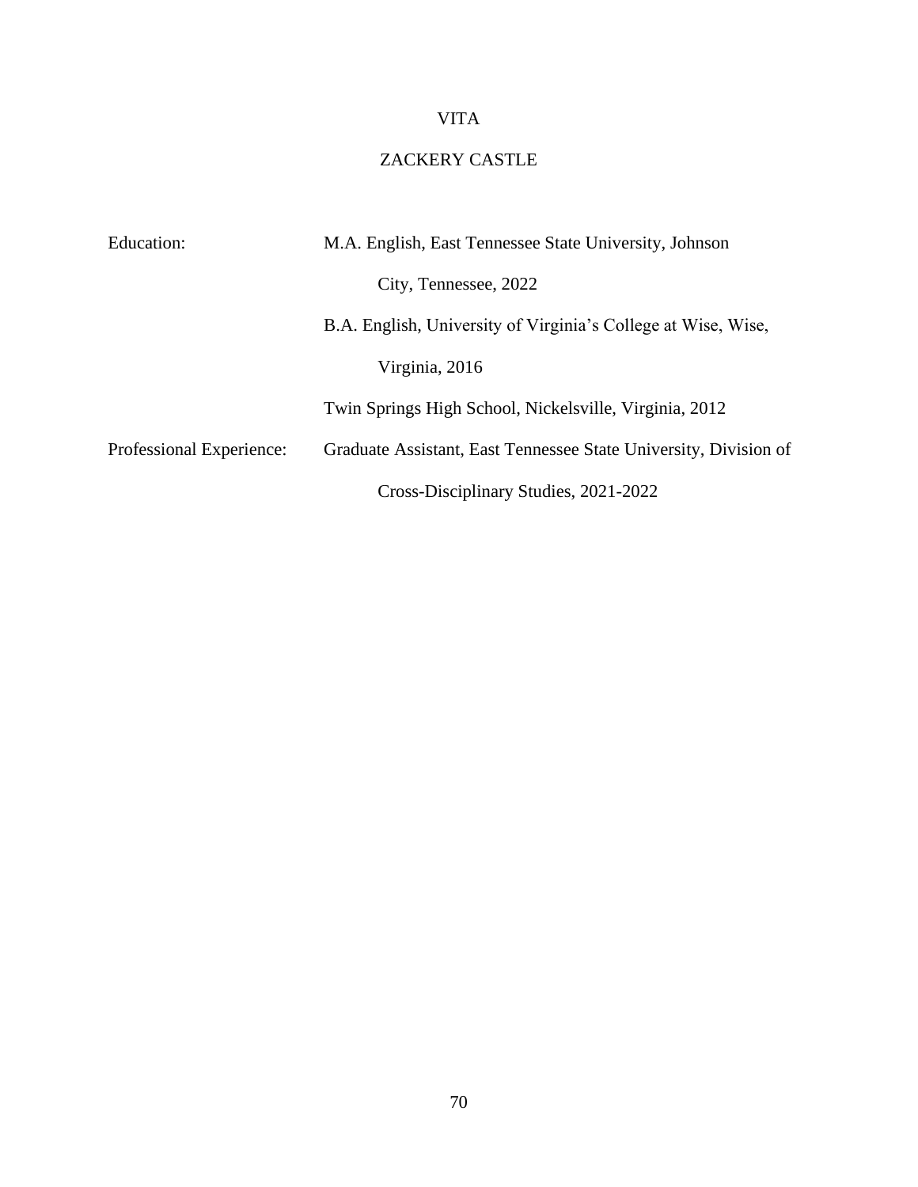# VITA

## ZACKERY CASTLE

| | |
|---|---|
| Education: | M.A. English, East Tennessee State University, Johnson City, Tennessee, 2022 |
| | B.A. English, University of Virginia's College at Wise, Wise, Virginia, 2016 |
| | Twin Springs High School, Nickelsville, Virginia, 2012 |
| Professional Experience: | Graduate Assistant, East Tennessee State University, Division of Cross-Disciplinary Studies, 2021-2022 |